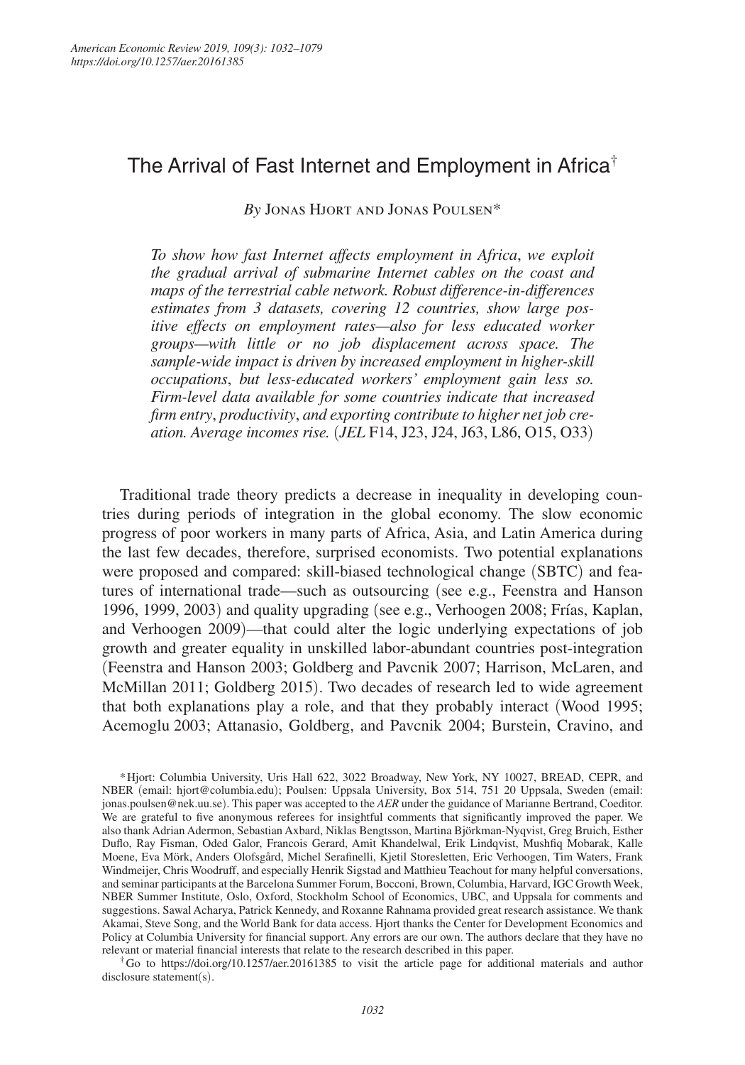# The Arrival of Fast Internet and Employment in Africa†

*By* Jonas Hjort and Jonas Poulsen*

*To show how fast Internet affects employment in Africa, we exploit the gradual arrival of submarine Internet cables on the coast and maps of the terrestrial cable network. Robust difference-in-differences estimates from 3 datasets, covering 12 countries, show large positive effects on employment rates—also for less educated worker groups—with little or no job displacement across space. The sample-wide impact is driven by increased employment in higher-skill occupations, but less-educated workers' employment gain less so. Firm-level data available for some countries indicate that increased firm entry, productivity, and exporting contribute to higher net job creation. Average incomes rise.* (*JEL* F14, J23, J24, J63, L86, O15, O33)

Traditional trade theory predicts a decrease in inequality in developing countries during periods of integration in the global economy. The slow economic progress of poor workers in many parts of Africa, Asia, and Latin America during the last few decades, therefore, surprised economists. Two potential explanations were proposed and compared: skill-biased technological change (SBTC) and features of international trade—such as outsourcing (see e.g., Feenstra and Hanson 1996, 1999, 2003) and quality upgrading (see e.g., Verhoogen 2008; Frías, Kaplan, and Verhoogen 2009)—that could alter the logic underlying expectations of job growth and greater equality in unskilled labor-abundant countries post-integration (Feenstra and Hanson 2003; Goldberg and Pavcnik 2007; Harrison, McLaren, and McMillan 2011; Goldberg 2015). Two decades of research led to wide agreement that both explanations play a role, and that they probably interact (Wood 1995; Acemoglu 2003; Attanasio, Goldberg, and Pavcnik 2004; Burstein, Cravino, and

*Hjort: Columbia University, Uris Hall 622, 3022 Broadway, New York, NY 10027, BREAD, CEPR, and NBER (email: hjort@columbia.edu); Poulsen: Uppsala University, Box 514, 751 20 Uppsala, Sweden (email: jonas.poulsen@nek.uu.se). This paper was accepted to the *AER* under the guidance of Marianne Bertrand, Coeditor. We are grateful to five anonymous referees for insightful comments that significantly improved the paper. We also thank Adrian Adermon, Sebastian Axbard, Niklas Bengtsson, Martina Björkman-Nyqvist, Greg Bruich, Esther Duflo, Ray Fisman, Oded Galor, Francois Gerard, Amit Khandelwal, Erik Lindqvist, Mushfiq Mobarak, Kalle Moene, Eva Mörk, Anders Olofsgård, Michel Serafinelli, Kjetil Storesletten, Eric Verhoogen, Tim Waters, Frank Windmeijer, Chris Woodruff, and especially Henrik Sigstad and Matthieu Teachout for many helpful conversations, and seminar participants at the Barcelona Summer Forum, Bocconi, Brown, Columbia, Harvard, IGC Growth Week, NBER Summer Institute, Oslo, Oxford, Stockholm School of Economics, UBC, and Uppsala for comments and suggestions. Sawal Acharya, Patrick Kennedy, and Roxanne Rahnama provided great research assistance. We thank Akamai, Steve Song, and the World Bank for data access. Hjort thanks the Center for Development Economics and Policy at Columbia University for financial support. Any errors are our own. The authors declare that they have no relevant or material financial interests that relate to the research described in this paper.

†Go to https://doi.org/10.1257/aer.20161385 to visit the article page for additional materials and author disclosure statement(s).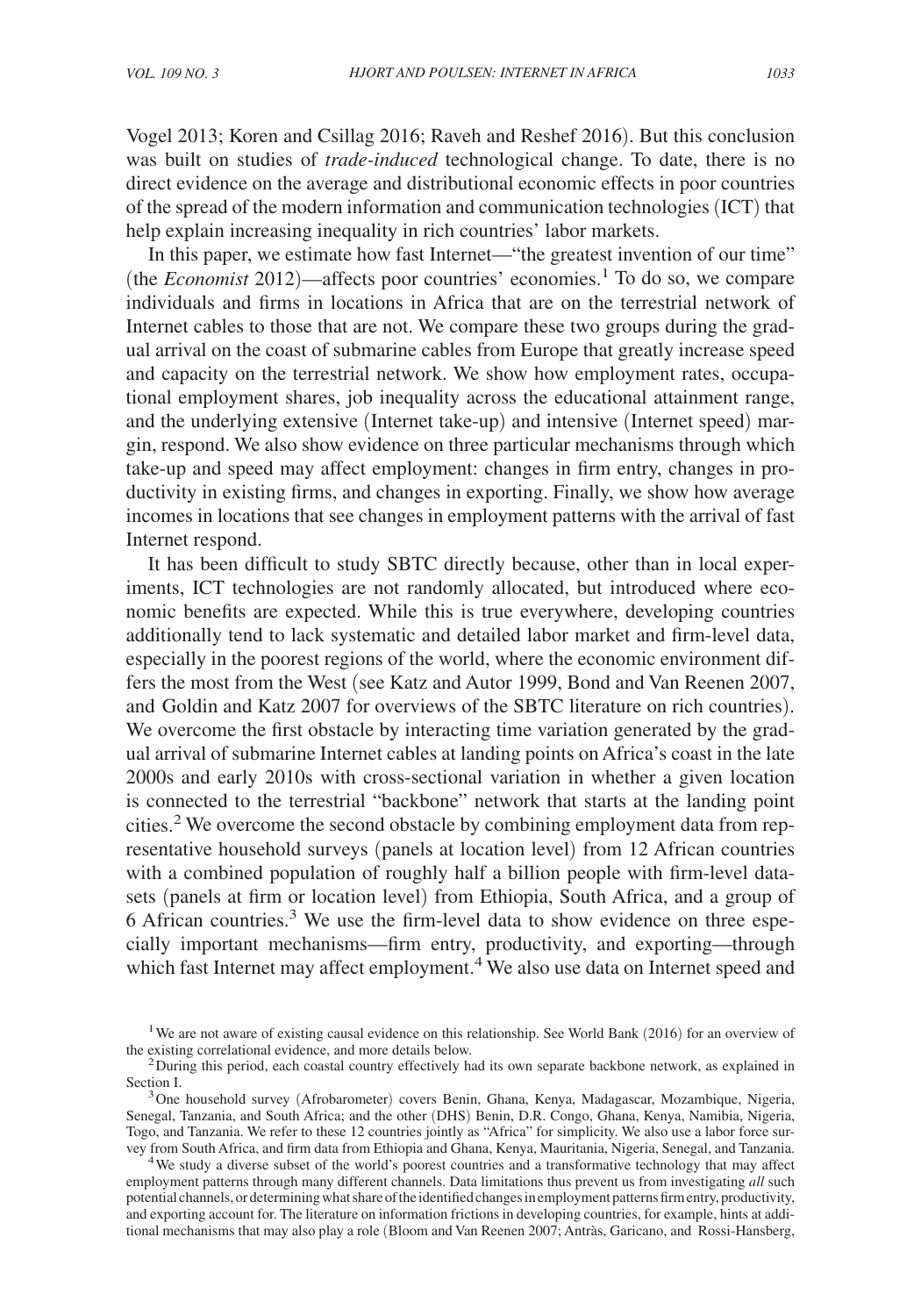Vogel 2013; Koren and Csillag 2016; Raveh and Reshef 2016). But this conclusion was built on studies of *trade-induced* technological change. To date, there is no direct evidence on the average and distributional economic effects in poor countries of the spread of the modern information and communication technologies (ICT) that help explain increasing inequality in rich countries' labor markets.

In this paper, we estimate how fast Internet—"the greatest invention of our time" (the *Economist* 2012)—affects poor countries' economies.[1] To do so, we compare individuals and firms in locations in Africa that are on the terrestrial network of Internet cables to those that are not. We compare these two groups during the gradual arrival on the coast of submarine cables from Europe that greatly increase speed and capacity on the terrestrial network. We show how employment rates, occupational employment shares, job inequality across the educational attainment range, and the underlying extensive (Internet take-up) and intensive (Internet speed) margin, respond. We also show evidence on three particular mechanisms through which take-up and speed may affect employment: changes in firm entry, changes in productivity in existing firms, and changes in exporting. Finally, we show how average incomes in locations that see changes in employment patterns with the arrival of fast Internet respond.

It has been difficult to study SBTC directly because, other than in local experiments, ICT technologies are not randomly allocated, but introduced where economic benefits are expected. While this is true everywhere, developing countries additionally tend to lack systematic and detailed labor market and firm-level data, especially in the poorest regions of the world, where the economic environment differs the most from the West (see Katz and Autor 1999, Bond and Van Reenen 2007, and Goldin and Katz 2007 for overviews of the SBTC literature on rich countries). We overcome the first obstacle by interacting time variation generated by the gradual arrival of submarine Internet cables at landing points on Africa's coast in the late 2000s and early 2010s with cross-sectional variation in whether a given location is connected to the terrestrial "backbone" network that starts at the landing point cities.[2] We overcome the second obstacle by combining employment data from representative household surveys (panels at location level) from 12 African countries with a combined population of roughly half a billion people with firm-level datasets (panels at firm or location level) from Ethiopia, South Africa, and a group of 6 African countries.[3] We use the firm-level data to show evidence on three especially important mechanisms—firm entry, productivity, and exporting—through which fast Internet may affect employment.[4] We also use data on Internet speed and

[1] We are not aware of existing causal evidence on this relationship. See World Bank (2016) for an overview of the existing correlational evidence, and more details below.

[2] During this period, each coastal country effectively had its own separate backbone network, as explained in Section I.

[3] One household survey (Afrobarometer) covers Benin, Ghana, Kenya, Madagascar, Mozambique, Nigeria, Senegal, Tanzania, and South Africa; and the other (DHS) Benin, D.R. Congo, Ghana, Kenya, Namibia, Nigeria, Togo, and Tanzania. We refer to these 12 countries jointly as "Africa" for simplicity. We also use a labor force survey from South Africa, and firm data from Ethiopia and Ghana, Kenya, Mauritania, Nigeria, Senegal, and Tanzania.

[4] We study a diverse subset of the world's poorest countries and a transformative technology that may affect employment patterns through many different channels. Data limitations thus prevent us from investigating *all* such potential channels, or determining what share of the identified changes in employment patterns firm entry, productivity, and exporting account for. The literature on information frictions in developing countries, for example, hints at additional mechanisms that may also play a role (Bloom and Van Reenen 2007; Antràs, Garicano, and Rossi-Hansberg,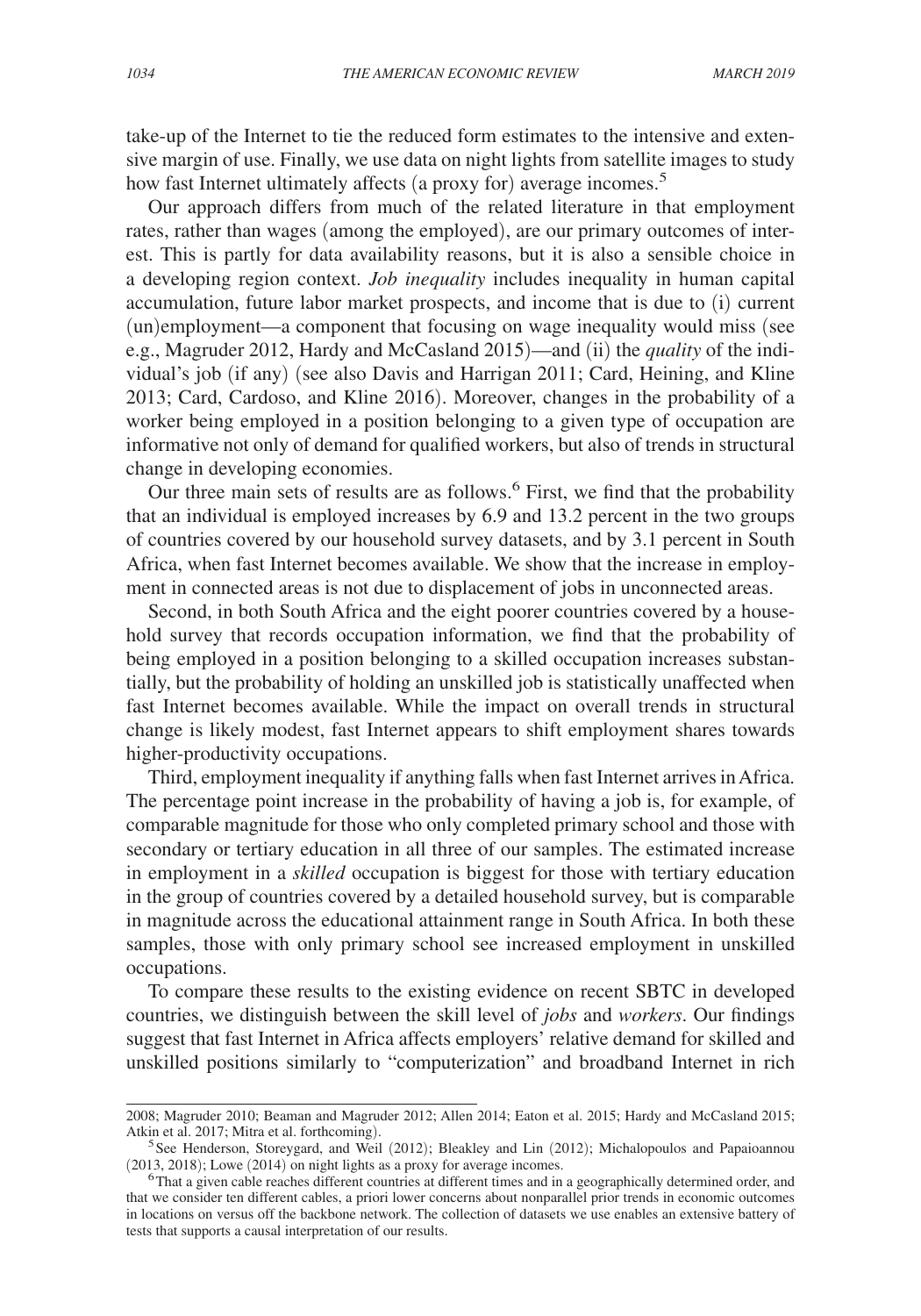take-up of the Internet to tie the reduced form estimates to the intensive and extensive margin of use. Finally, we use data on night lights from satellite images to study how fast Internet ultimately affects (a proxy for) average incomes.[5]

Our approach differs from much of the related literature in that employment rates, rather than wages (among the employed), are our primary outcomes of interest. This is partly for data availability reasons, but it is also a sensible choice in a developing region context. *Job inequality* includes inequality in human capital accumulation, future labor market prospects, and income that is due to (i) current (un)employment—a component that focusing on wage inequality would miss (see e.g., Magruder 2012, Hardy and McCasland 2015)—and (ii) the *quality* of the individual's job (if any) (see also Davis and Harrigan 2011; Card, Heining, and Kline 2013; Card, Cardoso, and Kline 2016). Moreover, changes in the probability of a worker being employed in a position belonging to a given type of occupation are informative not only of demand for qualified workers, but also of trends in structural change in developing economies.

Our three main sets of results are as follows.[6] First, we find that the probability that an individual is employed increases by 6.9 and 13.2 percent in the two groups of countries covered by our household survey datasets, and by 3.1 percent in South Africa, when fast Internet becomes available. We show that the increase in employment in connected areas is not due to displacement of jobs in unconnected areas.

Second, in both South Africa and the eight poorer countries covered by a household survey that records occupation information, we find that the probability of being employed in a position belonging to a skilled occupation increases substantially, but the probability of holding an unskilled job is statistically unaffected when fast Internet becomes available. While the impact on overall trends in structural change is likely modest, fast Internet appears to shift employment shares towards higher-productivity occupations.

Third, employment inequality if anything falls when fast Internet arrives in Africa. The percentage point increase in the probability of having a job is, for example, of comparable magnitude for those who only completed primary school and those with secondary or tertiary education in all three of our samples. The estimated increase in employment in a *skilled* occupation is biggest for those with tertiary education in the group of countries covered by a detailed household survey, but is comparable in magnitude across the educational attainment range in South Africa. In both these samples, those with only primary school see increased employment in unskilled occupations.

To compare these results to the existing evidence on recent SBTC in developed countries, we distinguish between the skill level of *jobs* and *workers*. Our findings suggest that fast Internet in Africa affects employers' relative demand for skilled and unskilled positions similarly to "computerization" and broadband Internet in rich

2008; Magruder 2010; Beaman and Magruder 2012; Allen 2014; Eaton et al. 2015; Hardy and McCasland 2015; Atkin et al. 2017; Mitra et al. forthcoming).

[5] See Henderson, Storeygard, and Weil (2012); Bleakley and Lin (2012); Michalopoulos and Papaioannou (2013, 2018); Lowe (2014) on night lights as a proxy for average incomes.

[6] That a given cable reaches different countries at different times and in a geographically determined order, and that we consider ten different cables, a priori lower concerns about nonparallel prior trends in economic outcomes in locations on versus off the backbone network. The collection of datasets we use enables an extensive battery of tests that supports a causal interpretation of our results.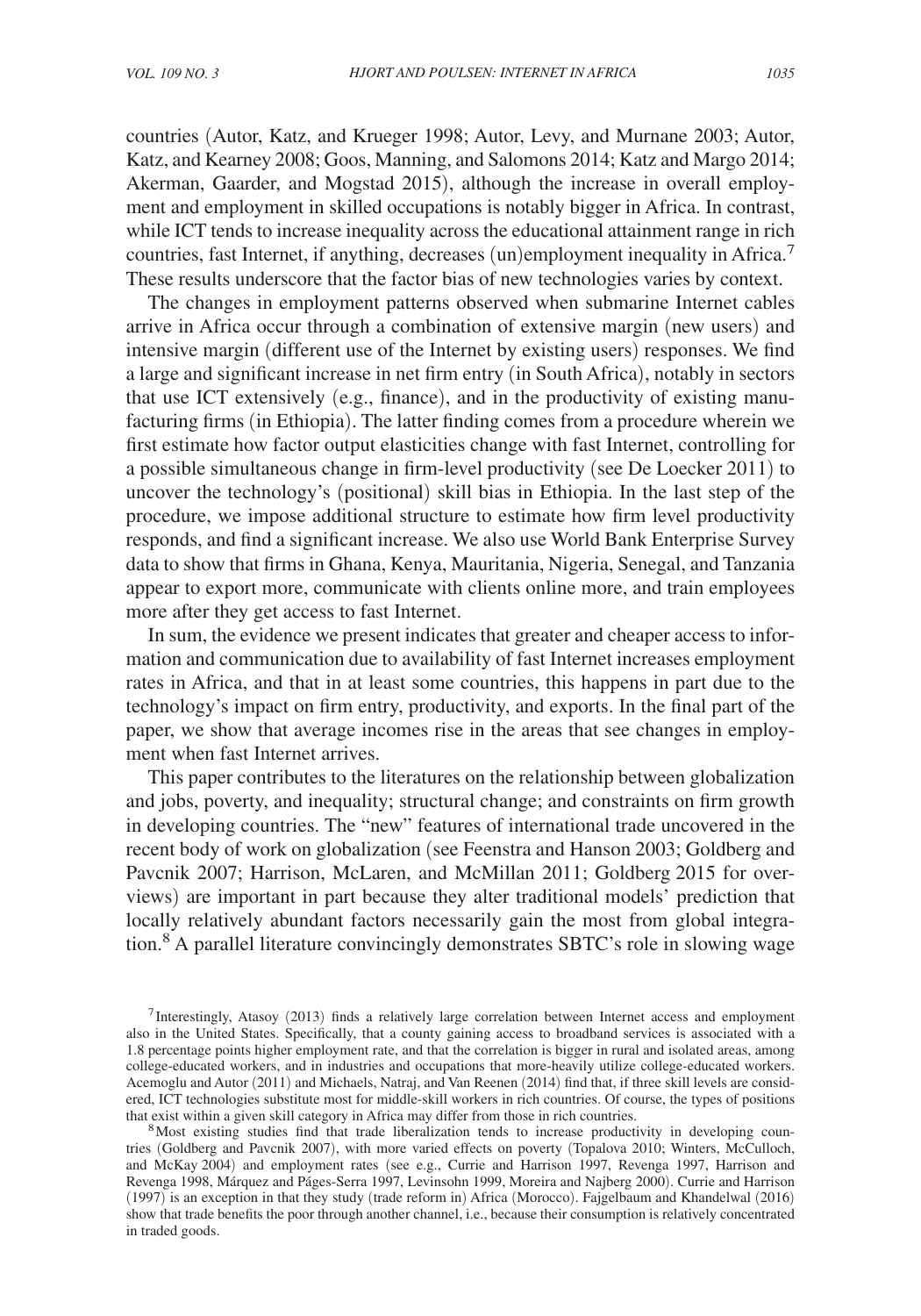countries (Autor, Katz, and Krueger 1998; Autor, Levy, and Murnane 2003; Autor, Katz, and Kearney 2008; Goos, Manning, and Salomons 2014; Katz and Margo 2014; Akerman, Gaarder, and Mogstad 2015), although the increase in overall employment and employment in skilled occupations is notably bigger in Africa. In contrast, while ICT tends to increase inequality across the educational attainment range in rich countries, fast Internet, if anything, decreases (un)employment inequality in Africa.[7] These results underscore that the factor bias of new technologies varies by context.

The changes in employment patterns observed when submarine Internet cables arrive in Africa occur through a combination of extensive margin (new users) and intensive margin (different use of the Internet by existing users) responses. We find a large and significant increase in net firm entry (in South Africa), notably in sectors that use ICT extensively (e.g., finance), and in the productivity of existing manufacturing firms (in Ethiopia). The latter finding comes from a procedure wherein we first estimate how factor output elasticities change with fast Internet, controlling for a possible simultaneous change in firm-level productivity (see De Loecker 2011) to uncover the technology's (positional) skill bias in Ethiopia. In the last step of the procedure, we impose additional structure to estimate how firm level productivity responds, and find a significant increase. We also use World Bank Enterprise Survey data to show that firms in Ghana, Kenya, Mauritania, Nigeria, Senegal, and Tanzania appear to export more, communicate with clients online more, and train employees more after they get access to fast Internet.

In sum, the evidence we present indicates that greater and cheaper access to information and communication due to availability of fast Internet increases employment rates in Africa, and that in at least some countries, this happens in part due to the technology's impact on firm entry, productivity, and exports. In the final part of the paper, we show that average incomes rise in the areas that see changes in employment when fast Internet arrives.

This paper contributes to the literatures on the relationship between globalization and jobs, poverty, and inequality; structural change; and constraints on firm growth in developing countries. The "new" features of international trade uncovered in the recent body of work on globalization (see Feenstra and Hanson 2003; Goldberg and Pavcnik 2007; Harrison, McLaren, and McMillan 2011; Goldberg 2015 for overviews) are important in part because they alter traditional models' prediction that locally relatively abundant factors necessarily gain the most from global integration.[8] A parallel literature convincingly demonstrates SBTC's role in slowing wage

[7] Interestingly, Atasoy (2013) finds a relatively large correlation between Internet access and employment also in the United States. Specifically, that a county gaining access to broadband services is associated with a 1.8 percentage points higher employment rate, and that the correlation is bigger in rural and isolated areas, among college-educated workers, and in industries and occupations that more-heavily utilize college-educated workers. Acemoglu and Autor (2011) and Michaels, Natraj, and Van Reenen (2014) find that, if three skill levels are considered, ICT technologies substitute most for middle-skill workers in rich countries. Of course, the types of positions that exist within a given skill category in Africa may differ from those in rich countries.

[8] Most existing studies find that trade liberalization tends to increase productivity in developing countries (Goldberg and Pavcnik 2007), with more varied effects on poverty (Topalova 2010; Winters, McCulloch, and McKay 2004) and employment rates (see e.g., Currie and Harrison 1997, Revenga 1997, Harrison and Revenga 1998, Márquez and Páges-Serra 1997, Levinsohn 1999, Moreira and Najberg 2000). Currie and Harrison (1997) is an exception in that they study (trade reform in) Africa (Morocco). Fajgelbaum and Khandelwal (2016) show that trade benefits the poor through another channel, i.e., because their consumption is relatively concentrated in traded goods.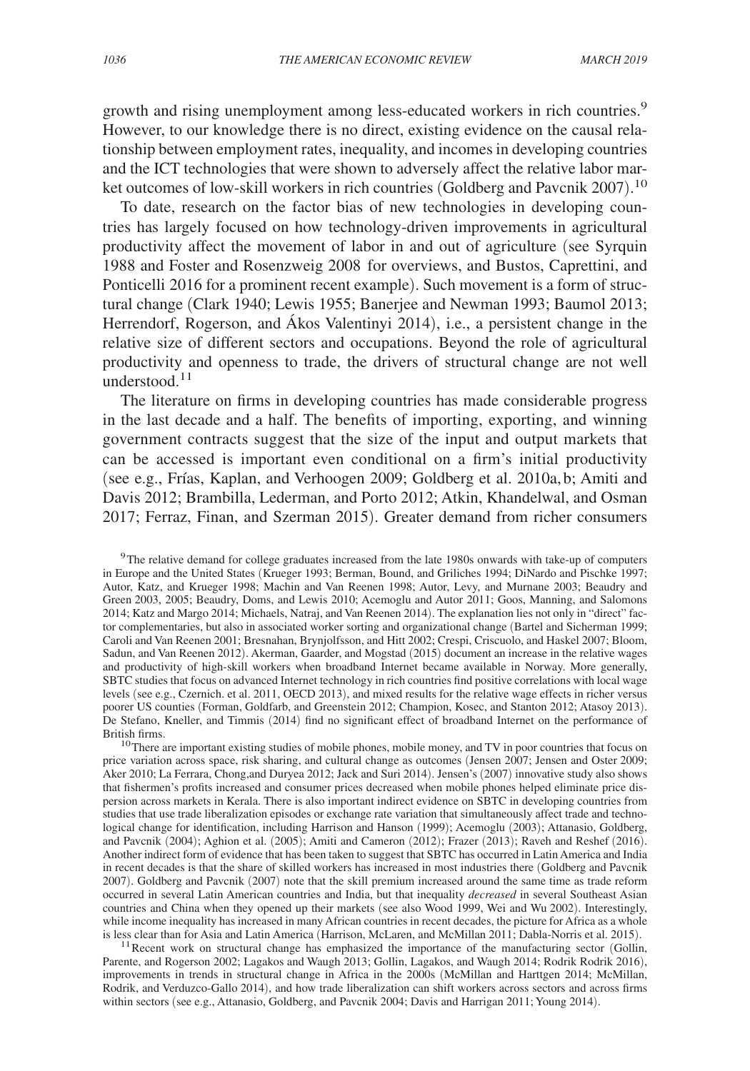growth and rising unemployment among less-educated workers in rich countries.[9] However, to our knowledge there is no direct, existing evidence on the causal relationship between employment rates, inequality, and incomes in developing countries and the ICT technologies that were shown to adversely affect the relative labor market outcomes of low-skill workers in rich countries (Goldberg and Pavcnik 2007).[10]

To date, research on the factor bias of new technologies in developing countries has largely focused on how technology-driven improvements in agricultural productivity affect the movement of labor in and out of agriculture (see Syrquin 1988 and Foster and Rosenzweig 2008 for overviews, and Bustos, Caprettini, and Ponticelli 2016 for a prominent recent example). Such movement is a form of structural change (Clark 1940; Lewis 1955; Banerjee and Newman 1993; Baumol 2013; Herrendorf, Rogerson, and Ákos Valentinyi 2014), i.e., a persistent change in the relative size of different sectors and occupations. Beyond the role of agricultural productivity and openness to trade, the drivers of structural change are not well understood.[11]

The literature on firms in developing countries has made considerable progress in the last decade and a half. The benefits of importing, exporting, and winning government contracts suggest that the size of the input and output markets that can be accessed is important even conditional on a firm's initial productivity (see e.g., Frías, Kaplan, and Verhoogen 2009; Goldberg et al. 2010a, b; Amiti and Davis 2012; Brambilla, Lederman, and Porto 2012; Atkin, Khandelwal, and Osman 2017; Ferraz, Finan, and Szerman 2015). Greater demand from richer consumers

[9] The relative demand for college graduates increased from the late 1980s onwards with take-up of computers in Europe and the United States (Krueger 1993; Berman, Bound, and Griliches 1994; DiNardo and Pischke 1997; Autor, Katz, and Krueger 1998; Machin and Van Reenen 1998; Autor, Levy, and Murnane 2003; Beaudry and Green 2003, 2005; Beaudry, Doms, and Lewis 2010; Acemoglu and Autor 2011; Goos, Manning, and Salomons 2014; Katz and Margo 2014; Michaels, Natraj, and Van Reenen 2014). The explanation lies not only in "direct" factor complementarities, but also in associated worker sorting and organizational change (Bartel and Sicherman 1999; Caroli and Van Reenen 2001; Bresnahan, Brynjolfsson, and Hitt 2002; Crespi, Criscuolo, and Haskel 2007; Bloom, Sadun, and Van Reenen 2012). Akerman, Gaarder, and Mogstad (2015) document an increase in the relative wages and productivity of high-skill workers when broadband Internet became available in Norway. More generally, SBTC studies that focus on advanced Internet technology in rich countries find positive correlations with local wage levels (see e.g., Czernich. et al. 2011, OECD 2013), and mixed results for the relative wage effects in richer versus poorer US counties (Forman, Goldfarb, and Greenstein 2012; Champion, Kosec, and Stanton 2012; Atasoy 2013). De Stefano, Kneller, and Timmis (2014) find no significant effect of broadband Internet on the performance of British firms.

[10] There are important existing studies of mobile phones, mobile money, and TV in poor countries that focus on price variation across space, risk sharing, and cultural change as outcomes (Jensen 2007; Jensen and Oster 2009; Aker 2010; La Ferrara, Chong,and Duryea 2012; Jack and Suri 2014). Jensen's (2007) innovative study also shows that fishermen's profits increased and consumer prices decreased when mobile phones helped eliminate price dispersion across markets in Kerala. There is also important indirect evidence on SBTC in developing countries from studies that use trade liberalization episodes or exchange rate variation that simultaneously affect trade and technological change for identification, including Harrison and Hanson (1999); Acemoglu (2003); Attanasio, Goldberg, and Pavcnik (2004); Aghion et al. (2005); Amiti and Cameron (2012); Frazer (2013); Raveh and Reshef (2016). Another indirect form of evidence that has been taken to suggest that SBTC has occurred in Latin America and India in recent decades is that the share of skilled workers has increased in most industries there (Goldberg and Pavcnik 2007). Goldberg and Pavcnik (2007) note that the skill premium increased around the same time as trade reform occurred in several Latin American countries and India, but that inequality *decreased* in several Southeast Asian countries and China when they opened up their markets (see also Wood 1999, Wei and Wu 2002). Interestingly, while income inequality has increased in many African countries in recent decades, the picture for Africa as a whole is less clear than for Asia and Latin America (Harrison, McLaren, and McMillan 2011; Dabla-Norris et al. 2015).

[11] Recent work on structural change has emphasized the importance of the manufacturing sector (Gollin, Parente, and Rogerson 2002; Lagakos and Waugh 2013; Gollin, Lagakos, and Waugh 2014; Rodrik Rodrik 2016), improvements in trends in structural change in Africa in the 2000s (McMillan and Harttgen 2014; McMillan, Rodrik, and Verduzco-Gallo 2014), and how trade liberalization can shift workers across sectors and across firms within sectors (see e.g., Attanasio, Goldberg, and Pavcnik 2004; Davis and Harrigan 2011; Young 2014).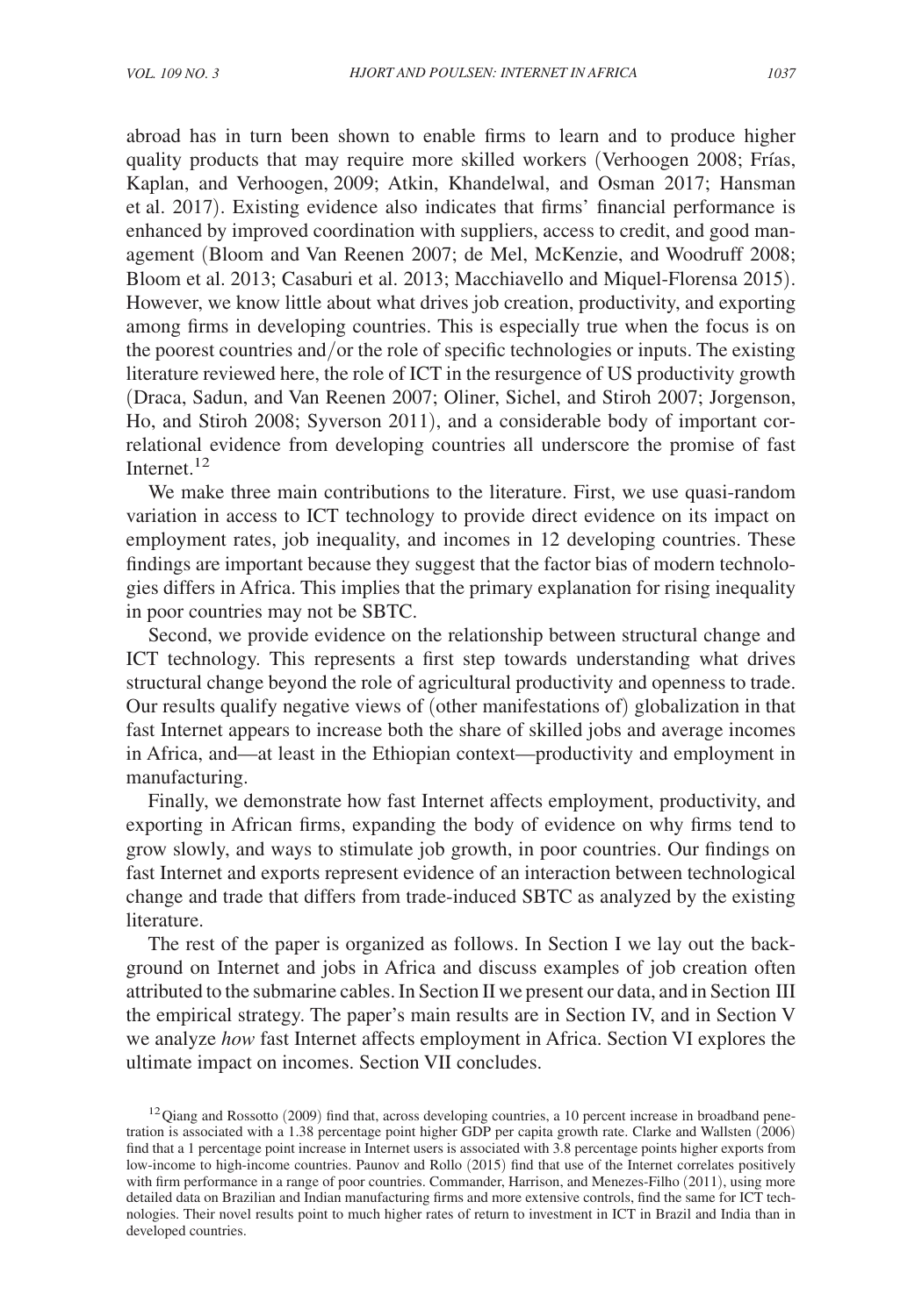abroad has in turn been shown to enable firms to learn and to produce higher quality products that may require more skilled workers (Verhoogen 2008; Frías, Kaplan, and Verhoogen, 2009; Atkin, Khandelwal, and Osman 2017; Hansman et al. 2017). Existing evidence also indicates that firms' financial performance is enhanced by improved coordination with suppliers, access to credit, and good management (Bloom and Van Reenen 2007; de Mel, McKenzie, and Woodruff 2008; Bloom et al. 2013; Casaburi et al. 2013; Macchiavello and Miquel-Florensa 2015). However, we know little about what drives job creation, productivity, and exporting among firms in developing countries. This is especially true when the focus is on the poorest countries and/or the role of specific technologies or inputs. The existing literature reviewed here, the role of ICT in the resurgence of US productivity growth (Draca, Sadun, and Van Reenen 2007; Oliner, Sichel, and Stiroh 2007; Jorgenson, Ho, and Stiroh 2008; Syverson 2011), and a considerable body of important correlational evidence from developing countries all underscore the promise of fast Internet.[12]

We make three main contributions to the literature. First, we use quasi-random variation in access to ICT technology to provide direct evidence on its impact on employment rates, job inequality, and incomes in 12 developing countries. These findings are important because they suggest that the factor bias of modern technologies differs in Africa. This implies that the primary explanation for rising inequality in poor countries may not be SBTC.

Second, we provide evidence on the relationship between structural change and ICT technology. This represents a first step towards understanding what drives structural change beyond the role of agricultural productivity and openness to trade. Our results qualify negative views of (other manifestations of) globalization in that fast Internet appears to increase both the share of skilled jobs and average incomes in Africa, and—at least in the Ethiopian context—productivity and employment in manufacturing.

Finally, we demonstrate how fast Internet affects employment, productivity, and exporting in African firms, expanding the body of evidence on why firms tend to grow slowly, and ways to stimulate job growth, in poor countries. Our findings on fast Internet and exports represent evidence of an interaction between technological change and trade that differs from trade-induced SBTC as analyzed by the existing literature.

The rest of the paper is organized as follows. In Section I we lay out the background on Internet and jobs in Africa and discuss examples of job creation often attributed to the submarine cables. In Section II we present our data, and in Section III the empirical strategy. The paper's main results are in Section IV, and in Section V we analyze *how* fast Internet affects employment in Africa. Section VI explores the ultimate impact on incomes. Section VII concludes.

[12] Qiang and Rossotto (2009) find that, across developing countries, a 10 percent increase in broadband penetration is associated with a 1.38 percentage point higher GDP per capita growth rate. Clarke and Wallsten (2006) find that a 1 percentage point increase in Internet users is associated with 3.8 percentage points higher exports from low-income to high-income countries. Paunov and Rollo (2015) find that use of the Internet correlates positively with firm performance in a range of poor countries. Commander, Harrison, and Menezes-Filho (2011), using more detailed data on Brazilian and Indian manufacturing firms and more extensive controls, find the same for ICT technologies. Their novel results point to much higher rates of return to investment in ICT in Brazil and India than in developed countries.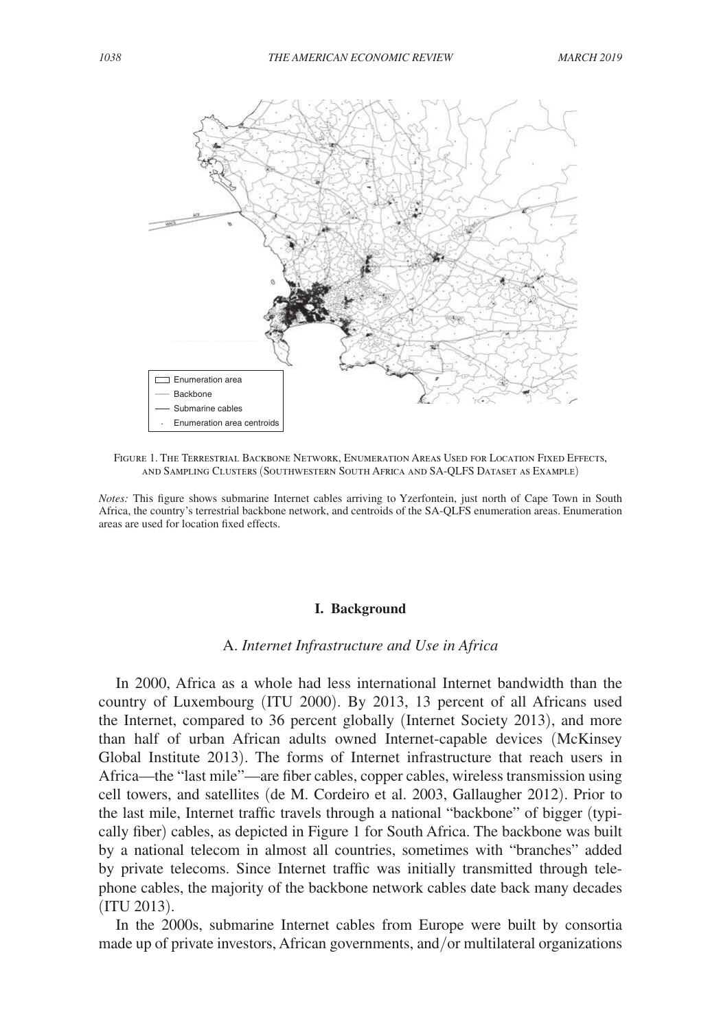Figure 1. The Terrestrial Backbone Network, Enumeration Areas Used for Location Fixed Effects, and Sampling Clusters (Southwestern South Africa and SA-QLFS Dataset as Example)

*Notes:* This figure shows submarine Internet cables arriving to Yzerfontein, just north of Cape Town in South Africa, the country's terrestrial backbone network, and centroids of the SA-QLFS enumeration areas. Enumeration areas are used for location fixed effects.

## I. Background

### A. *Internet Infrastructure and Use in Africa*

In 2000, Africa as a whole had less international Internet bandwidth than the country of Luxembourg (ITU 2000). By 2013, 13 percent of all Africans used the Internet, compared to 36 percent globally (Internet Society 2013), and more than half of urban African adults owned Internet-capable devices (McKinsey Global Institute 2013). The forms of Internet infrastructure that reach users in Africa—the "last mile"—are fiber cables, copper cables, wireless transmission using cell towers, and satellites (de M. Cordeiro et al. 2003, Gallaugher 2012). Prior to the last mile, Internet traffic travels through a national "backbone" of bigger (typically fiber) cables, as depicted in Figure 1 for South Africa. The backbone was built by a national telecom in almost all countries, sometimes with "branches" added by private telecoms. Since Internet traffic was initially transmitted through telephone cables, the majority of the backbone network cables date back many decades (ITU 2013).

In the 2000s, submarine Internet cables from Europe were built by consortia made up of private investors, African governments, and/or multilateral organizations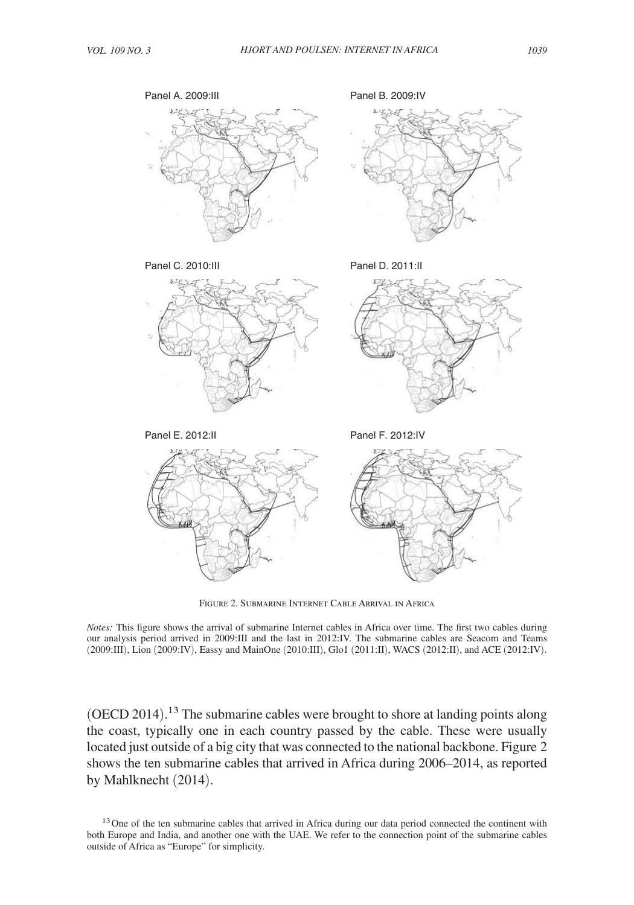Panel A. 2009:III

Panel B. 2009:IV

Panel C. 2010:III

Panel D. 2011:II

Panel E. 2012:II

Panel F. 2012:IV

Figure 2. Submarine Internet Cable Arrival in Africa

*Notes:* This figure shows the arrival of submarine Internet cables in Africa over time. The first two cables during our analysis period arrived in 2009:III and the last in 2012:IV. The submarine cables are Seacom and Teams (2009:III), Lion (2009:IV), Eassy and MainOne (2010:III), Glo1 (2011:II), WACS (2012:II), and ACE (2012:IV).

(OECD 2014).[13] The submarine cables were brought to shore at landing points along the coast, typically one in each country passed by the cable. These were usually located just outside of a big city that was connected to the national backbone. Figure 2 shows the ten submarine cables that arrived in Africa during 2006–2014, as reported by Mahlknecht (2014).

[13] One of the ten submarine cables that arrived in Africa during our data period connected the continent with both Europe and India, and another one with the UAE. We refer to the connection point of the submarine cables outside of Africa as "Europe" for simplicity.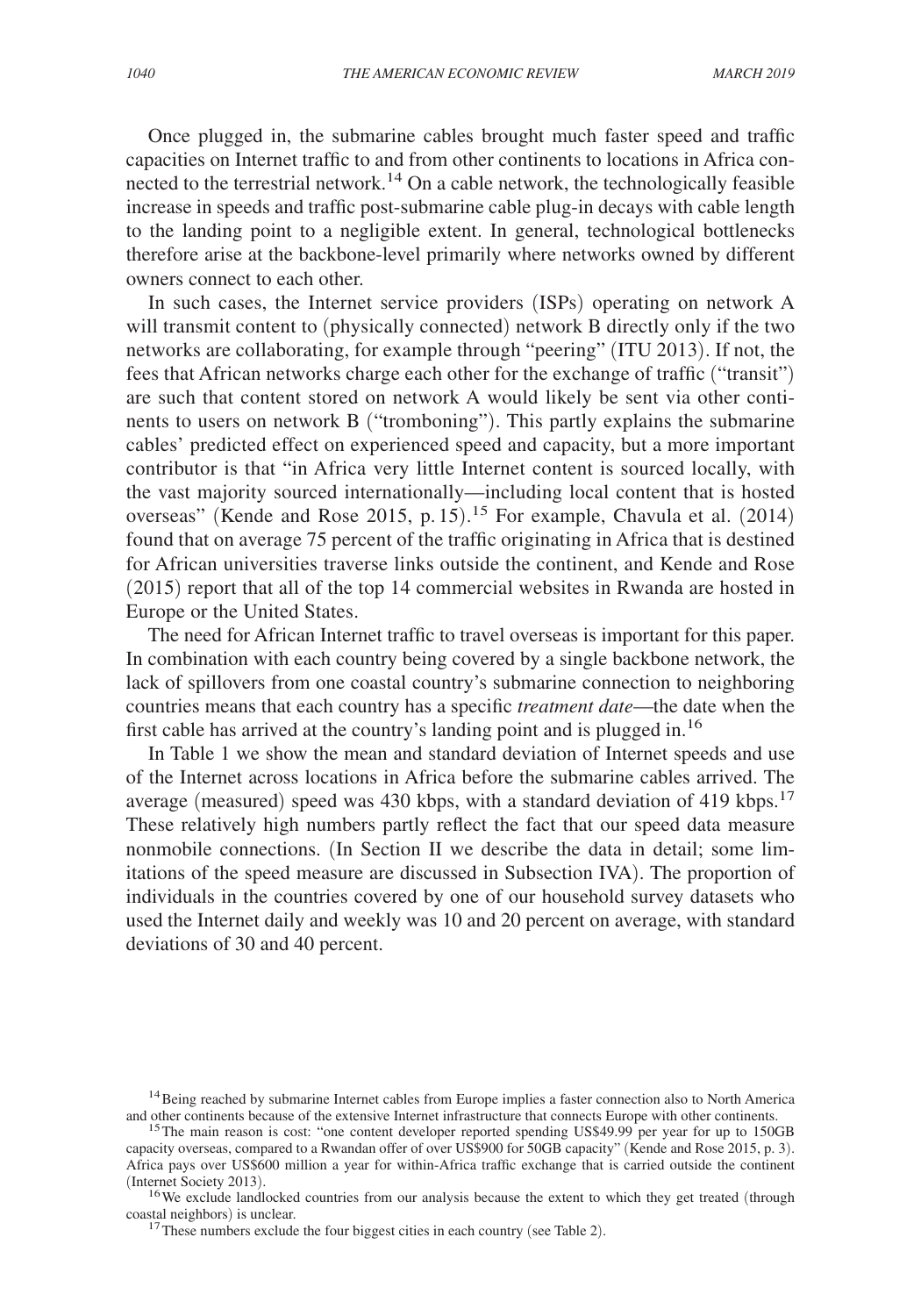Once plugged in, the submarine cables brought much faster speed and traffic capacities on Internet traffic to and from other continents to locations in Africa connected to the terrestrial network.[14] On a cable network, the technologically feasible increase in speeds and traffic post-submarine cable plug-in decays with cable length to the landing point to a negligible extent. In general, technological bottlenecks therefore arise at the backbone-level primarily where networks owned by different owners connect to each other.

In such cases, the Internet service providers (ISPs) operating on network A will transmit content to (physically connected) network B directly only if the two networks are collaborating, for example through "peering" (ITU 2013). If not, the fees that African networks charge each other for the exchange of traffic ("transit") are such that content stored on network A would likely be sent via other continents to users on network B ("tromboning"). This partly explains the submarine cables' predicted effect on experienced speed and capacity, but a more important contributor is that "in Africa very little Internet content is sourced locally, with the vast majority sourced internationally—including local content that is hosted overseas" (Kende and Rose 2015, p. 15).[15] For example, Chavula et al. (2014) found that on average 75 percent of the traffic originating in Africa that is destined for African universities traverse links outside the continent, and Kende and Rose (2015) report that all of the top 14 commercial websites in Rwanda are hosted in Europe or the United States.

The need for African Internet traffic to travel overseas is important for this paper. In combination with each country being covered by a single backbone network, the lack of spillovers from one coastal country's submarine connection to neighboring countries means that each country has a specific *treatment date*—the date when the first cable has arrived at the country's landing point and is plugged in.[16]

In Table 1 we show the mean and standard deviation of Internet speeds and use of the Internet across locations in Africa before the submarine cables arrived. The average (measured) speed was 430 kbps, with a standard deviation of 419 kbps.[17] These relatively high numbers partly reflect the fact that our speed data measure nonmobile connections. (In Section II we describe the data in detail; some limitations of the speed measure are discussed in Subsection IVA). The proportion of individuals in the countries covered by one of our household survey datasets who used the Internet daily and weekly was 10 and 20 percent on average, with standard deviations of 30 and 40 percent.

---

[14] Being reached by submarine Internet cables from Europe implies a faster connection also to North America and other continents because of the extensive Internet infrastructure that connects Europe with other continents.

[15] The main reason is cost: "one content developer reported spending US$49.99 per year for up to 150GB capacity overseas, compared to a Rwandan offer of over US$900 for 50GB capacity" (Kende and Rose 2015, p. 3). Africa pays over US$600 million a year for within-Africa traffic exchange that is carried outside the continent (Internet Society 2013).

[16] We exclude landlocked countries from our analysis because the extent to which they get treated (through coastal neighbors) is unclear.

[17] These numbers exclude the four biggest cities in each country (see Table 2).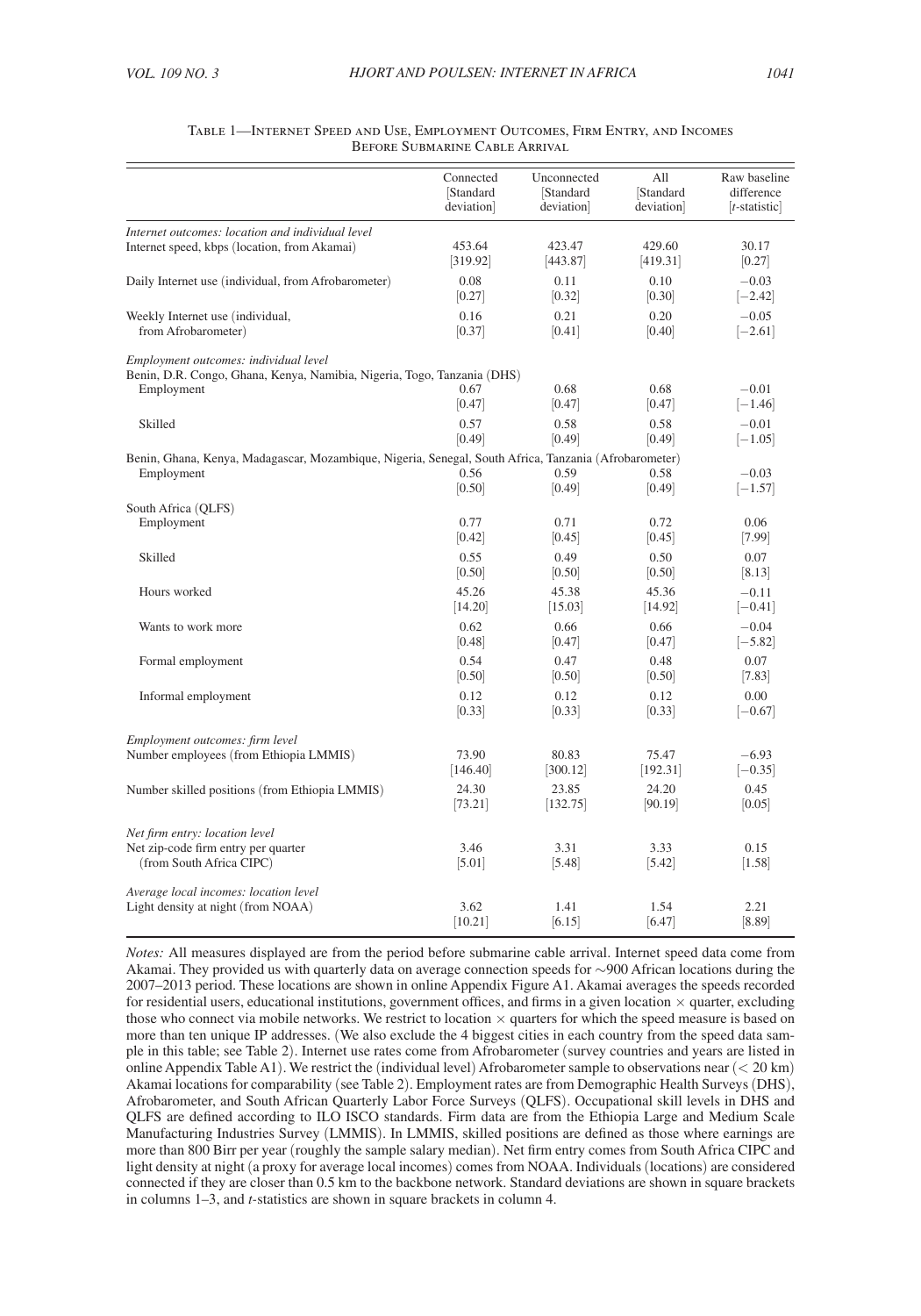Table 1—Internet Speed and Use, Employment Outcomes, Firm Entry, and Incomes Before Submarine Cable Arrival

| | Connected [Standard deviation] | Unconnected [Standard deviation] | All [Standard deviation] | Raw baseline difference [*t*-statistic] |
|---|---|---|---|---|
| *Internet outcomes: location and individual level* | | | | |
| Internet speed, kbps (location, from Akamai) | 453.64 | 423.47 | 429.60 | 30.17 |
| | [319.92] | [443.87] | [419.31] | [0.27] |
| Daily Internet use (individual, from Afrobarometer) | 0.08 | 0.11 | 0.10 | −0.03 |
| | [0.27] | [0.32] | [0.30] | [−2.42] |
| Weekly Internet use (individual, from Afrobarometer) | 0.16 | 0.21 | 0.20 | −0.05 |
| | [0.37] | [0.41] | [0.40] | [−2.61] |
| *Employment outcomes: individual level* | | | | |
| Benin, D.R. Congo, Ghana, Kenya, Namibia, Nigeria, Togo, Tanzania (DHS) | | | | |
| Employment | 0.67 | 0.68 | 0.68 | −0.01 |
| | [0.47] | [0.47] | [0.47] | [−1.46] |
| Skilled | 0.57 | 0.58 | 0.58 | −0.01 |
| | [0.49] | [0.49] | [0.49] | [−1.05] |
| Benin, Ghana, Kenya, Madagascar, Mozambique, Nigeria, Senegal, South Africa, Tanzania (Afrobarometer) | | | | |
| Employment | 0.56 | 0.59 | 0.58 | −0.03 |
| | [0.50] | [0.49] | [0.49] | [−1.57] |
| South Africa (QLFS) | | | | |
| Employment | 0.77 | 0.71 | 0.72 | 0.06 |
| | [0.42] | [0.45] | [0.45] | [7.99] |
| Skilled | 0.55 | 0.49 | 0.50 | 0.07 |
| | [0.50] | [0.50] | [0.50] | [8.13] |
| Hours worked | 45.26 | 45.38 | 45.36 | −0.11 |
| | [14.20] | [15.03] | [14.92] | [−0.41] |
| Wants to work more | 0.62 | 0.66 | 0.66 | −0.04 |
| | [0.48] | [0.47] | [0.47] | [−5.82] |
| Formal employment | 0.54 | 0.47 | 0.48 | 0.07 |
| | [0.50] | [0.50] | [0.50] | [7.83] |
| Informal employment | 0.12 | 0.12 | 0.12 | 0.00 |
| | [0.33] | [0.33] | [0.33] | [−0.67] |
| *Employment outcomes: firm level* | | | | |
| Number employees (from Ethiopia LMMIS) | 73.90 | 80.83 | 75.47 | −6.93 |
| | [146.40] | [300.12] | [192.31] | [−0.35] |
| Number skilled positions (from Ethiopia LMMIS) | 24.30 | 23.85 | 24.20 | 0.45 |
| | [73.21] | [132.75] | [90.19] | [0.05] |
| *Net firm entry: location level* | | | | |
| Net zip-code firm entry per quarter (from South Africa CIPC) | 3.46 | 3.31 | 3.33 | 0.15 |
| | [5.01] | [5.48] | [5.42] | [1.58] |
| *Average local incomes: location level* | | | | |
| Light density at night (from NOAA) | 3.62 | 1.41 | 1.54 | 2.21 |
| | [10.21] | [6.15] | [6.47] | [8.89] |

*Notes:* All measures displayed are from the period before submarine cable arrival. Internet speed data come from Akamai. They provided us with quarterly data on average connection speeds for ∼900 African locations during the 2007–2013 period. These locations are shown in online Appendix Figure A1. Akamai averages the speeds recorded for residential users, educational institutions, government offices, and firms in a given location × quarter, excluding those who connect via mobile networks. We restrict to location × quarters for which the speed measure is based on more than ten unique IP addresses. (We also exclude the 4 biggest cities in each country from the speed data sample in this table; see Table 2). Internet use rates come from Afrobarometer (survey countries and years are listed in online Appendix Table A1). We restrict the (individual level) Afrobarometer sample to observations near (< 20 km) Akamai locations for comparability (see Table 2). Employment rates are from Demographic Health Surveys (DHS), Afrobarometer, and South African Quarterly Labor Force Surveys (QLFS). Occupational skill levels in DHS and QLFS are defined according to ILO ISCO standards. Firm data are from the Ethiopia Large and Medium Scale Manufacturing Industries Survey (LMMIS). In LMMIS, skilled positions are defined as those where earnings are more than 800 Birr per year (roughly the sample salary median). Net firm entry comes from South Africa CIPC and light density at night (a proxy for average local incomes) comes from NOAA. Individuals (locations) are considered connected if they are closer than 0.5 km to the backbone network. Standard deviations are shown in square brackets in columns 1–3, and *t*-statistics are shown in square brackets in column 4.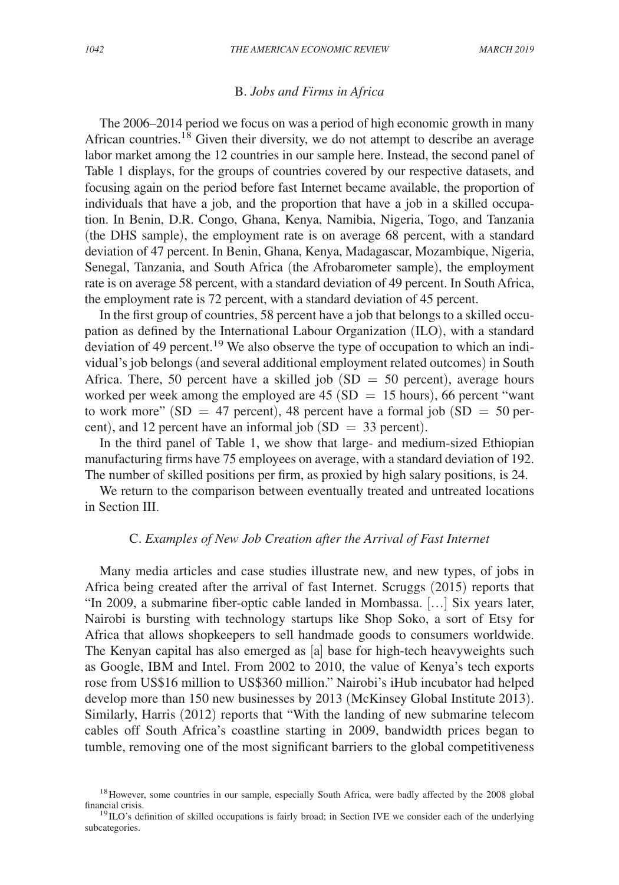### B. *Jobs and Firms in Africa*

The 2006–2014 period we focus on was a period of high economic growth in many African countries.[18] Given their diversity, we do not attempt to describe an average labor market among the 12 countries in our sample here. Instead, the second panel of Table 1 displays, for the groups of countries covered by our respective datasets, and focusing again on the period before fast Internet became available, the proportion of individuals that have a job, and the proportion that have a job in a skilled occupation. In Benin, D.R. Congo, Ghana, Kenya, Namibia, Nigeria, Togo, and Tanzania (the DHS sample), the employment rate is on average 68 percent, with a standard deviation of 47 percent. In Benin, Ghana, Kenya, Madagascar, Mozambique, Nigeria, Senegal, Tanzania, and South Africa (the Afrobarometer sample), the employment rate is on average 58 percent, with a standard deviation of 49 percent. In South Africa, the employment rate is 72 percent, with a standard deviation of 45 percent.

In the first group of countries, 58 percent have a job that belongs to a skilled occupation as defined by the International Labour Organization (ILO), with a standard deviation of 49 percent.[19] We also observe the type of occupation to which an individual's job belongs (and several additional employment related outcomes) in South Africa. There, 50 percent have a skilled job (SD = 50 percent), average hours worked per week among the employed are 45 (SD = 15 hours), 66 percent "want to work more" (SD = 47 percent), 48 percent have a formal job (SD = 50 percent), and 12 percent have an informal job (SD = 33 percent).

In the third panel of Table 1, we show that large- and medium-sized Ethiopian manufacturing firms have 75 employees on average, with a standard deviation of 192. The number of skilled positions per firm, as proxied by high salary positions, is 24.

We return to the comparison between eventually treated and untreated locations in Section III.

### C. *Examples of New Job Creation after the Arrival of Fast Internet*

Many media articles and case studies illustrate new, and new types, of jobs in Africa being created after the arrival of fast Internet. Scruggs (2015) reports that "In 2009, a submarine fiber-optic cable landed in Mombassa. […] Six years later, Nairobi is bursting with technology startups like Shop Soko, a sort of Etsy for Africa that allows shopkeepers to sell handmade goods to consumers worldwide. The Kenyan capital has also emerged as [a] base for high-tech heavyweights such as Google, IBM and Intel. From 2002 to 2010, the value of Kenya's tech exports rose from US$16 million to US$360 million." Nairobi's iHub incubator had helped develop more than 150 new businesses by 2013 (McKinsey Global Institute 2013). Similarly, Harris (2012) reports that "With the landing of new submarine telecom cables off South Africa's coastline starting in 2009, bandwidth prices began to tumble, removing one of the most significant barriers to the global competitiveness

[18] However, some countries in our sample, especially South Africa, were badly affected by the 2008 global financial crisis.

[19] ILO's definition of skilled occupations is fairly broad; in Section IVE we consider each of the underlying subcategories.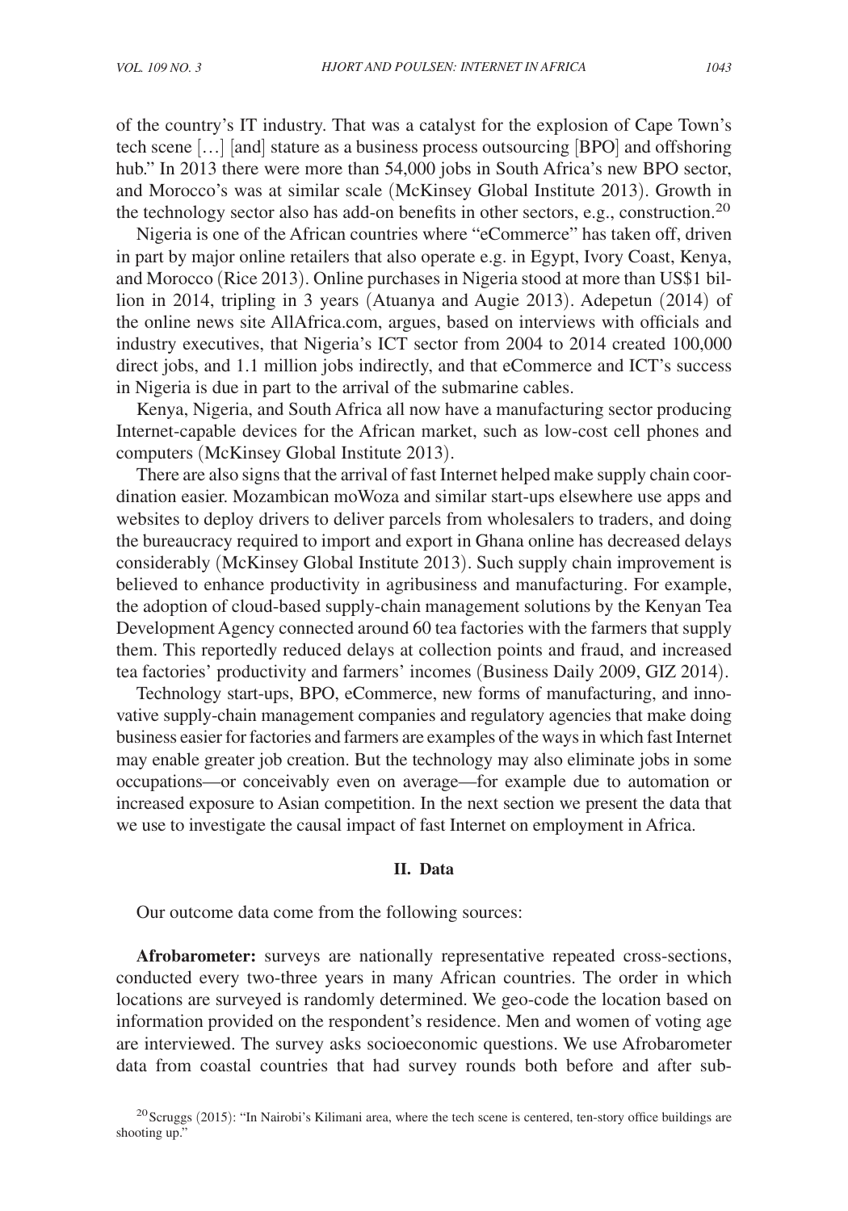of the country's IT industry. That was a catalyst for the explosion of Cape Town's tech scene [...] [and] stature as a business process outsourcing [BPO] and offshoring hub." In 2013 there were more than 54,000 jobs in South Africa's new BPO sector, and Morocco's was at similar scale (McKinsey Global Institute 2013). Growth in the technology sector also has add-on benefits in other sectors, e.g., construction.[20]

Nigeria is one of the African countries where "eCommerce" has taken off, driven in part by major online retailers that also operate e.g. in Egypt, Ivory Coast, Kenya, and Morocco (Rice 2013). Online purchases in Nigeria stood at more than US$1 billion in 2014, tripling in 3 years (Atuanya and Augie 2013). Adepetun (2014) of the online news site AllAfrica.com, argues, based on interviews with officials and industry executives, that Nigeria's ICT sector from 2004 to 2014 created 100,000 direct jobs, and 1.1 million jobs indirectly, and that eCommerce and ICT's success in Nigeria is due in part to the arrival of the submarine cables.

Kenya, Nigeria, and South Africa all now have a manufacturing sector producing Internet-capable devices for the African market, such as low-cost cell phones and computers (McKinsey Global Institute 2013).

There are also signs that the arrival of fast Internet helped make supply chain coordination easier. Mozambican moWoza and similar start-ups elsewhere use apps and websites to deploy drivers to deliver parcels from wholesalers to traders, and doing the bureaucracy required to import and export in Ghana online has decreased delays considerably (McKinsey Global Institute 2013). Such supply chain improvement is believed to enhance productivity in agribusiness and manufacturing. For example, the adoption of cloud-based supply-chain management solutions by the Kenyan Tea Development Agency connected around 60 tea factories with the farmers that supply them. This reportedly reduced delays at collection points and fraud, and increased tea factories' productivity and farmers' incomes (Business Daily 2009, GIZ 2014).

Technology start-ups, BPO, eCommerce, new forms of manufacturing, and innovative supply-chain management companies and regulatory agencies that make doing business easier for factories and farmers are examples of the ways in which fast Internet may enable greater job creation. But the technology may also eliminate jobs in some occupations—or conceivably even on average—for example due to automation or increased exposure to Asian competition. In the next section we present the data that we use to investigate the causal impact of fast Internet on employment in Africa.

## II. Data

Our outcome data come from the following sources:

**Afrobarometer:** surveys are nationally representative repeated cross-sections, conducted every two-three years in many African countries. The order in which locations are surveyed is randomly determined. We geo-code the location based on information provided on the respondent's residence. Men and women of voting age are interviewed. The survey asks socioeconomic questions. We use Afrobarometer data from coastal countries that had survey rounds both before and after sub-

[20] Scruggs (2015): "In Nairobi's Kilimani area, where the tech scene is centered, ten-story office buildings are shooting up."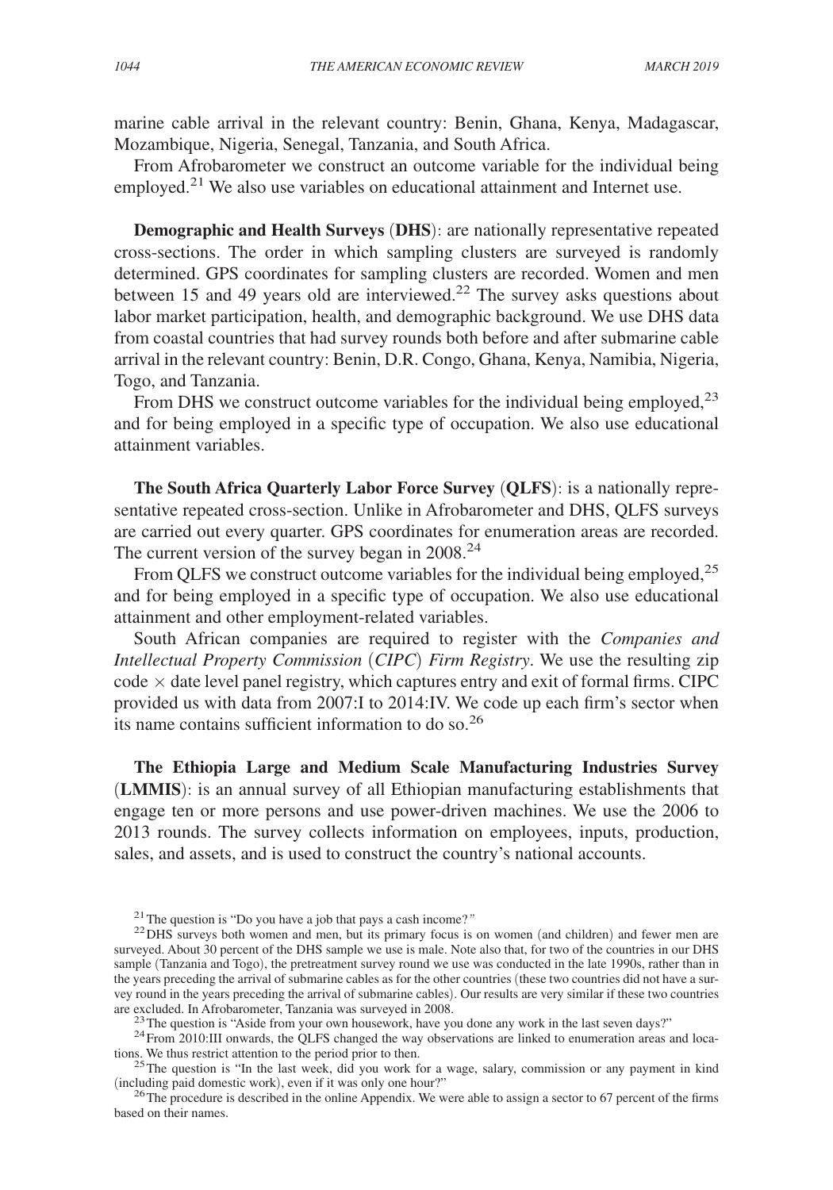marine cable arrival in the relevant country: Benin, Ghana, Kenya, Madagascar, Mozambique, Nigeria, Senegal, Tanzania, and South Africa.

From Afrobarometer we construct an outcome variable for the individual being employed.[21] We also use variables on educational attainment and Internet use.

**Demographic and Health Surveys** (**DHS**): are nationally representative repeated cross-sections. The order in which sampling clusters are surveyed is randomly determined. GPS coordinates for sampling clusters are recorded. Women and men between 15 and 49 years old are interviewed.[22] The survey asks questions about labor market participation, health, and demographic background. We use DHS data from coastal countries that had survey rounds both before and after submarine cable arrival in the relevant country: Benin, D.R. Congo, Ghana, Kenya, Namibia, Nigeria, Togo, and Tanzania.

From DHS we construct outcome variables for the individual being employed,[23] and for being employed in a specific type of occupation. We also use educational attainment variables.

**The South Africa Quarterly Labor Force Survey** (**QLFS**): is a nationally representative repeated cross-section. Unlike in Afrobarometer and DHS, QLFS surveys are carried out every quarter. GPS coordinates for enumeration areas are recorded. The current version of the survey began in 2008.[24]

From QLFS we construct outcome variables for the individual being employed,[25] and for being employed in a specific type of occupation. We also use educational attainment and other employment-related variables.

South African companies are required to register with the *Companies and Intellectual Property Commission* (*CIPC*) *Firm Registry*. We use the resulting zip code × date level panel registry, which captures entry and exit of formal firms. CIPC provided us with data from 2007:I to 2014:IV. We code up each firm's sector when its name contains sufficient information to do so.[26]

**The Ethiopia Large and Medium Scale Manufacturing Industries Survey** (**LMMIS**): is an annual survey of all Ethiopian manufacturing establishments that engage ten or more persons and use power-driven machines. We use the 2006 to 2013 rounds. The survey collects information on employees, inputs, production, sales, and assets, and is used to construct the country's national accounts.

[21] The question is "Do you have a job that pays a cash income?"

[22] DHS surveys both women and men, but its primary focus is on women (and children) and fewer men are surveyed. About 30 percent of the DHS sample we use is male. Note also that, for two of the countries in our DHS sample (Tanzania and Togo), the pretreatment survey round we use was conducted in the late 1990s, rather than in the years preceding the arrival of submarine cables as for the other countries (these two countries did not have a survey round in the years preceding the arrival of submarine cables). Our results are very similar if these two countries are excluded. In Afrobarometer, Tanzania was surveyed in 2008.

[23] The question is "Aside from your own housework, have you done any work in the last seven days?"

[24] From 2010:III onwards, the QLFS changed the way observations are linked to enumeration areas and locations. We thus restrict attention to the period prior to then.

[25] The question is "In the last week, did you work for a wage, salary, commission or any payment in kind (including paid domestic work), even if it was only one hour?"

[26] The procedure is described in the online Appendix. We were able to assign a sector to 67 percent of the firms based on their names.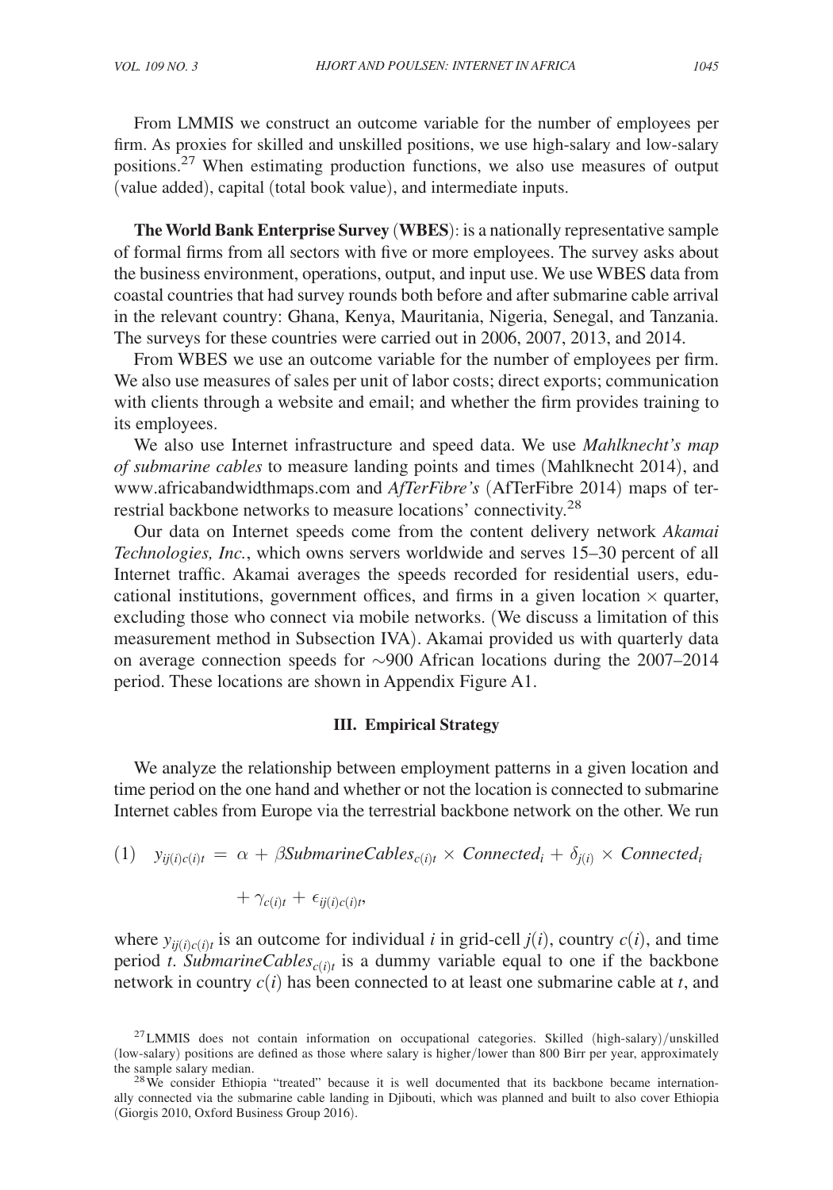From LMMIS we construct an outcome variable for the number of employees per firm. As proxies for skilled and unskilled positions, we use high-salary and low-salary positions.[27] When estimating production functions, we also use measures of output (value added), capital (total book value), and intermediate inputs.

**The World Bank Enterprise Survey (WBES)**: is a nationally representative sample of formal firms from all sectors with five or more employees. The survey asks about the business environment, operations, output, and input use. We use WBES data from coastal countries that had survey rounds both before and after submarine cable arrival in the relevant country: Ghana, Kenya, Mauritania, Nigeria, Senegal, and Tanzania. The surveys for these countries were carried out in 2006, 2007, 2013, and 2014.

From WBES we use an outcome variable for the number of employees per firm. We also use measures of sales per unit of labor costs; direct exports; communication with clients through a website and email; and whether the firm provides training to its employees.

We also use Internet infrastructure and speed data. We use *Mahlknecht's map of submarine cables* to measure landing points and times (Mahlknecht 2014), and www.africabandwidthmaps.com and *AfTerFibre's* (AfTerFibre 2014) maps of terrestrial backbone networks to measure locations' connectivity.[28]

Our data on Internet speeds come from the content delivery network *Akamai Technologies, Inc.*, which owns servers worldwide and serves 15–30 percent of all Internet traffic. Akamai averages the speeds recorded for residential users, educational institutions, government offices, and firms in a given location × quarter, excluding those who connect via mobile networks. (We discuss a limitation of this measurement method in Subsection IVA). Akamai provided us with quarterly data on average connection speeds for ~900 African locations during the 2007–2014 period. These locations are shown in Appendix Figure A1.

## III. Empirical Strategy

We analyze the relationship between employment patterns in a given location and time period on the one hand and whether or not the location is connected to submarine Internet cables from Europe via the terrestrial backbone network on the other. We run

$$(1) \quad y_{ij(i)c(i)t} = \alpha + \beta SubmarineCables_{c(i)t} \times Connected_i + \delta_{j(i)} \times Connected_i + \gamma_{c(i)t} + \epsilon_{ij(i)c(i)t},$$

where $y_{ij(i)c(i)t}$ is an outcome for individual $i$ in grid-cell $j(i)$, country $c(i)$, and time period $t$. $SubmarineCables_{c(i)t}$ is a dummy variable equal to one if the backbone network in country $c(i)$ has been connected to at least one submarine cable at $t$, and

[27] LMMIS does not contain information on occupational categories. Skilled (high-salary)/unskilled (low-salary) positions are defined as those where salary is higher/lower than 800 Birr per year, approximately the sample salary median.

[28] We consider Ethiopia "treated" because it is well documented that its backbone became internationally connected via the submarine cable landing in Djibouti, which was planned and built to also cover Ethiopia (Giorgis 2010, Oxford Business Group 2016).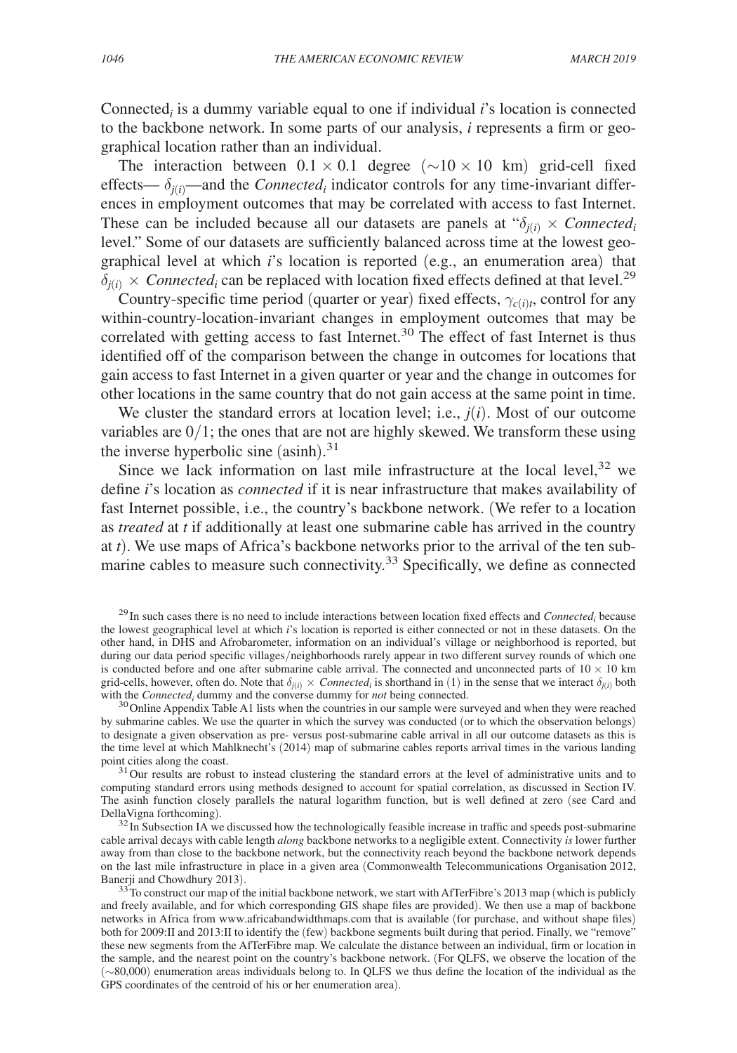$Connected_i$ is a dummy variable equal to one if individual $i$'s location is connected to the backbone network. In some parts of our analysis, $i$ represents a firm or geographical location rather than an individual.

The interaction between $0.1 \times 0.1$ degree ($\sim 10 \times 10$ km) grid-cell fixed effects— $\delta_{j(i)}$—and the *Connected*$_i$ indicator controls for any time-invariant differences in employment outcomes that may be correlated with access to fast Internet. These can be included because all our datasets are panels at "$\delta_{j(i)} \times Connected_i$ level." Some of our datasets are sufficiently balanced across time at the lowest geographical level at which $i$'s location is reported (e.g., an enumeration area) that $\delta_{j(i)} \times Connected_i$ can be replaced with location fixed effects defined at that level.[29]

Country-specific time period (quarter or year) fixed effects, $\gamma_{c(i)t}$, control for any within-country-location-invariant changes in employment outcomes that may be correlated with getting access to fast Internet.[30] The effect of fast Internet is thus identified off of the comparison between the change in outcomes for locations that gain access to fast Internet in a given quarter or year and the change in outcomes for other locations in the same country that do not gain access at the same point in time.

We cluster the standard errors at location level; i.e., $j(i)$. Most of our outcome variables are 0/1; the ones that are not are highly skewed. We transform these using the inverse hyperbolic sine (asinh).[31]

Since we lack information on last mile infrastructure at the local level,[32] we define $i$'s location as *connected* if it is near infrastructure that makes availability of fast Internet possible, i.e., the country's backbone network. (We refer to a location as *treated* at $t$ if additionally at least one submarine cable has arrived in the country at $t$). We use maps of Africa's backbone networks prior to the arrival of the ten submarine cables to measure such connectivity.[33] Specifically, we define as connected

[29] In such cases there is no need to include interactions between location fixed effects and *Connected*$_i$ because the lowest geographical level at which $i$'s location is reported is either connected or not in these datasets. On the other hand, in DHS and Afrobarometer, information on an individual's village or neighborhood is reported, but during our data period specific villages/neighborhoods rarely appear in two different survey rounds of which one is conducted before and one after submarine cable arrival. The connected and unconnected parts of $10 \times 10$ km grid-cells, however, often do. Note that $\delta_{j(i)} \times Connected_i$ is shorthand in (1) in the sense that we interact $\delta_{j(i)}$ both with the *Connected*$_i$ dummy and the converse dummy for *not* being connected.

[30] Online Appendix Table A1 lists when the countries in our sample were surveyed and when they were reached by submarine cables. We use the quarter in which the survey was conducted (or to which the observation belongs) to designate a given observation as pre- versus post-submarine cable arrival in all our outcome datasets as this is the time level at which Mahlknecht's (2014) map of submarine cables reports arrival times in the various landing point cities along the coast.

[31] Our results are robust to instead clustering the standard errors at the level of administrative units and to computing standard errors using methods designed to account for spatial correlation, as discussed in Section IV. The asinh function closely parallels the natural logarithm function, but is well defined at zero (see Card and DellaVigna forthcoming).

[32] In Subsection IA we discussed how the technologically feasible increase in traffic and speeds post-submarine cable arrival decays with cable length *along* backbone networks to a negligible extent. Connectivity *is* lower further away from than close to the backbone network, but the connectivity reach beyond the backbone network depends on the last mile infrastructure in place in a given area (Commonwealth Telecommunications Organisation 2012, Banerji and Chowdhury 2013).

[33] To construct our map of the initial backbone network, we start with AfTerFibre's 2013 map (which is publicly and freely available, and for which corresponding GIS shape files are provided). We then use a map of backbone networks in Africa from www.africabandwidthmaps.com that is available (for purchase, and without shape files) both for 2009:II and 2013:II to identify the (few) backbone segments built during that period. Finally, we "remove" these new segments from the AfTerFibre map. We calculate the distance between an individual, firm or location in the sample, and the nearest point on the country's backbone network. (For QLFS, we observe the location of the ($\sim$80,000) enumeration areas individuals belong to. In QLFS we thus define the location of the individual as the GPS coordinates of the centroid of his or her enumeration area).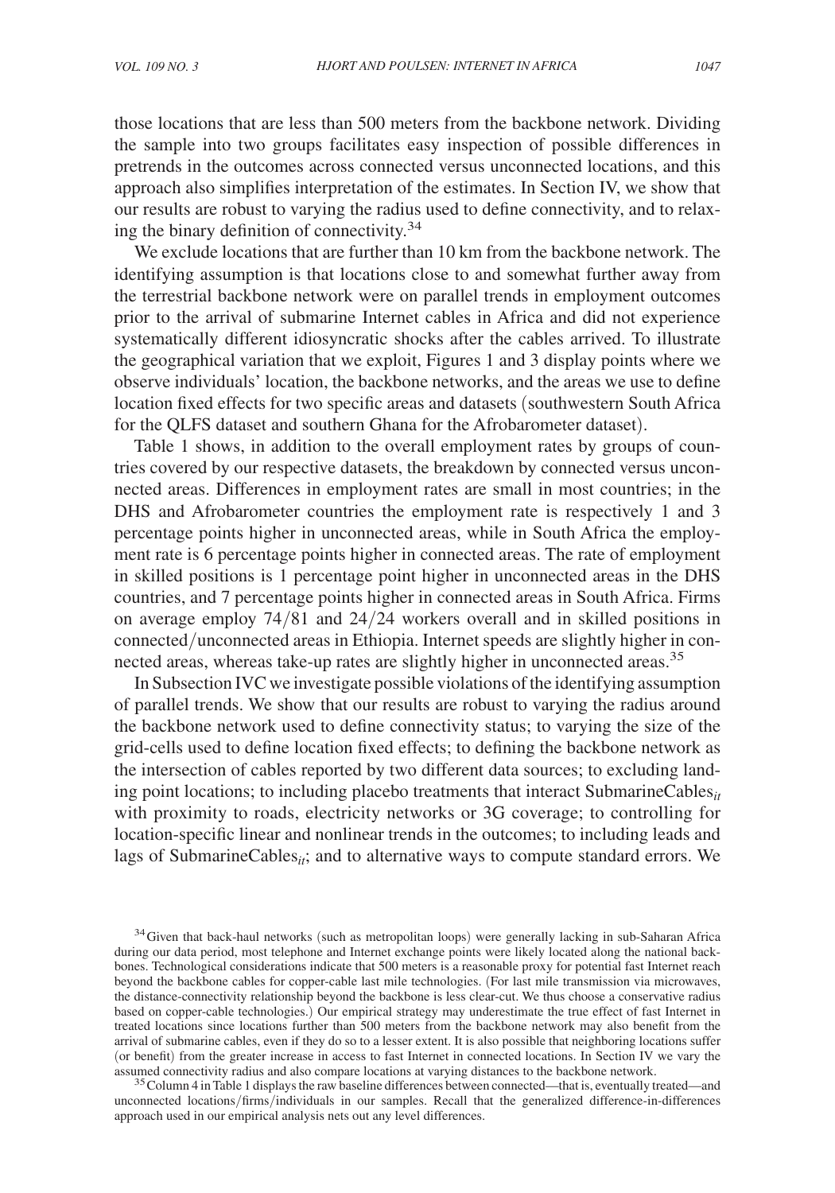those locations that are less than 500 meters from the backbone network. Dividing the sample into two groups facilitates easy inspection of possible differences in pretrends in the outcomes across connected versus unconnected locations, and this approach also simplifies interpretation of the estimates. In Section IV, we show that our results are robust to varying the radius used to define connectivity, and to relaxing the binary definition of connectivity.[34]

We exclude locations that are further than 10 km from the backbone network. The identifying assumption is that locations close to and somewhat further away from the terrestrial backbone network were on parallel trends in employment outcomes prior to the arrival of submarine Internet cables in Africa and did not experience systematically different idiosyncratic shocks after the cables arrived. To illustrate the geographical variation that we exploit, Figures 1 and 3 display points where we observe individuals' location, the backbone networks, and the areas we use to define location fixed effects for two specific areas and datasets (southwestern South Africa for the QLFS dataset and southern Ghana for the Afrobarometer dataset).

Table 1 shows, in addition to the overall employment rates by groups of countries covered by our respective datasets, the breakdown by connected versus unconnected areas. Differences in employment rates are small in most countries; in the DHS and Afrobarometer countries the employment rate is respectively 1 and 3 percentage points higher in unconnected areas, while in South Africa the employment rate is 6 percentage points higher in connected areas. The rate of employment in skilled positions is 1 percentage point higher in unconnected areas in the DHS countries, and 7 percentage points higher in connected areas in South Africa. Firms on average employ 74/81 and 24/24 workers overall and in skilled positions in connected/unconnected areas in Ethiopia. Internet speeds are slightly higher in connected areas, whereas take-up rates are slightly higher in unconnected areas.[35]

In Subsection IVC we investigate possible violations of the identifying assumption of parallel trends. We show that our results are robust to varying the radius around the backbone network used to define connectivity status; to varying the size of the grid-cells used to define location fixed effects; to defining the backbone network as the intersection of cables reported by two different data sources; to excluding landing point locations; to including placebo treatments that interact $\text{SubmarineCables}_{it}$ with proximity to roads, electricity networks or 3G coverage; to controlling for location-specific linear and nonlinear trends in the outcomes; to including leads and lags of $\text{SubmarineCables}_{it}$; and to alternative ways to compute standard errors. We

[34] Given that back-haul networks (such as metropolitan loops) were generally lacking in sub-Saharan Africa during our data period, most telephone and Internet exchange points were likely located along the national backbones. Technological considerations indicate that 500 meters is a reasonable proxy for potential fast Internet reach beyond the backbone cables for copper-cable last mile technologies. (For last mile transmission via microwaves, the distance-connectivity relationship beyond the backbone is less clear-cut. We thus choose a conservative radius based on copper-cable technologies.) Our empirical strategy may underestimate the true effect of fast Internet in treated locations since locations further than 500 meters from the backbone network may also benefit from the arrival of submarine cables, even if they do so to a lesser extent. It is also possible that neighboring locations suffer (or benefit) from the greater increase in access to fast Internet in connected locations. In Section IV we vary the assumed connectivity radius and also compare locations at varying distances to the backbone network.

[35] Column 4 in Table 1 displays the raw baseline differences between connected—that is, eventually treated—and unconnected locations/firms/individuals in our samples. Recall that the generalized difference-in-differences approach used in our empirical analysis nets out any level differences.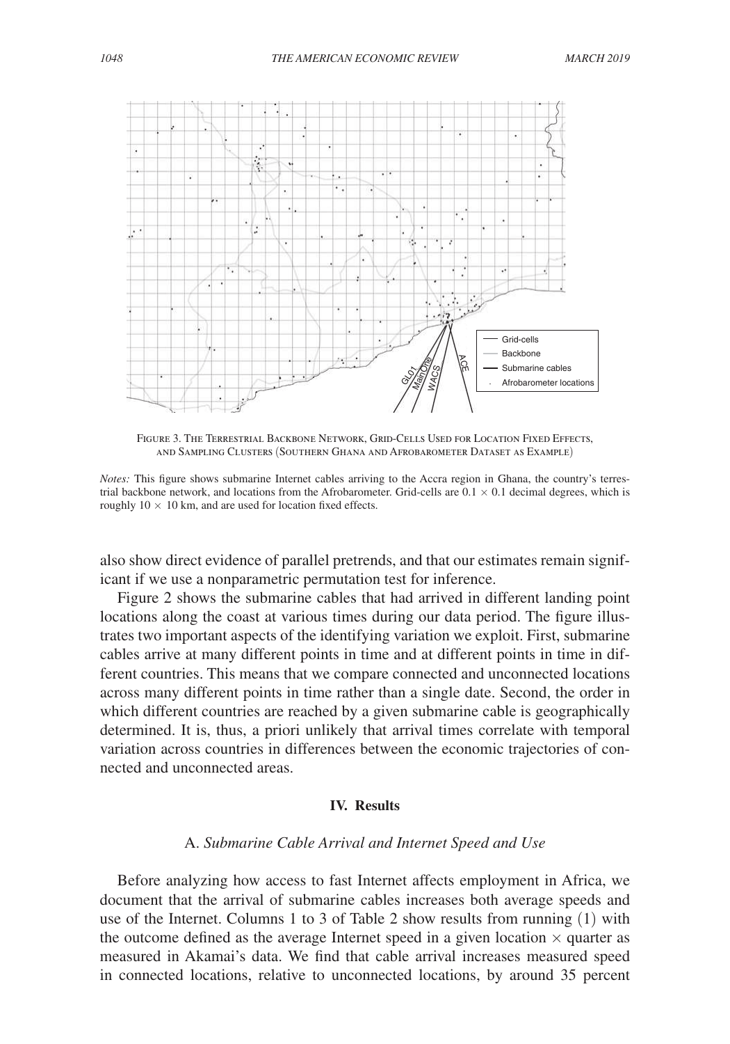Figure 3. The Terrestrial Backbone Network, Grid-Cells Used for Location Fixed Effects, and Sampling Clusters (Southern Ghana and Afrobarometer Dataset as Example)

*Notes:* This figure shows submarine Internet cables arriving to the Accra region in Ghana, the country's terrestrial backbone network, and locations from the Afrobarometer. Grid-cells are $0.1 \times 0.1$ decimal degrees, which is roughly $10 \times 10$ km, and are used for location fixed effects.

also show direct evidence of parallel pretrends, and that our estimates remain significant if we use a nonparametric permutation test for inference.

Figure 2 shows the submarine cables that had arrived in different landing point locations along the coast at various times during our data period. The figure illustrates two important aspects of the identifying variation we exploit. First, submarine cables arrive at many different points in time and at different points in time in different countries. This means that we compare connected and unconnected locations across many different points in time rather than a single date. Second, the order in which different countries are reached by a given submarine cable is geographically determined. It is, thus, a priori unlikely that arrival times correlate with temporal variation across countries in differences between the economic trajectories of connected and unconnected areas.

## IV. Results

### A. *Submarine Cable Arrival and Internet Speed and Use*

Before analyzing how access to fast Internet affects employment in Africa, we document that the arrival of submarine cables increases both average speeds and use of the Internet. Columns 1 to 3 of Table 2 show results from running (1) with the outcome defined as the average Internet speed in a given location $\times$ quarter as measured in Akamai's data. We find that cable arrival increases measured speed in connected locations, relative to unconnected locations, by around 35 percent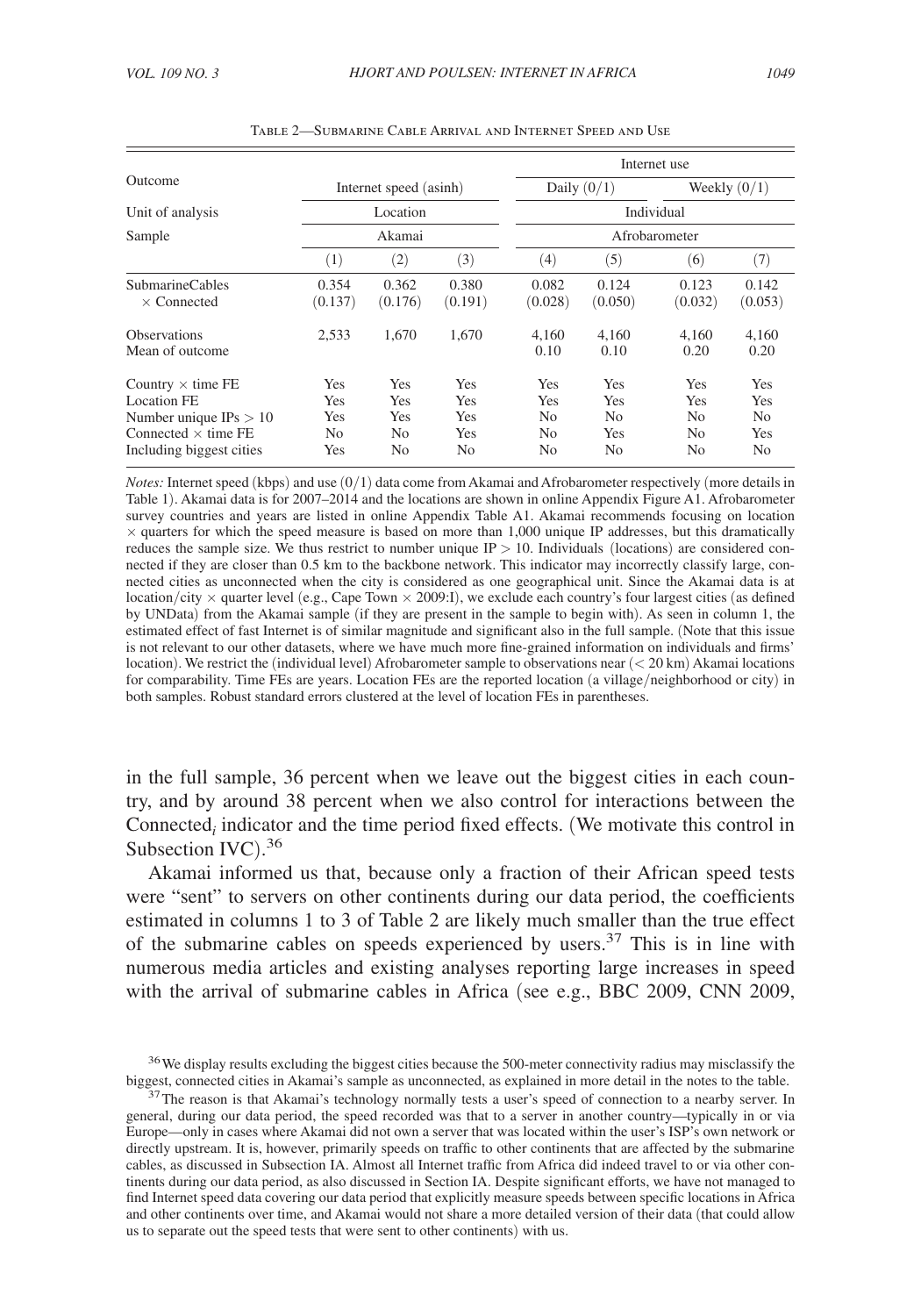Table 2—Submarine Cable Arrival and Internet Speed and Use

| Outcome | Internet speed (asinh) | | | Internet use: Daily (0/1) | | Internet use: Weekly (0/1) | |
|---|---|---|---|---|---|---|---|
| Unit of analysis | Location | | | Individual | | | |
| Sample | Akamai | | | Afrobarometer | | | |
| | (1) | (2) | (3) | (4) | (5) | (6) | (7) |
| SubmarineCables × Connected | 0.354 | 0.362 | 0.380 | 0.082 | 0.124 | 0.123 | 0.142 |
| | (0.137) | (0.176) | (0.191) | (0.028) | (0.050) | (0.032) | (0.053) |
| Observations | 2,533 | 1,670 | 1,670 | 4,160 | 4,160 | 4,160 | 4,160 |
| Mean of outcome | | | | 0.10 | 0.10 | 0.20 | 0.20 |
| Country × time FE | Yes | Yes | Yes | Yes | Yes | Yes | Yes |
| Location FE | Yes | Yes | Yes | Yes | Yes | Yes | Yes |
| Number unique IPs > 10 | Yes | Yes | Yes | No | No | No | No |
| Connected × time FE | No | No | Yes | No | Yes | No | Yes |
| Including biggest cities | Yes | No | No | No | No | No | No |

*Notes:* Internet speed (kbps) and use (0/1) data come from Akamai and Afrobarometer respectively (more details in Table 1). Akamai data is for 2007–2014 and the locations are shown in online Appendix Figure A1. Afrobarometer survey countries and years are listed in online Appendix Table A1. Akamai recommends focusing on location × quarters for which the speed measure is based on more than 1,000 unique IP addresses, but this dramatically reduces the sample size. We thus restrict to number unique IP > 10. Individuals (locations) are considered connected if they are closer than 0.5 km to the backbone network. This indicator may incorrectly classify large, connected cities as unconnected when the city is considered as one geographical unit. Since the Akamai data is at location/city × quarter level (e.g., Cape Town × 2009:I), we exclude each country's four largest cities (as defined by UNData) from the Akamai sample (if they are present in the sample to begin with). As seen in column 1, the estimated effect of fast Internet is of similar magnitude and significant also in the full sample. (Note that this issue is not relevant to our other datasets, where we have much more fine-grained information on individuals and firms' location). We restrict the (individual level) Afrobarometer sample to observations near (< 20 km) Akamai locations for comparability. Time FEs are years. Location FEs are the reported location (a village/neighborhood or city) in both samples. Robust standard errors clustered at the level of location FEs in parentheses.

in the full sample, 36 percent when we leave out the biggest cities in each country, and by around 38 percent when we also control for interactions between the Connected$_i$ indicator and the time period fixed effects. (We motivate this control in Subsection IVC).[36]

Akamai informed us that, because only a fraction of their African speed tests were "sent" to servers on other continents during our data period, the coefficients estimated in columns 1 to 3 of Table 2 are likely much smaller than the true effect of the submarine cables on speeds experienced by users.[37] This is in line with numerous media articles and existing analyses reporting large increases in speed with the arrival of submarine cables in Africa (see e.g., BBC 2009, CNN 2009,

[36] We display results excluding the biggest cities because the 500-meter connectivity radius may misclassify the biggest, connected cities in Akamai's sample as unconnected, as explained in more detail in the notes to the table.

[37] The reason is that Akamai's technology normally tests a user's speed of connection to a nearby server. In general, during our data period, the speed recorded was that to a server in another country—typically in or via Europe—only in cases where Akamai did not own a server that was located within the user's ISP's own network or directly upstream. It is, however, primarily speeds on traffic to other continents that are affected by the submarine cables, as discussed in Subsection IA. Almost all Internet traffic from Africa did indeed travel to or via other continents during our data period, as also discussed in Section IA. Despite significant efforts, we have not managed to find Internet speed data covering our data period that explicitly measure speeds between specific locations in Africa and other continents over time, and Akamai would not share a more detailed version of their data (that could allow us to separate out the speed tests that were sent to other continents) with us.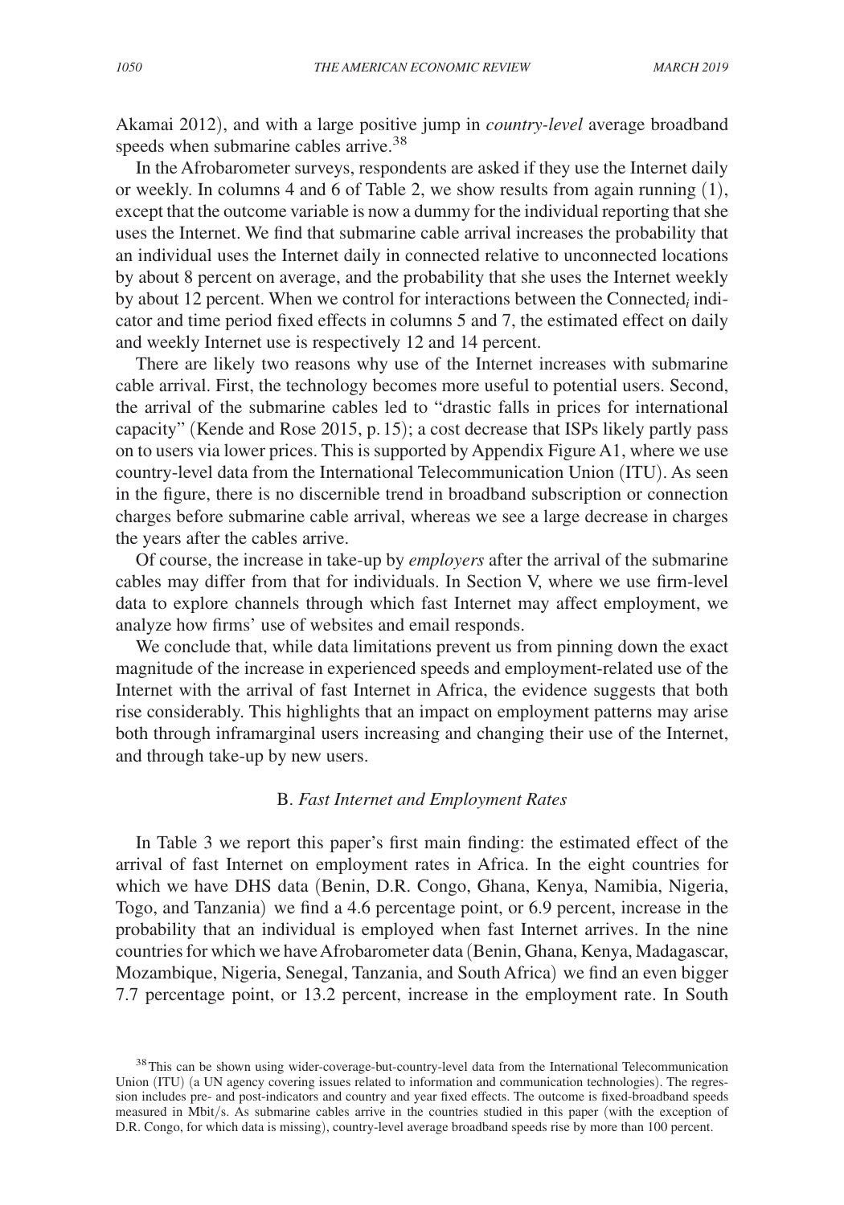Akamai 2012), and with a large positive jump in *country-level* average broadband speeds when submarine cables arrive.[38]

In the Afrobarometer surveys, respondents are asked if they use the Internet daily or weekly. In columns 4 and 6 of Table 2, we show results from again running (1), except that the outcome variable is now a dummy for the individual reporting that she uses the Internet. We find that submarine cable arrival increases the probability that an individual uses the Internet daily in connected relative to unconnected locations by about 8 percent on average, and the probability that she uses the Internet weekly by about 12 percent. When we control for interactions between the $\text{Connected}_i$ indicator and time period fixed effects in columns 5 and 7, the estimated effect on daily and weekly Internet use is respectively 12 and 14 percent.

There are likely two reasons why use of the Internet increases with submarine cable arrival. First, the technology becomes more useful to potential users. Second, the arrival of the submarine cables led to "drastic falls in prices for international capacity" (Kende and Rose 2015, p. 15); a cost decrease that ISPs likely partly pass on to users via lower prices. This is supported by Appendix Figure A1, where we use country-level data from the International Telecommunication Union (ITU). As seen in the figure, there is no discernible trend in broadband subscription or connection charges before submarine cable arrival, whereas we see a large decrease in charges the years after the cables arrive.

Of course, the increase in take-up by *employers* after the arrival of the submarine cables may differ from that for individuals. In Section V, where we use firm-level data to explore channels through which fast Internet may affect employment, we analyze how firms' use of websites and email responds.

We conclude that, while data limitations prevent us from pinning down the exact magnitude of the increase in experienced speeds and employment-related use of the Internet with the arrival of fast Internet in Africa, the evidence suggests that both rise considerably. This highlights that an impact on employment patterns may arise both through inframarginal users increasing and changing their use of the Internet, and through take-up by new users.

### B. *Fast Internet and Employment Rates*

In Table 3 we report this paper's first main finding: the estimated effect of the arrival of fast Internet on employment rates in Africa. In the eight countries for which we have DHS data (Benin, D.R. Congo, Ghana, Kenya, Namibia, Nigeria, Togo, and Tanzania) we find a 4.6 percentage point, or 6.9 percent, increase in the probability that an individual is employed when fast Internet arrives. In the nine countries for which we have Afrobarometer data (Benin, Ghana, Kenya, Madagascar, Mozambique, Nigeria, Senegal, Tanzania, and South Africa) we find an even bigger 7.7 percentage point, or 13.2 percent, increase in the employment rate. In South

[38] This can be shown using wider-coverage-but-country-level data from the International Telecommunication Union (ITU) (a UN agency covering issues related to information and communication technologies). The regression includes pre- and post-indicators and country and year fixed effects. The outcome is fixed-broadband speeds measured in Mbit/s. As submarine cables arrive in the countries studied in this paper (with the exception of D.R. Congo, for which data is missing), country-level average broadband speeds rise by more than 100 percent.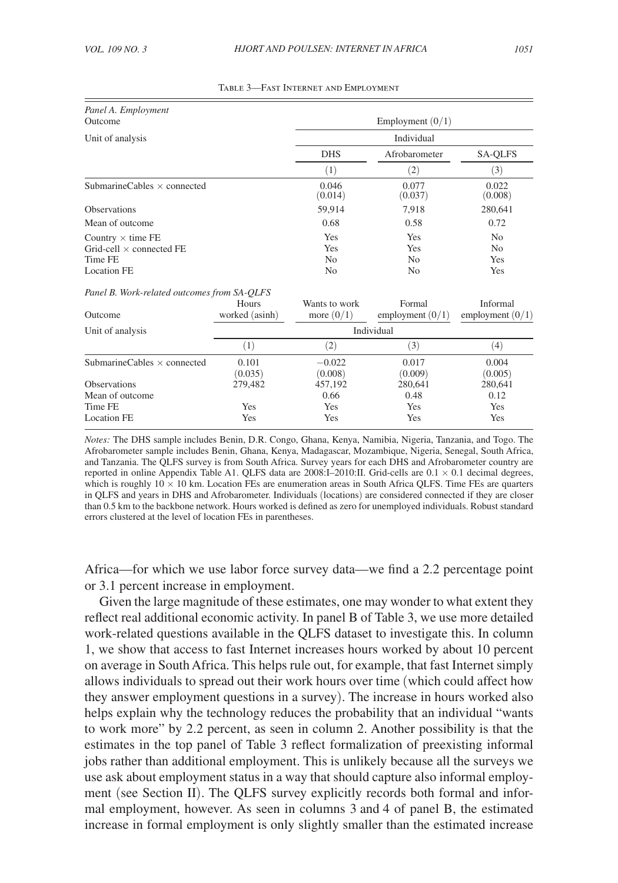Table 3—Fast Internet and Employment

*Panel A. Employment*

| Outcome | Employment (0/1) | | |
|---|---|---|---|
| Unit of analysis | Individual | | |
| | DHS | Afrobarometer | SA-QLFS |
| | (1) | (2) | (3) |
| SubmarineCables × connected | 0.046 | 0.077 | 0.022 |
| | (0.014) | (0.037) | (0.008) |
| Observations | 59,914 | 7,918 | 280,641 |
| Mean of outcome | 0.68 | 0.58 | 0.72 |
| Country × time FE | Yes | Yes | No |
| Grid-cell × connected FE | Yes | Yes | No |
| Time FE | No | No | Yes |
| Location FE | No | No | Yes |

*Panel B. Work-related outcomes from SA-QLFS*

| Outcome | Hours worked (asinh) | Wants to work more (0/1) | Formal employment (0/1) | Informal employment (0/1) |
|---|---|---|---|---|
| Unit of analysis | Individual | | | |
| | (1) | (2) | (3) | (4) |
| SubmarineCables × connected | 0.101 | −0.022 | 0.017 | 0.004 |
| | (0.035) | (0.008) | (0.009) | (0.005) |
| Observations | 279,482 | 457,192 | 280,641 | 280,641 |
| Mean of outcome | | 0.66 | 0.48 | 0.12 |
| Time FE | Yes | Yes | Yes | Yes |
| Location FE | Yes | Yes | Yes | Yes |

*Notes:* The DHS sample includes Benin, D.R. Congo, Ghana, Kenya, Namibia, Nigeria, Tanzania, and Togo. The Afrobarometer sample includes Benin, Ghana, Kenya, Madagascar, Mozambique, Nigeria, Senegal, South Africa, and Tanzania. The QLFS survey is from South Africa. Survey years for each DHS and Afrobarometer country are reported in online Appendix Table A1. QLFS data are 2008:I–2010:II. Grid-cells are $0.1 \times 0.1$ decimal degrees, which is roughly $10 \times 10$ km. Location FEs are enumeration areas in South Africa QLFS. Time FEs are quarters in QLFS and years in DHS and Afrobarometer. Individuals (locations) are considered connected if they are closer than 0.5 km to the backbone network. Hours worked is defined as zero for unemployed individuals. Robust standard errors clustered at the level of location FEs in parentheses.

Africa—for which we use labor force survey data—we find a 2.2 percentage point or 3.1 percent increase in employment.

Given the large magnitude of these estimates, one may wonder to what extent they reflect real additional economic activity. In panel B of Table 3, we use more detailed work-related questions available in the QLFS dataset to investigate this. In column 1, we show that access to fast Internet increases hours worked by about 10 percent on average in South Africa. This helps rule out, for example, that fast Internet simply allows individuals to spread out their work hours over time (which could affect how they answer employment questions in a survey). The increase in hours worked also helps explain why the technology reduces the probability that an individual "wants to work more" by 2.2 percent, as seen in column 2. Another possibility is that the estimates in the top panel of Table 3 reflect formalization of preexisting informal jobs rather than additional employment. This is unlikely because all the surveys we use ask about employment status in a way that should capture also informal employment (see Section II). The QLFS survey explicitly records both formal and informal employment, however. As seen in columns 3 and 4 of panel B, the estimated increase in formal employment is only slightly smaller than the estimated increase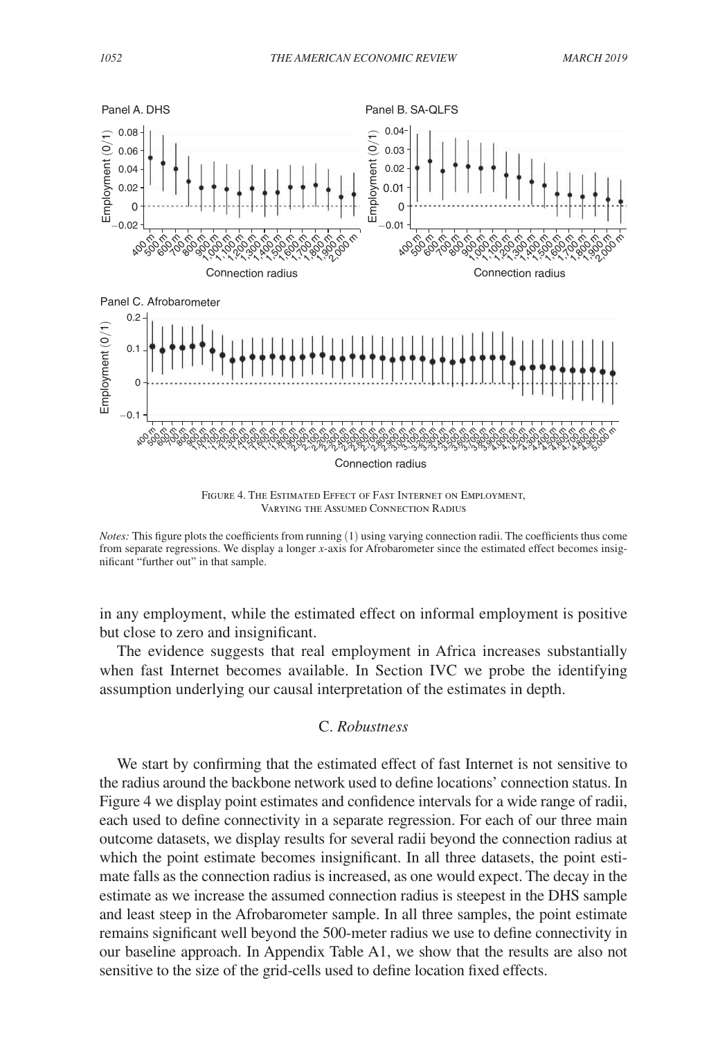FIGURE 4. THE ESTIMATED EFFECT OF FAST INTERNET ON EMPLOYMENT, VARYING THE ASSUMED CONNECTION RADIUS

*Notes:* This figure plots the coefficients from running (1) using varying connection radii. The coefficients thus come from separate regressions. We display a longer *x*-axis for Afrobarometer since the estimated effect becomes insignificant "further out" in that sample.

in any employment, while the estimated effect on informal employment is positive but close to zero and insignificant.

The evidence suggests that real employment in Africa increases substantially when fast Internet becomes available. In Section IVC we probe the identifying assumption underlying our causal interpretation of the estimates in depth.

### C. *Robustness*

We start by confirming that the estimated effect of fast Internet is not sensitive to the radius around the backbone network used to define locations' connection status. In Figure 4 we display point estimates and confidence intervals for a wide range of radii, each used to define connectivity in a separate regression. For each of our three main outcome datasets, we display results for several radii beyond the connection radius at which the point estimate becomes insignificant. In all three datasets, the point estimate falls as the connection radius is increased, as one would expect. The decay in the estimate as we increase the assumed connection radius is steepest in the DHS sample and least steep in the Afrobarometer sample. In all three samples, the point estimate remains significant well beyond the 500-meter radius we use to define connectivity in our baseline approach. In Appendix Table A1, we show that the results are also not sensitive to the size of the grid-cells used to define location fixed effects.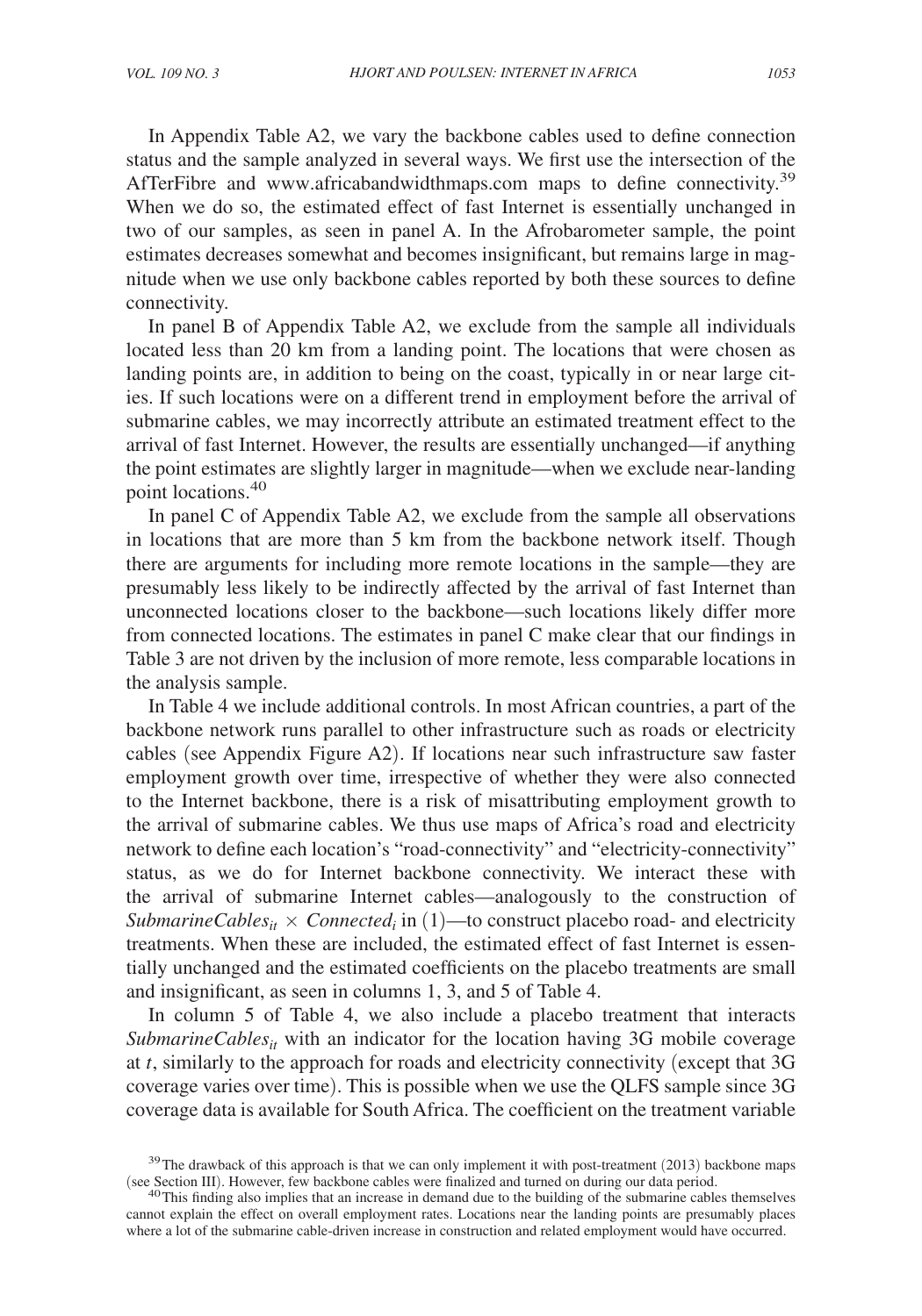In Appendix Table A2, we vary the backbone cables used to define connection status and the sample analyzed in several ways. We first use the intersection of the AfTerFibre and www.africabandwidthmaps.com maps to define connectivity.[39] When we do so, the estimated effect of fast Internet is essentially unchanged in two of our samples, as seen in panel A. In the Afrobarometer sample, the point estimates decreases somewhat and becomes insignificant, but remains large in magnitude when we use only backbone cables reported by both these sources to define connectivity.

In panel B of Appendix Table A2, we exclude from the sample all individuals located less than 20 km from a landing point. The locations that were chosen as landing points are, in addition to being on the coast, typically in or near large cities. If such locations were on a different trend in employment before the arrival of submarine cables, we may incorrectly attribute an estimated treatment effect to the arrival of fast Internet. However, the results are essentially unchanged—if anything the point estimates are slightly larger in magnitude—when we exclude near-landing point locations.[40]

In panel C of Appendix Table A2, we exclude from the sample all observations in locations that are more than 5 km from the backbone network itself. Though there are arguments for including more remote locations in the sample—they are presumably less likely to be indirectly affected by the arrival of fast Internet than unconnected locations closer to the backbone—such locations likely differ more from connected locations. The estimates in panel C make clear that our findings in Table 3 are not driven by the inclusion of more remote, less comparable locations in the analysis sample.

In Table 4 we include additional controls. In most African countries, a part of the backbone network runs parallel to other infrastructure such as roads or electricity cables (see Appendix Figure A2). If locations near such infrastructure saw faster employment growth over time, irrespective of whether they were also connected to the Internet backbone, there is a risk of misattributing employment growth to the arrival of submarine cables. We thus use maps of Africa's road and electricity network to define each location's "road-connectivity" and "electricity-connectivity" status, as we do for Internet backbone connectivity. We interact these with the arrival of submarine Internet cables—analogously to the construction of $SubmarineCables_{it} \times Connected_i$ in (1)—to construct placebo road- and electricity treatments. When these are included, the estimated effect of fast Internet is essentially unchanged and the estimated coefficients on the placebo treatments are small and insignificant, as seen in columns 1, 3, and 5 of Table 4.

In column 5 of Table 4, we also include a placebo treatment that interacts $SubmarineCables_{it}$ with an indicator for the location having 3G mobile coverage at $t$, similarly to the approach for roads and electricity connectivity (except that 3G coverage varies over time). This is possible when we use the QLFS sample since 3G coverage data is available for South Africa. The coefficient on the treatment variable

[39] The drawback of this approach is that we can only implement it with post-treatment (2013) backbone maps (see Section III). However, few backbone cables were finalized and turned on during our data period.

[40] This finding also implies that an increase in demand due to the building of the submarine cables themselves cannot explain the effect on overall employment rates. Locations near the landing points are presumably places where a lot of the submarine cable-driven increase in construction and related employment would have occurred.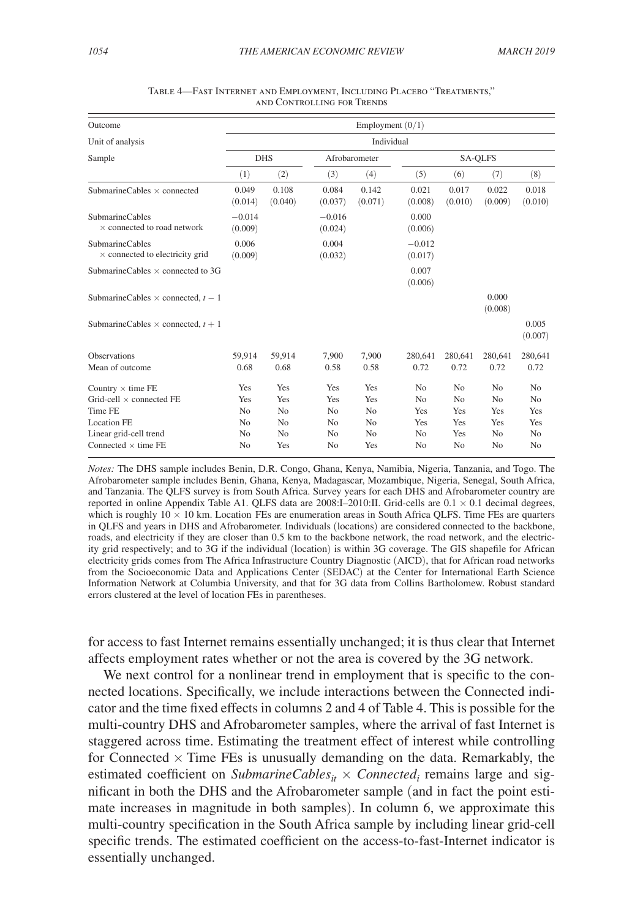Table 4—Fast Internet and Employment, Including Placebo "Treatments," and Controlling for Trends

| Outcome | Employment (0/1) | | | | | | | |
|---|---|---|---|---|---|---|---|---|
| Unit of analysis | Individual | | | | | | | |
| Sample | DHS | | Afrobarometer | | SA-QLFS | | | |
| | (1) | (2) | (3) | (4) | (5) | (6) | (7) | (8) |
| SubmarineCables × connected | 0.049 | 0.108 | 0.084 | 0.142 | 0.021 | 0.017 | 0.022 | 0.018 |
| | (0.014) | (0.040) | (0.037) | (0.071) | (0.008) | (0.010) | (0.009) | (0.010) |
| SubmarineCables × connected to road network | −0.014 | | −0.016 | | 0.000 | | | |
| | (0.009) | | (0.024) | | (0.006) | | | |
| SubmarineCables × connected to electricity grid | 0.006 | | 0.004 | | −0.012 | | | |
| | (0.009) | | (0.032) | | (0.017) | | | |
| SubmarineCables × connected to 3G | | | | | 0.007 | | | |
| | | | | | (0.006) | | | |
| SubmarineCables × connected, $t-1$ | | | | | | | 0.000 | |
| | | | | | | | (0.008) | |
| SubmarineCables × connected, $t+1$ | | | | | | | | 0.005 |
| | | | | | | | | (0.007) |
| Observations | 59,914 | 59,914 | 7,900 | 7,900 | 280,641 | 280,641 | 280,641 | 280,641 |
| Mean of outcome | 0.68 | 0.68 | 0.58 | 0.58 | 0.72 | 0.72 | 0.72 | 0.72 |
| Country × time FE | Yes | Yes | Yes | Yes | No | No | No | No |
| Grid-cell × connected FE | Yes | Yes | Yes | Yes | No | No | No | No |
| Time FE | No | No | No | No | Yes | Yes | Yes | Yes |
| Location FE | No | No | No | No | Yes | Yes | Yes | Yes |
| Linear grid-cell trend | No | No | No | No | No | Yes | No | No |
| Connected × time FE | No | Yes | No | Yes | No | No | No | No |

*Notes:* The DHS sample includes Benin, D.R. Congo, Ghana, Kenya, Namibia, Nigeria, Tanzania, and Togo. The Afrobarometer sample includes Benin, Ghana, Kenya, Madagascar, Mozambique, Nigeria, Senegal, South Africa, and Tanzania. The QLFS survey is from South Africa. Survey years for each DHS and Afrobarometer country are reported in online Appendix Table A1. QLFS data are 2008:I–2010:II. Grid-cells are 0.1 × 0.1 decimal degrees, which is roughly 10 × 10 km. Location FEs are enumeration areas in South Africa QLFS. Time FEs are quarters in QLFS and years in DHS and Afrobarometer. Individuals (locations) are considered connected to the backbone, roads, and electricity if they are closer than 0.5 km to the backbone network, the road network, and the electricity grid respectively; and to 3G if the individual (location) is within 3G coverage. The GIS shapefile for African electricity grids comes from The Africa Infrastructure Country Diagnostic (AICD), that for African road networks from the Socioeconomic Data and Applications Center (SEDAC) at the Center for International Earth Science Information Network at Columbia University, and that for 3G data from Collins Bartholomew. Robust standard errors clustered at the level of location FEs in parentheses.

for access to fast Internet remains essentially unchanged; it is thus clear that Internet affects employment rates whether or not the area is covered by the 3G network.

We next control for a nonlinear trend in employment that is specific to the connected locations. Specifically, we include interactions between the Connected indicator and the time fixed effects in columns 2 and 4 of Table 4. This is possible for the multi-country DHS and Afrobarometer samples, where the arrival of fast Internet is staggered across time. Estimating the treatment effect of interest while controlling for Connected × Time FEs is unusually demanding on the data. Remarkably, the estimated coefficient on $SubmarineCables_{it} \times Connected_i$ remains large and significant in both the DHS and the Afrobarometer sample (and in fact the point estimate increases in magnitude in both samples). In column 6, we approximate this multi-country specification in the South Africa sample by including linear grid-cell specific trends. The estimated coefficient on the access-to-fast-Internet indicator is essentially unchanged.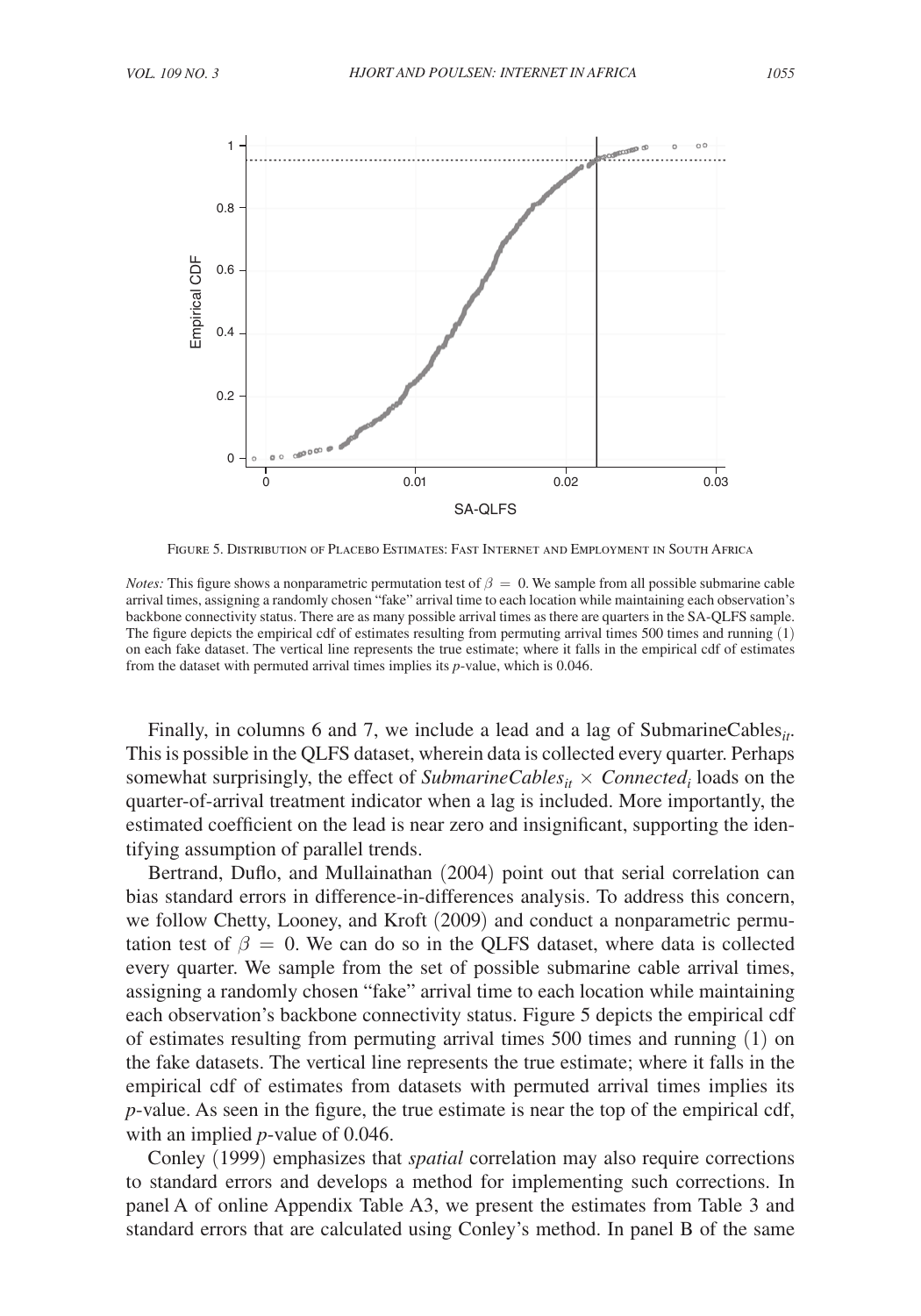Figure 5. Distribution of Placebo Estimates: Fast Internet and Employment in South Africa

*Notes:* This figure shows a nonparametric permutation test of $\beta = 0$. We sample from all possible submarine cable arrival times, assigning a randomly chosen "fake" arrival time to each location while maintaining each observation's backbone connectivity status. There are as many possible arrival times as there are quarters in the SA-QLFS sample. The figure depicts the empirical cdf of estimates resulting from permuting arrival times 500 times and running (1) on each fake dataset. The vertical line represents the true estimate; where it falls in the empirical cdf of estimates from the dataset with permuted arrival times implies its *p*-value, which is 0.046.

Finally, in columns 6 and 7, we include a lead and a lag of $\text{SubmarineCables}_{it}$. This is possible in the QLFS dataset, wherein data is collected every quarter. Perhaps somewhat surprisingly, the effect of $\textit{SubmarineCables}_{it} \times \textit{Connected}_i$ loads on the quarter-of-arrival treatment indicator when a lag is included. More importantly, the estimated coefficient on the lead is near zero and insignificant, supporting the identifying assumption of parallel trends.

Bertrand, Duflo, and Mullainathan (2004) point out that serial correlation can bias standard errors in difference-in-differences analysis. To address this concern, we follow Chetty, Looney, and Kroft (2009) and conduct a nonparametric permutation test of $\beta = 0$. We can do so in the QLFS dataset, where data is collected every quarter. We sample from the set of possible submarine cable arrival times, assigning a randomly chosen "fake" arrival time to each location while maintaining each observation's backbone connectivity status. Figure 5 depicts the empirical cdf of estimates resulting from permuting arrival times 500 times and running (1) on the fake datasets. The vertical line represents the true estimate; where it falls in the empirical cdf of estimates from datasets with permuted arrival times implies its *p*-value. As seen in the figure, the true estimate is near the top of the empirical cdf, with an implied *p*-value of 0.046.

Conley (1999) emphasizes that *spatial* correlation may also require corrections to standard errors and develops a method for implementing such corrections. In panel A of online Appendix Table A3, we present the estimates from Table 3 and standard errors that are calculated using Conley's method. In panel B of the same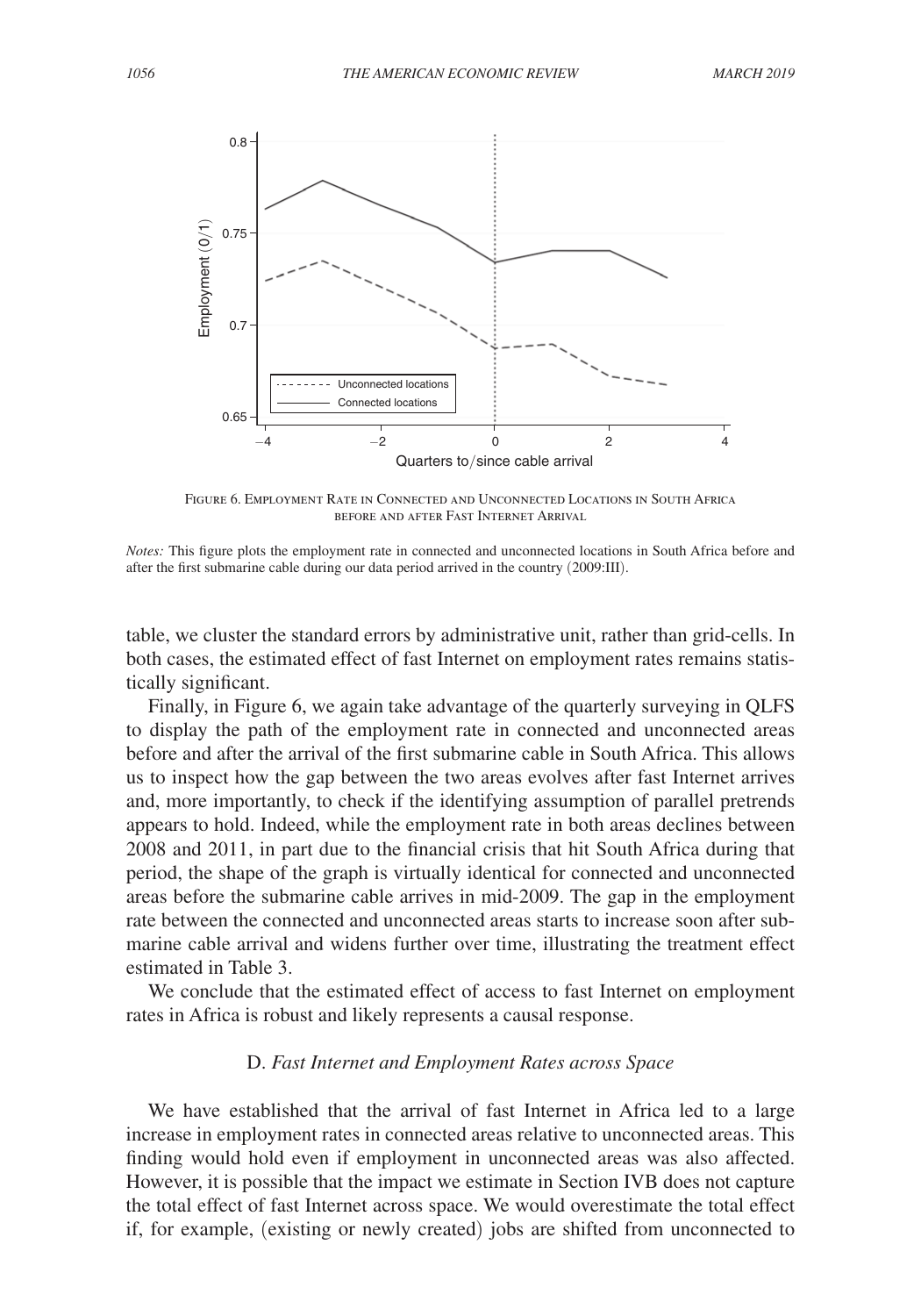Figure 6. Employment Rate in Connected and Unconnected Locations in South Africa before and after Fast Internet Arrival

*Notes:* This figure plots the employment rate in connected and unconnected locations in South Africa before and after the first submarine cable during our data period arrived in the country (2009:III).

table, we cluster the standard errors by administrative unit, rather than grid-cells. In both cases, the estimated effect of fast Internet on employment rates remains statistically significant.

Finally, in Figure 6, we again take advantage of the quarterly surveying in QLFS to display the path of the employment rate in connected and unconnected areas before and after the arrival of the first submarine cable in South Africa. This allows us to inspect how the gap between the two areas evolves after fast Internet arrives and, more importantly, to check if the identifying assumption of parallel pretrends appears to hold. Indeed, while the employment rate in both areas declines between 2008 and 2011, in part due to the financial crisis that hit South Africa during that period, the shape of the graph is virtually identical for connected and unconnected areas before the submarine cable arrives in mid-2009. The gap in the employment rate between the connected and unconnected areas starts to increase soon after submarine cable arrival and widens further over time, illustrating the treatment effect estimated in Table 3.

We conclude that the estimated effect of access to fast Internet on employment rates in Africa is robust and likely represents a causal response.

### D. *Fast Internet and Employment Rates across Space*

We have established that the arrival of fast Internet in Africa led to a large increase in employment rates in connected areas relative to unconnected areas. This finding would hold even if employment in unconnected areas was also affected. However, it is possible that the impact we estimate in Section IVB does not capture the total effect of fast Internet across space. We would overestimate the total effect if, for example, (existing or newly created) jobs are shifted from unconnected to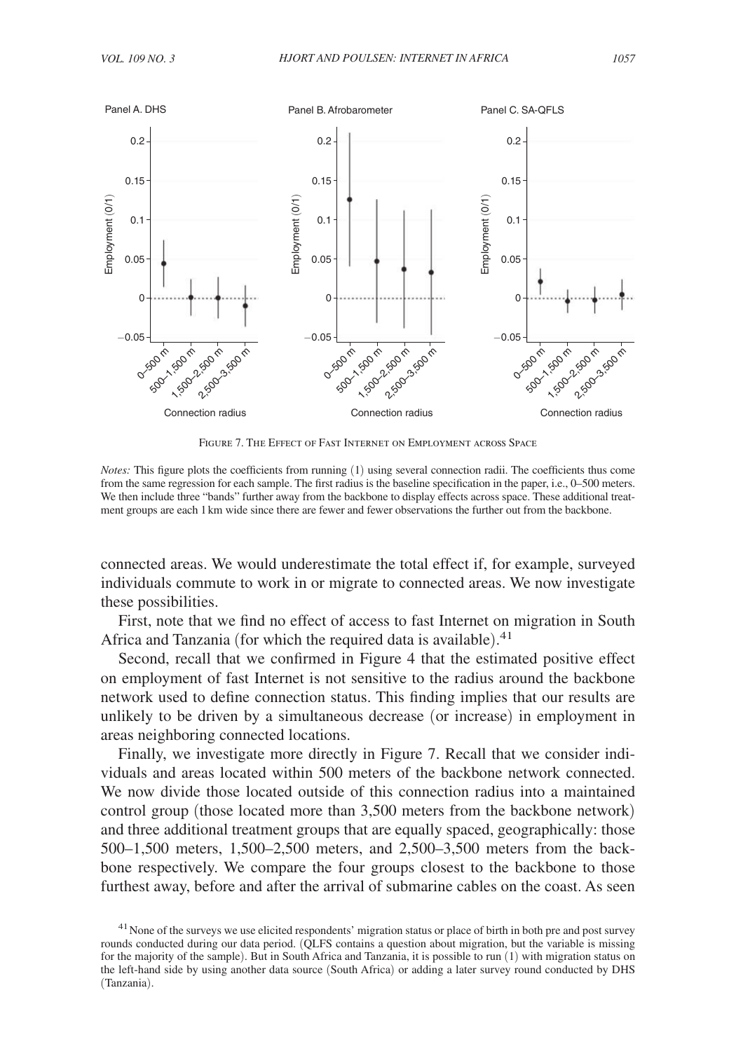Figure 7. The Effect of Fast Internet on Employment across Space

*Notes:* This figure plots the coefficients from running (1) using several connection radii. The coefficients thus come from the same regression for each sample. The first radius is the baseline specification in the paper, i.e., 0–500 meters. We then include three "bands" further away from the backbone to display effects across space. These additional treatment groups are each 1 km wide since there are fewer and fewer observations the further out from the backbone.

connected areas. We would underestimate the total effect if, for example, surveyed individuals commute to work in or migrate to connected areas. We now investigate these possibilities.

First, note that we find no effect of access to fast Internet on migration in South Africa and Tanzania (for which the required data is available).[41]

Second, recall that we confirmed in Figure 4 that the estimated positive effect on employment of fast Internet is not sensitive to the radius around the backbone network used to define connection status. This finding implies that our results are unlikely to be driven by a simultaneous decrease (or increase) in employment in areas neighboring connected locations.

Finally, we investigate more directly in Figure 7. Recall that we consider individuals and areas located within 500 meters of the backbone network connected. We now divide those located outside of this connection radius into a maintained control group (those located more than 3,500 meters from the backbone network) and three additional treatment groups that are equally spaced, geographically: those 500–1,500 meters, 1,500–2,500 meters, and 2,500–3,500 meters from the backbone respectively. We compare the four groups closest to the backbone to those furthest away, before and after the arrival of submarine cables on the coast. As seen

[41] None of the surveys we use elicited respondents' migration status or place of birth in both pre and post survey rounds conducted during our data period. (QLFS contains a question about migration, but the variable is missing for the majority of the sample). But in South Africa and Tanzania, it is possible to run (1) with migration status on the left-hand side by using another data source (South Africa) or adding a later survey round conducted by DHS (Tanzania).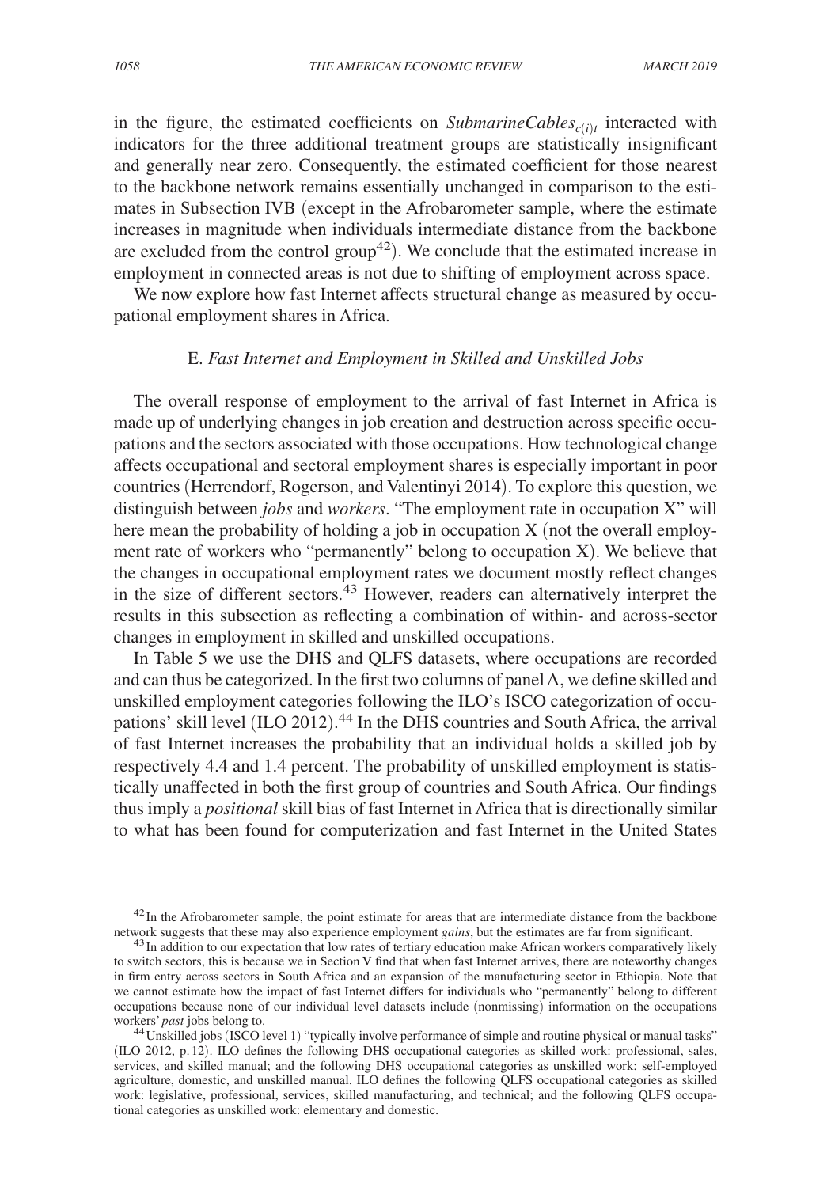in the figure, the estimated coefficients on $SubmarineCables_{c(i)t}$ interacted with indicators for the three additional treatment groups are statistically insignificant and generally near zero. Consequently, the estimated coefficient for those nearest to the backbone network remains essentially unchanged in comparison to the estimates in Subsection IVB (except in the Afrobarometer sample, where the estimate increases in magnitude when individuals intermediate distance from the backbone are excluded from the control group[42]). We conclude that the estimated increase in employment in connected areas is not due to shifting of employment across space.

We now explore how fast Internet affects structural change as measured by occupational employment shares in Africa.

### E. *Fast Internet and Employment in Skilled and Unskilled Jobs*

The overall response of employment to the arrival of fast Internet in Africa is made up of underlying changes in job creation and destruction across specific occupations and the sectors associated with those occupations. How technological change affects occupational and sectoral employment shares is especially important in poor countries (Herrendorf, Rogerson, and Valentinyi 2014). To explore this question, we distinguish between *jobs* and *workers*. "The employment rate in occupation X" will here mean the probability of holding a job in occupation X (not the overall employment rate of workers who "permanently" belong to occupation X). We believe that the changes in occupational employment rates we document mostly reflect changes in the size of different sectors.[43] However, readers can alternatively interpret the results in this subsection as reflecting a combination of within- and across-sector changes in employment in skilled and unskilled occupations.

In Table 5 we use the DHS and QLFS datasets, where occupations are recorded and can thus be categorized. In the first two columns of panel A, we define skilled and unskilled employment categories following the ILO's ISCO categorization of occupations' skill level (ILO 2012).[44] In the DHS countries and South Africa, the arrival of fast Internet increases the probability that an individual holds a skilled job by respectively 4.4 and 1.4 percent. The probability of unskilled employment is statistically unaffected in both the first group of countries and South Africa. Our findings thus imply a *positional* skill bias of fast Internet in Africa that is directionally similar to what has been found for computerization and fast Internet in the United States

[42] In the Afrobarometer sample, the point estimate for areas that are intermediate distance from the backbone network suggests that these may also experience employment *gains*, but the estimates are far from significant.

[43] In addition to our expectation that low rates of tertiary education make African workers comparatively likely to switch sectors, this is because we in Section V find that when fast Internet arrives, there are noteworthy changes in firm entry across sectors in South Africa and an expansion of the manufacturing sector in Ethiopia. Note that we cannot estimate how the impact of fast Internet differs for individuals who "permanently" belong to different occupations because none of our individual level datasets include (nonmissing) information on the occupations workers' *past* jobs belong to.

[44] Unskilled jobs (ISCO level 1) "typically involve performance of simple and routine physical or manual tasks" (ILO 2012, p. 12). ILO defines the following DHS occupational categories as skilled work: professional, sales, services, and skilled manual; and the following DHS occupational categories as unskilled work: self-employed agriculture, domestic, and unskilled manual. ILO defines the following QLFS occupational categories as skilled work: legislative, professional, services, skilled manufacturing, and technical; and the following QLFS occupational categories as unskilled work: elementary and domestic.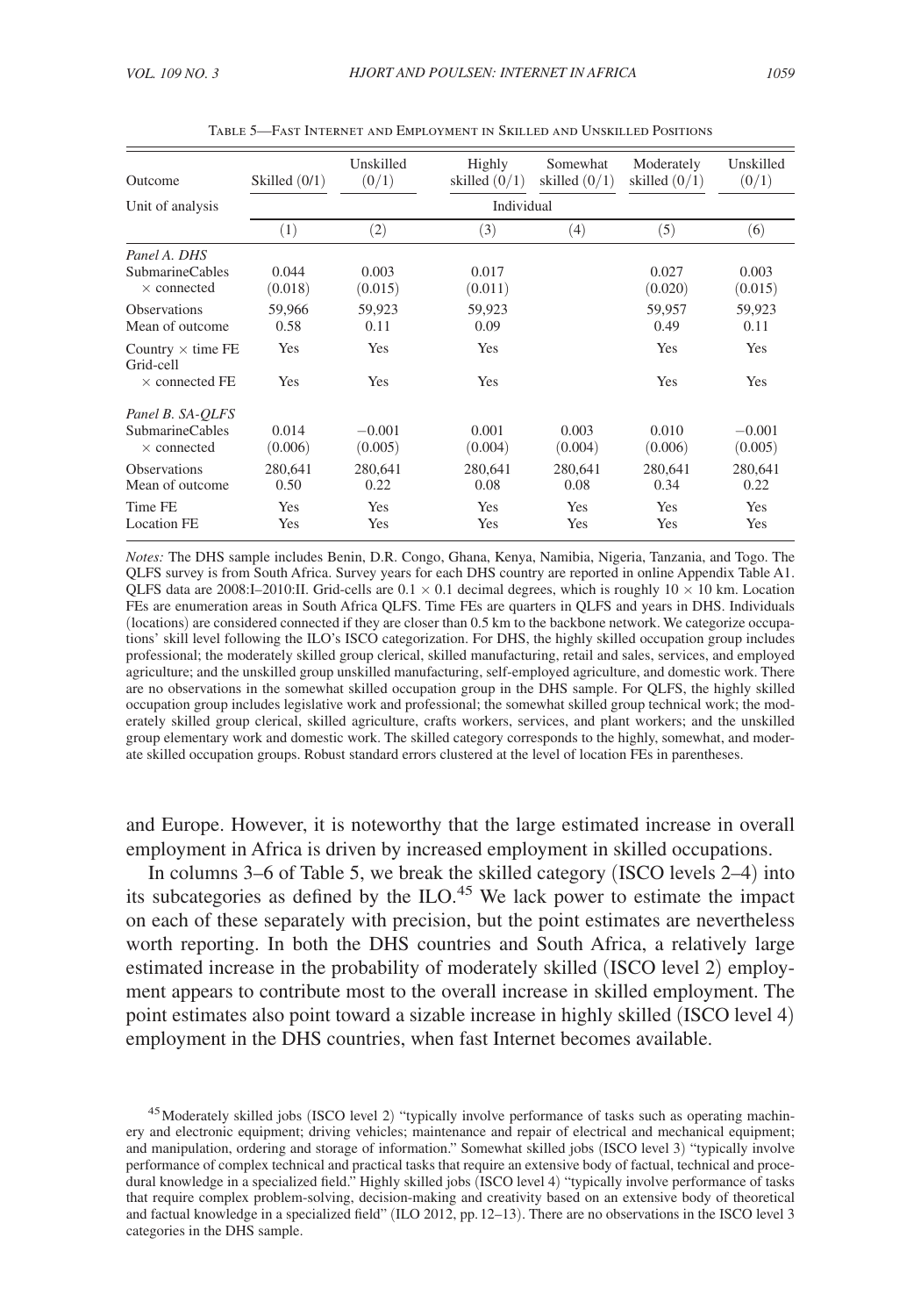Table 5—Fast Internet and Employment in Skilled and Unskilled Positions

| Outcome | Skilled (0/1) | Unskilled (0/1) | Highly skilled (0/1) | Somewhat skilled (0/1) | Moderately skilled (0/1) | Unskilled (0/1) |
|---|---|---|---|---|---|---|
| Unit of analysis | Individual | | | | | |
| | (1) | (2) | (3) | (4) | (5) | (6) |
| *Panel A. DHS* | | | | | | |
| SubmarineCables × connected | 0.044 (0.018) | 0.003 (0.015) | 0.017 (0.011) | | 0.027 (0.020) | 0.003 (0.015) |
| Observations | 59,966 | 59,923 | 59,923 | | 59,957 | 59,923 |
| Mean of outcome | 0.58 | 0.11 | 0.09 | | 0.49 | 0.11 |
| Country × time FE | Yes | Yes | Yes | | Yes | Yes |
| Grid-cell × connected FE | Yes | Yes | Yes | | Yes | Yes |
| *Panel B. SA-QLFS* | | | | | | |
| SubmarineCables × connected | 0.014 (0.006) | −0.001 (0.005) | 0.001 (0.004) | 0.003 (0.004) | 0.010 (0.006) | −0.001 (0.005) |
| Observations | 280,641 | 280,641 | 280,641 | 280,641 | 280,641 | 280,641 |
| Mean of outcome | 0.50 | 0.22 | 0.08 | 0.08 | 0.34 | 0.22 |
| Time FE | Yes | Yes | Yes | Yes | Yes | Yes |
| Location FE | Yes | Yes | Yes | Yes | Yes | Yes |

*Notes:* The DHS sample includes Benin, D.R. Congo, Ghana, Kenya, Namibia, Nigeria, Tanzania, and Togo. The QLFS survey is from South Africa. Survey years for each DHS country are reported in online Appendix Table A1. QLFS data are 2008:I–2010:II. Grid-cells are $0.1 \times 0.1$ decimal degrees, which is roughly $10 \times 10$ km. Location FEs are enumeration areas in South Africa QLFS. Time FEs are quarters in QLFS and years in DHS. Individuals (locations) are considered connected if they are closer than 0.5 km to the backbone network. We categorize occupations' skill level following the ILO's ISCO categorization. For DHS, the highly skilled occupation group includes professional; the moderately skilled group clerical, skilled manufacturing, retail and sales, services, and employed agriculture; and the unskilled group unskilled manufacturing, self-employed agriculture, and domestic work. There are no observations in the somewhat skilled occupation group in the DHS sample. For QLFS, the highly skilled occupation group includes legislative work and professional; the somewhat skilled group technical work; the moderately skilled group clerical, skilled agriculture, crafts workers, services, and plant workers; and the unskilled group elementary work and domestic work. The skilled category corresponds to the highly, somewhat, and moderate skilled occupation groups. Robust standard errors clustered at the level of location FEs in parentheses.

and Europe. However, it is noteworthy that the large estimated increase in overall employment in Africa is driven by increased employment in skilled occupations.

In columns 3–6 of Table 5, we break the skilled category (ISCO levels 2–4) into its subcategories as defined by the ILO.[45] We lack power to estimate the impact on each of these separately with precision, but the point estimates are nevertheless worth reporting. In both the DHS countries and South Africa, a relatively large estimated increase in the probability of moderately skilled (ISCO level 2) employment appears to contribute most to the overall increase in skilled employment. The point estimates also point toward a sizable increase in highly skilled (ISCO level 4) employment in the DHS countries, when fast Internet becomes available.

[45] Moderately skilled jobs (ISCO level 2) "typically involve performance of tasks such as operating machinery and electronic equipment; driving vehicles; maintenance and repair of electrical and mechanical equipment; and manipulation, ordering and storage of information." Somewhat skilled jobs (ISCO level 3) "typically involve performance of complex technical and practical tasks that require an extensive body of factual, technical and procedural knowledge in a specialized field." Highly skilled jobs (ISCO level 4) "typically involve performance of tasks that require complex problem-solving, decision-making and creativity based on an extensive body of theoretical and factual knowledge in a specialized field" (ILO 2012, pp. 12–13). There are no observations in the ISCO level 3 categories in the DHS sample.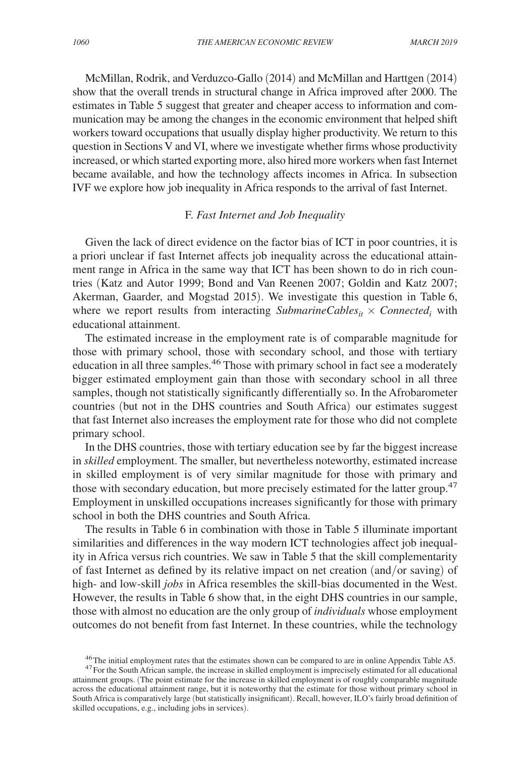McMillan, Rodrik, and Verduzco-Gallo (2014) and McMillan and Harttgen (2014) show that the overall trends in structural change in Africa improved after 2000. The estimates in Table 5 suggest that greater and cheaper access to information and communication may be among the changes in the economic environment that helped shift workers toward occupations that usually display higher productivity. We return to this question in Sections V and VI, where we investigate whether firms whose productivity increased, or which started exporting more, also hired more workers when fast Internet became available, and how the technology affects incomes in Africa. In subsection IVF we explore how job inequality in Africa responds to the arrival of fast Internet.

### F. *Fast Internet and Job Inequality*

Given the lack of direct evidence on the factor bias of ICT in poor countries, it is a priori unclear if fast Internet affects job inequality across the educational attainment range in Africa in the same way that ICT has been shown to do in rich countries (Katz and Autor 1999; Bond and Van Reenen 2007; Goldin and Katz 2007; Akerman, Gaarder, and Mogstad 2015). We investigate this question in Table 6, where we report results from interacting $SubmarineCables_{it} \times Connected_i$ with educational attainment.

The estimated increase in the employment rate is of comparable magnitude for those with primary school, those with secondary school, and those with tertiary education in all three samples.[46] Those with primary school in fact see a moderately bigger estimated employment gain than those with secondary school in all three samples, though not statistically significantly differentially so. In the Afrobarometer countries (but not in the DHS countries and South Africa) our estimates suggest that fast Internet also increases the employment rate for those who did not complete primary school.

In the DHS countries, those with tertiary education see by far the biggest increase in *skilled* employment. The smaller, but nevertheless noteworthy, estimated increase in skilled employment is of very similar magnitude for those with primary and those with secondary education, but more precisely estimated for the latter group.[47] Employment in unskilled occupations increases significantly for those with primary school in both the DHS countries and South Africa.

The results in Table 6 in combination with those in Table 5 illuminate important similarities and differences in the way modern ICT technologies affect job inequality in Africa versus rich countries. We saw in Table 5 that the skill complementarity of fast Internet as defined by its relative impact on net creation (and/or saving) of high- and low-skill *jobs* in Africa resembles the skill-bias documented in the West. However, the results in Table 6 show that, in the eight DHS countries in our sample, those with almost no education are the only group of *individuals* whose employment outcomes do not benefit from fast Internet. In these countries, while the technology

[46] The initial employment rates that the estimates shown can be compared to are in online Appendix Table A5.

[47] For the South African sample, the increase in skilled employment is imprecisely estimated for all educational attainment groups. (The point estimate for the increase in skilled employment is of roughly comparable magnitude across the educational attainment range, but it is noteworthy that the estimate for those without primary school in South Africa is comparatively large (but statistically insignificant). Recall, however, ILO's fairly broad definition of skilled occupations, e.g., including jobs in services).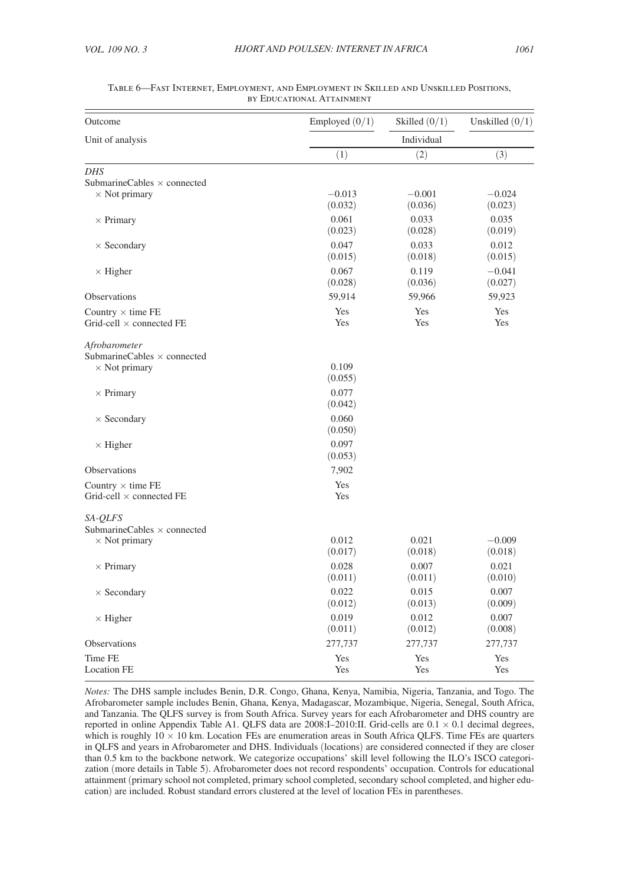Table 6—Fast Internet, Employment, and Employment in Skilled and Unskilled Positions, by Educational Attainment

| Outcome | Employed (0/1) | Skilled (0/1) | Unskilled (0/1) |
|---|---|---|---|
| Unit of analysis | | Individual | |
| | (1) | (2) | (3) |
| *DHS* | | | |
| SubmarineCables × connected | | | |
| × Not primary | −0.013 | −0.001 | −0.024 |
| | (0.032) | (0.036) | (0.023) |
| × Primary | 0.061 | 0.033 | 0.035 |
| | (0.023) | (0.028) | (0.019) |
| × Secondary | 0.047 | 0.033 | 0.012 |
| | (0.015) | (0.018) | (0.015) |
| × Higher | 0.067 | 0.119 | −0.041 |
| | (0.028) | (0.036) | (0.027) |
| Observations | 59,914 | 59,966 | 59,923 |
| Country × time FE | Yes | Yes | Yes |
| Grid-cell × connected FE | Yes | Yes | Yes |
| *Afrobarometer* | | | |
| SubmarineCables × connected | | | |
| × Not primary | 0.109 | | |
| | (0.055) | | |
| × Primary | 0.077 | | |
| | (0.042) | | |
| × Secondary | 0.060 | | |
| | (0.050) | | |
| × Higher | 0.097 | | |
| | (0.053) | | |
| Observations | 7,902 | | |
| Country × time FE | Yes | | |
| Grid-cell × connected FE | Yes | | |
| *SA-QLFS* | | | |
| SubmarineCables × connected | | | |
| × Not primary | 0.012 | 0.021 | −0.009 |
| | (0.017) | (0.018) | (0.018) |
| × Primary | 0.028 | 0.007 | 0.021 |
| | (0.011) | (0.011) | (0.010) |
| × Secondary | 0.022 | 0.015 | 0.007 |
| | (0.012) | (0.013) | (0.009) |
| × Higher | 0.019 | 0.012 | 0.007 |
| | (0.011) | (0.012) | (0.008) |
| Observations | 277,737 | 277,737 | 277,737 |
| Time FE | Yes | Yes | Yes |
| Location FE | Yes | Yes | Yes |

*Notes:* The DHS sample includes Benin, D.R. Congo, Ghana, Kenya, Namibia, Nigeria, Tanzania, and Togo. The Afrobarometer sample includes Benin, Ghana, Kenya, Madagascar, Mozambique, Nigeria, Senegal, South Africa, and Tanzania. The QLFS survey is from South Africa. Survey years for each Afrobarometer and DHS country are reported in online Appendix Table A1. QLFS data are 2008:I–2010:II. Grid-cells are $0.1 \times 0.1$ decimal degrees, which is roughly $10 \times 10$ km. Location FEs are enumeration areas in South Africa QLFS. Time FEs are quarters in QLFS and years in Afrobarometer and DHS. Individuals (locations) are considered connected if they are closer than 0.5 km to the backbone network. We categorize occupations' skill level following the ILO's ISCO categorization (more details in Table 5). Afrobarometer does not record respondents' occupation. Controls for educational attainment (primary school not completed, primary school completed, secondary school completed, and higher education) are included. Robust standard errors clustered at the level of location FEs in parentheses.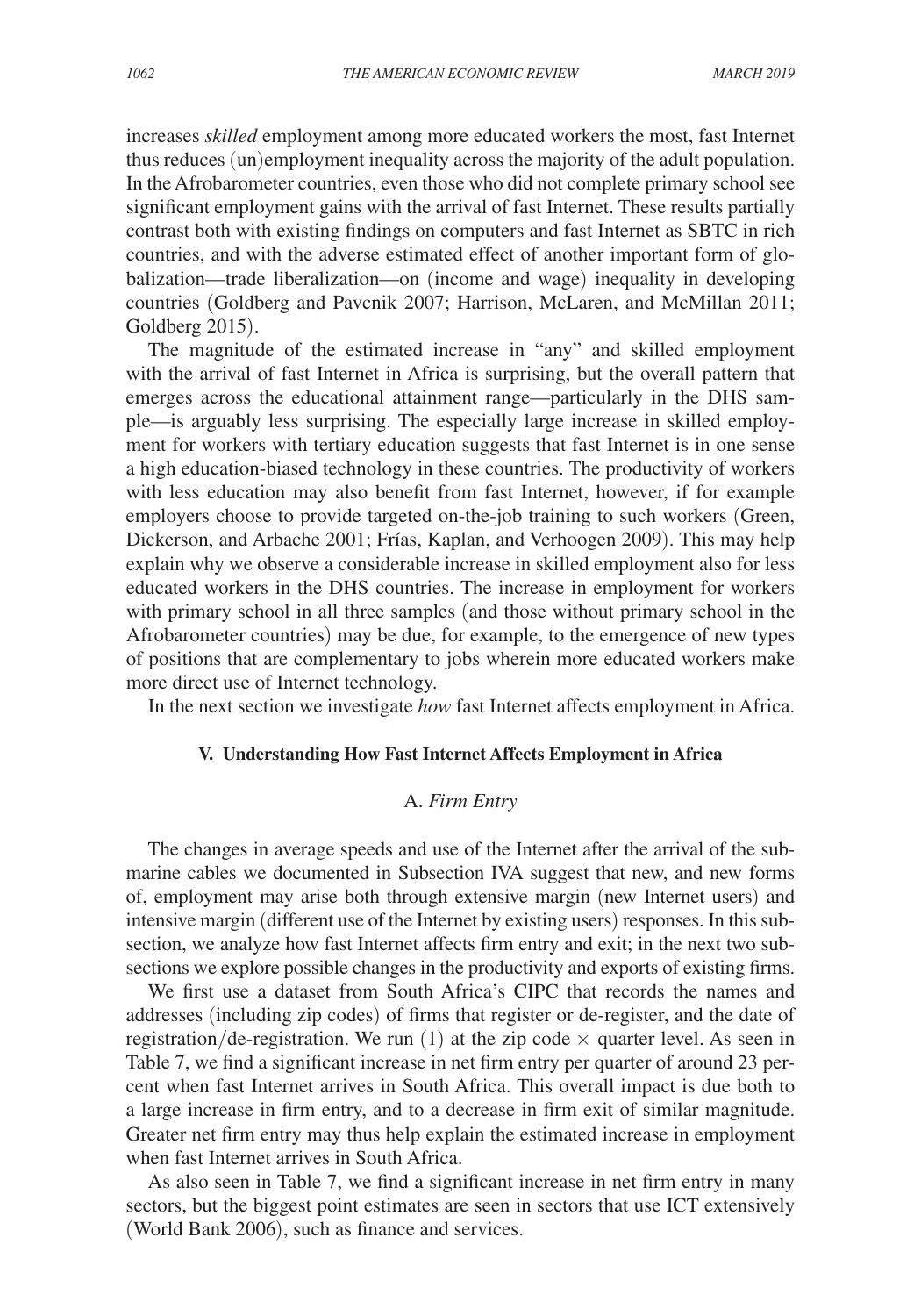increases *skilled* employment among more educated workers the most, fast Internet thus reduces (un)employment inequality across the majority of the adult population. In the Afrobarometer countries, even those who did not complete primary school see significant employment gains with the arrival of fast Internet. These results partially contrast both with existing findings on computers and fast Internet as SBTC in rich countries, and with the adverse estimated effect of another important form of globalization—trade liberalization—on (income and wage) inequality in developing countries (Goldberg and Pavcnik 2007; Harrison, McLaren, and McMillan 2011; Goldberg 2015).

The magnitude of the estimated increase in "any" and skilled employment with the arrival of fast Internet in Africa is surprising, but the overall pattern that emerges across the educational attainment range—particularly in the DHS sample—is arguably less surprising. The especially large increase in skilled employment for workers with tertiary education suggests that fast Internet is in one sense a high education-biased technology in these countries. The productivity of workers with less education may also benefit from fast Internet, however, if for example employers choose to provide targeted on-the-job training to such workers (Green, Dickerson, and Arbache 2001; Frías, Kaplan, and Verhoogen 2009). This may help explain why we observe a considerable increase in skilled employment also for less educated workers in the DHS countries. The increase in employment for workers with primary school in all three samples (and those without primary school in the Afrobarometer countries) may be due, for example, to the emergence of new types of positions that are complementary to jobs wherein more educated workers make more direct use of Internet technology.

In the next section we investigate *how* fast Internet affects employment in Africa.

## V. Understanding How Fast Internet Affects Employment in Africa

### A. *Firm Entry*

The changes in average speeds and use of the Internet after the arrival of the submarine cables we documented in Subsection IVA suggest that new, and new forms of, employment may arise both through extensive margin (new Internet users) and intensive margin (different use of the Internet by existing users) responses. In this subsection, we analyze how fast Internet affects firm entry and exit; in the next two subsections we explore possible changes in the productivity and exports of existing firms.

We first use a dataset from South Africa's CIPC that records the names and addresses (including zip codes) of firms that register or de-register, and the date of registration/de-registration. We run (1) at the zip code $\times$ quarter level. As seen in Table 7, we find a significant increase in net firm entry per quarter of around 23 percent when fast Internet arrives in South Africa. This overall impact is due both to a large increase in firm entry, and to a decrease in firm exit of similar magnitude. Greater net firm entry may thus help explain the estimated increase in employment when fast Internet arrives in South Africa.

As also seen in Table 7, we find a significant increase in net firm entry in many sectors, but the biggest point estimates are seen in sectors that use ICT extensively (World Bank 2006), such as finance and services.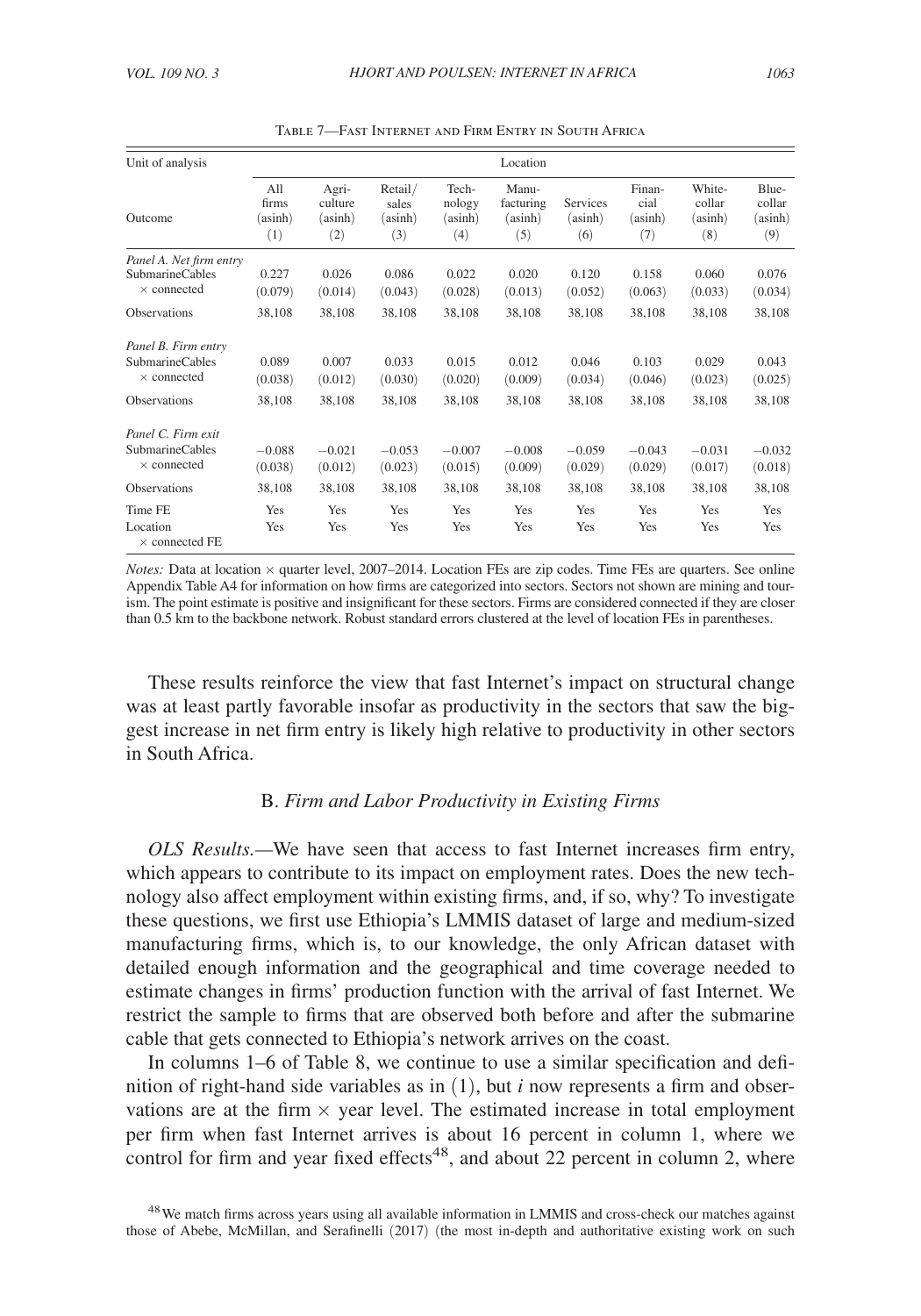Table 7—Fast Internet and Firm Entry in South Africa

| Unit of analysis | Location | | | | | | | | |
|---|---|---|---|---|---|---|---|---|---|
| Outcome | All firms (asinh) (1) | Agri-culture (asinh) (2) | Retail/sales (asinh) (3) | Tech-nology (asinh) (4) | Manu-facturing (asinh) (5) | Services (asinh) (6) | Finan-cial (asinh) (7) | White-collar (asinh) (8) | Blue-collar (asinh) (9) |
| *Panel A. Net firm entry* | | | | | | | | | |
| SubmarineCables $\times$ connected | 0.227 | 0.026 | 0.086 | 0.022 | 0.020 | 0.120 | 0.158 | 0.060 | 0.076 |
| | (0.079) | (0.014) | (0.043) | (0.028) | (0.013) | (0.052) | (0.063) | (0.033) | (0.034) |
| Observations | 38,108 | 38,108 | 38,108 | 38,108 | 38,108 | 38,108 | 38,108 | 38,108 | 38,108 |
| *Panel B. Firm entry* | | | | | | | | | |
| SubmarineCables $\times$ connected | 0.089 | 0.007 | 0.033 | 0.015 | 0.012 | 0.046 | 0.103 | 0.029 | 0.043 |
| | (0.038) | (0.012) | (0.030) | (0.020) | (0.009) | (0.034) | (0.046) | (0.023) | (0.025) |
| Observations | 38,108 | 38,108 | 38,108 | 38,108 | 38,108 | 38,108 | 38,108 | 38,108 | 38,108 |
| *Panel C. Firm exit* | | | | | | | | | |
| SubmarineCables $\times$ connected | −0.088 | −0.021 | −0.053 | −0.007 | −0.008 | −0.059 | −0.043 | −0.031 | −0.032 |
| | (0.038) | (0.012) | (0.023) | (0.015) | (0.009) | (0.029) | (0.029) | (0.017) | (0.018) |
| Observations | 38,108 | 38,108 | 38,108 | 38,108 | 38,108 | 38,108 | 38,108 | 38,108 | 38,108 |
| Time FE | Yes | Yes | Yes | Yes | Yes | Yes | Yes | Yes | Yes |
| Location $\times$ connected FE | Yes | Yes | Yes | Yes | Yes | Yes | Yes | Yes | Yes |

*Notes:* Data at location $\times$ quarter level, 2007–2014. Location FEs are zip codes. Time FEs are quarters. See online Appendix Table A4 for information on how firms are categorized into sectors. Sectors not shown are mining and tourism. The point estimate is positive and insignificant for these sectors. Firms are considered connected if they are closer than 0.5 km to the backbone network. Robust standard errors clustered at the level of location FEs in parentheses.

These results reinforce the view that fast Internet's impact on structural change was at least partly favorable insofar as productivity in the sectors that saw the biggest increase in net firm entry is likely high relative to productivity in other sectors in South Africa.

### B. *Firm and Labor Productivity in Existing Firms*

*OLS Results.*—We have seen that access to fast Internet increases firm entry, which appears to contribute to its impact on employment rates. Does the new technology also affect employment within existing firms, and, if so, why? To investigate these questions, we first use Ethiopia's LMMIS dataset of large and medium-sized manufacturing firms, which is, to our knowledge, the only African dataset with detailed enough information and the geographical and time coverage needed to estimate changes in firms' production function with the arrival of fast Internet. We restrict the sample to firms that are observed both before and after the submarine cable that gets connected to Ethiopia's network arrives on the coast.

In columns 1–6 of Table 8, we continue to use a similar specification and definition of right-hand side variables as in (1), but $i$ now represents a firm and observations are at the firm $\times$ year level. The estimated increase in total employment per firm when fast Internet arrives is about 16 percent in column 1, where we control for firm and year fixed effects[48], and about 22 percent in column 2, where

[48] We match firms across years using all available information in LMMIS and cross-check our matches against those of Abebe, McMillan, and Serafinelli (2017) (the most in-depth and authoritative existing work on such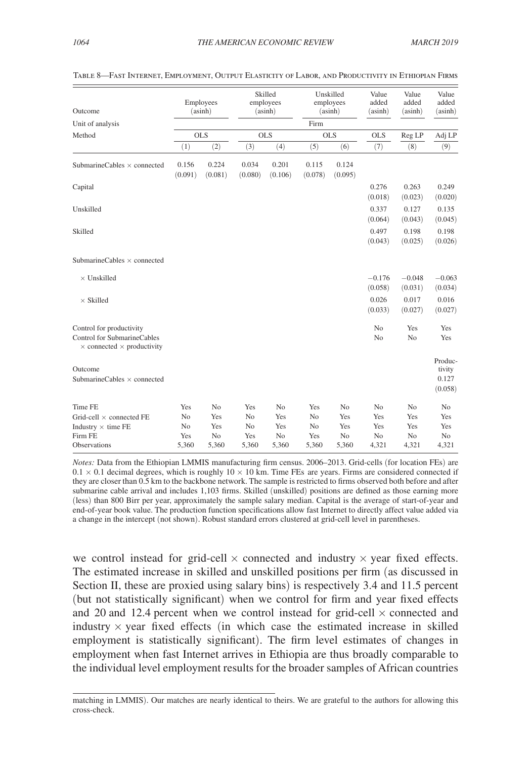Table 8—Fast Internet, Employment, Output Elasticity of Labor, and Productivity in Ethiopian Firms

| Outcome | Employees (asinh) | | Skilled employees (asinh) | | Unskilled employees (asinh) | | Value added (asinh) | Value added (asinh) | Value added (asinh) |
|---|---|---|---|---|---|---|---|---|---|
| Unit of analysis | Firm | | | | | | | | |
| Method | OLS | | OLS | | OLS | | OLS | Reg LP | Adj LP |
| | (1) | (2) | (3) | (4) | (5) | (6) | (7) | (8) | (9) |
| SubmarineCables × connected | 0.156 | 0.224 | 0.034 | 0.201 | 0.115 | 0.124 | | | |
| | (0.091) | (0.081) | (0.080) | (0.106) | (0.078) | (0.095) | | | |
| Capital | | | | | | | 0.276 | 0.263 | 0.249 |
| | | | | | | | (0.018) | (0.023) | (0.020) |
| Unskilled | | | | | | | 0.337 | 0.127 | 0.135 |
| | | | | | | | (0.064) | (0.043) | (0.045) |
| Skilled | | | | | | | 0.497 | 0.198 | 0.198 |
| | | | | | | | (0.043) | (0.025) | (0.026) |
| SubmarineCables × connected | | | | | | | | | |
| × Unskilled | | | | | | | −0.176 | −0.048 | −0.063 |
| | | | | | | | (0.058) | (0.031) | (0.034) |
| × Skilled | | | | | | | 0.026 | 0.017 | 0.016 |
| | | | | | | | (0.033) | (0.027) | (0.027) |
| Control for productivity | | | | | | | No | Yes | Yes |
| Control for SubmarineCables × connected × productivity | | | | | | | No | No | Yes |
| Outcome | | | | | | | | | Productivity |
| SubmarineCables × connected | | | | | | | | | 0.127 |
| | | | | | | | | | (0.058) |
| Time FE | Yes | No | Yes | No | Yes | No | No | No | No |
| Grid-cell × connected FE | No | Yes | No | Yes | No | Yes | Yes | Yes | Yes |
| Industry × time FE | No | Yes | No | Yes | No | Yes | Yes | Yes | Yes |
| Firm FE | Yes | No | Yes | No | Yes | No | No | No | No |
| Observations | 5,360 | 5,360 | 5,360 | 5,360 | 5,360 | 5,360 | 4,321 | 4,321 | 4,321 |

*Notes:* Data from the Ethiopian LMMIS manufacturing firm census. 2006–2013. Grid-cells (for location FEs) are $0.1 \times 0.1$ decimal degrees, which is roughly $10 \times 10$ km. Time FEs are years. Firms are considered connected if they are closer than 0.5 km to the backbone network. The sample is restricted to firms observed both before and after submarine cable arrival and includes 1,103 firms. Skilled (unskilled) positions are defined as those earning more (less) than 800 Birr per year, approximately the sample salary median. Capital is the average of start-of-year and end-of-year book value. The production function specifications allow fast Internet to directly affect value added via a change in the intercept (not shown). Robust standard errors clustered at grid-cell level in parentheses.

we control instead for grid-cell × connected and industry × year fixed effects. The estimated increase in skilled and unskilled positions per firm (as discussed in Section II, these are proxied using salary bins) is respectively 3.4 and 11.5 percent (but not statistically significant) when we control for firm and year fixed effects and 20 and 12.4 percent when we control instead for grid-cell × connected and industry × year fixed effects (in which case the estimated increase in skilled employment is statistically significant). The firm level estimates of changes in employment when fast Internet arrives in Ethiopia are thus broadly comparable to the individual level employment results for the broader samples of African countries

matching in LMMIS). Our matches are nearly identical to theirs. We are grateful to the authors for allowing this cross-check.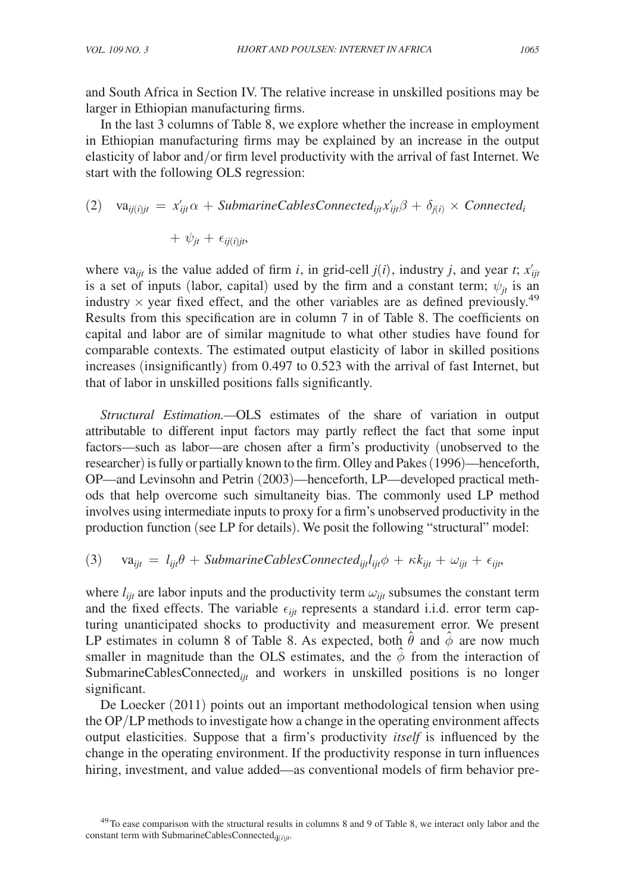and South Africa in Section IV. The relative increase in unskilled positions may be larger in Ethiopian manufacturing firms.

In the last 3 columns of Table 8, we explore whether the increase in employment in Ethiopian manufacturing firms may be explained by an increase in the output elasticity of labor and/or firm level productivity with the arrival of fast Internet. We start with the following OLS regression:

$$(2)\quad \text{va}_{ij(i)jt} = x'_{ijt}\alpha + \textit{SubmarineCablesConnected}_{ijt}x'_{ijt}\beta + \delta_{j(i)} \times \textit{Connected}_i + \psi_{jt} + \epsilon_{ij(i)jt},$$

where $\text{va}_{ijt}$ is the value added of firm $i$, in grid-cell $j(i)$, industry $j$, and year $t$; $x'_{ijt}$ is a set of inputs (labor, capital) used by the firm and a constant term; $\psi_{jt}$ is an industry $\times$ year fixed effect, and the other variables are as defined previously.[49] Results from this specification are in column 7 in of Table 8. The coefficients on capital and labor are of similar magnitude to what other studies have found for comparable contexts. The estimated output elasticity of labor in skilled positions increases (insignificantly) from 0.497 to 0.523 with the arrival of fast Internet, but that of labor in unskilled positions falls significantly.

*Structural Estimation.*—OLS estimates of the share of variation in output attributable to different input factors may partly reflect the fact that some input factors—such as labor—are chosen after a firm's productivity (unobserved to the researcher) is fully or partially known to the firm. Olley and Pakes (1996)—henceforth, OP—and Levinsohn and Petrin (2003)—henceforth, LP—developed practical methods that help overcome such simultaneity bias. The commonly used LP method involves using intermediate inputs to proxy for a firm's unobserved productivity in the production function (see LP for details). We posit the following "structural" model:

$$(3)\quad \text{va}_{ijt} = l_{ijt}\theta + \textit{SubmarineCablesConnected}_{ijt}l_{ijt}\phi + \kappa k_{ijt} + \omega_{ijt} + \epsilon_{ijt},$$

where $l_{ijt}$ are labor inputs and the productivity term $\omega_{ijt}$ subsumes the constant term and the fixed effects. The variable $\epsilon_{ijt}$ represents a standard i.i.d. error term capturing unanticipated shocks to productivity and measurement error. We present LP estimates in column 8 of Table 8. As expected, both $\hat{\theta}$ and $\hat{\phi}$ are now much smaller in magnitude than the OLS estimates, and the $\hat{\phi}$ from the interaction of $\text{SubmarineCablesConnected}_{ijt}$ and workers in unskilled positions is no longer significant.

De Loecker (2011) points out an important methodological tension when using the OP/LP methods to investigate how a change in the operating environment affects output elasticities. Suppose that a firm's productivity *itself* is influenced by the change in the operating environment. If the productivity response in turn influences hiring, investment, and value added—as conventional models of firm behavior pre-

[49] To ease comparison with the structural results in columns 8 and 9 of Table 8, we interact only labor and the constant term with $\text{SubmarineCablesConnected}_{ij(i)jt}$.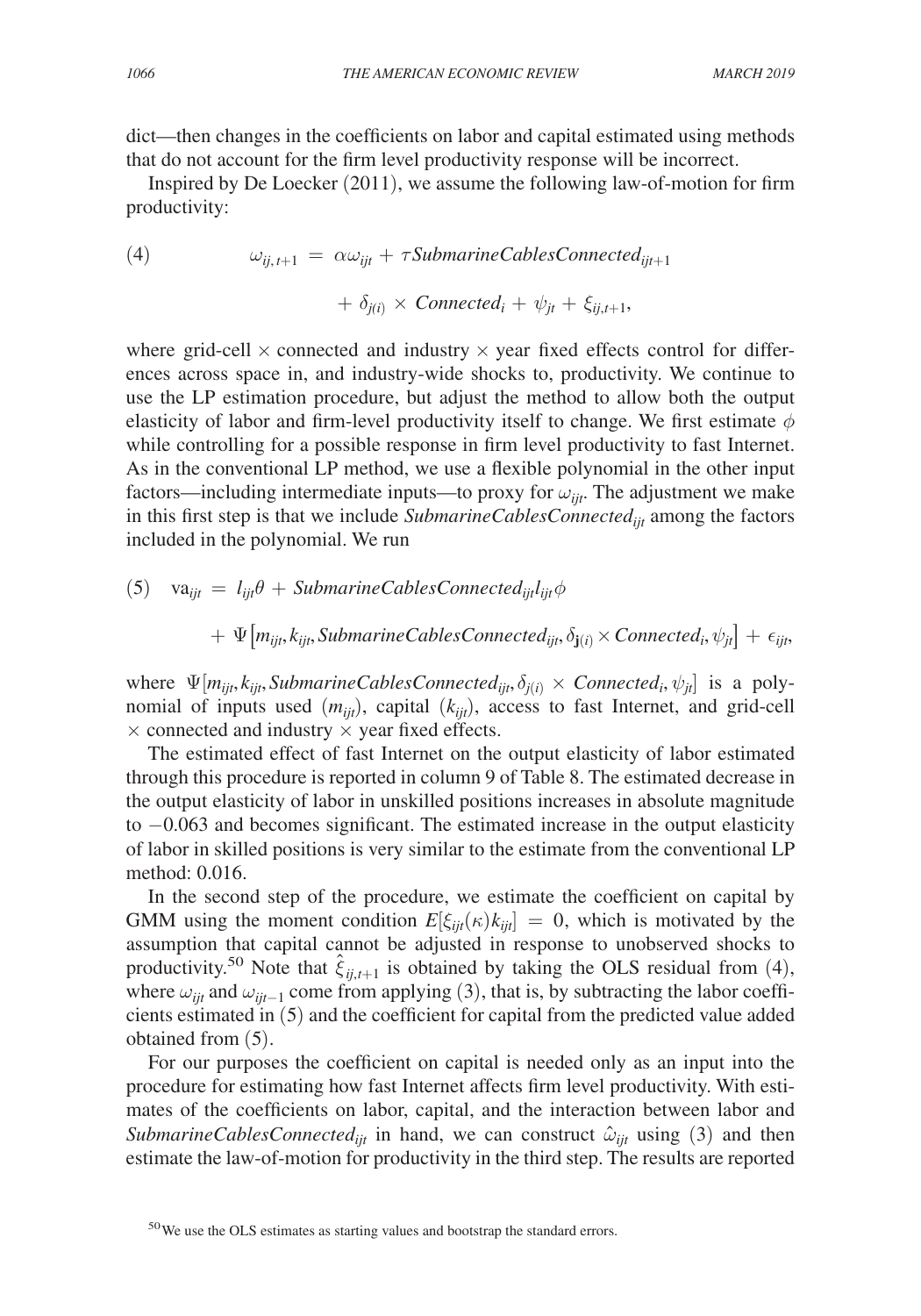dict—then changes in the coefficients on labor and capital estimated using methods that do not account for the firm level productivity response will be incorrect.

Inspired by De Loecker (2011), we assume the following law-of-motion for firm productivity:

$$
(4) \qquad \omega_{ij,t+1} = \alpha\omega_{ijt} + \tau SubmarineCablesConnected_{ijt+1} + \delta_{j(i)} \times Connected_i + \psi_{jt} + \xi_{ij,t+1},
$$

where grid-cell $\times$ connected and industry $\times$ year fixed effects control for differences across space in, and industry-wide shocks to, productivity. We continue to use the LP estimation procedure, but adjust the method to allow both the output elasticity of labor and firm-level productivity itself to change. We first estimate $\phi$ while controlling for a possible response in firm level productivity to fast Internet. As in the conventional LP method, we use a flexible polynomial in the other input factors—including intermediate inputs—to proxy for $\omega_{ijt}$. The adjustment we make in this first step is that we include $SubmarineCablesConnected_{ijt}$ among the factors included in the polynomial. We run

$$
(5) \quad \text{va}_{ijt} = l_{ijt}\theta + SubmarineCablesConnected_{ijt}l_{ijt}\phi + \Psi\left[m_{ijt}, k_{ijt}, SubmarineCablesConnected_{ijt}, \delta_{\mathbf{j}(i)} \times Connected_i, \psi_{jt}\right] + \epsilon_{ijt},
$$

where $\Psi[m_{ijt}, k_{ijt}, SubmarineCablesConnected_{ijt}, \delta_{j(i)} \times Connected_i, \psi_{jt}]$ is a polynomial of inputs used ($m_{ijt}$), capital ($k_{ijt}$), access to fast Internet, and grid-cell $\times$ connected and industry $\times$ year fixed effects.

The estimated effect of fast Internet on the output elasticity of labor estimated through this procedure is reported in column 9 of Table 8. The estimated decrease in the output elasticity of labor in unskilled positions increases in absolute magnitude to $-0.063$ and becomes significant. The estimated increase in the output elasticity of labor in skilled positions is very similar to the estimate from the conventional LP method: 0.016.

In the second step of the procedure, we estimate the coefficient on capital by GMM using the moment condition $E[\xi_{ijt}(\kappa)k_{ijt}] = 0$, which is motivated by the assumption that capital cannot be adjusted in response to unobserved shocks to productivity.[50] Note that $\hat{\xi}_{ij,t+1}$ is obtained by taking the OLS residual from (4), where $\omega_{ijt}$ and $\omega_{ijt-1}$ come from applying (3), that is, by subtracting the labor coefficients estimated in (5) and the coefficient for capital from the predicted value added obtained from (5).

For our purposes the coefficient on capital is needed only as an input into the procedure for estimating how fast Internet affects firm level productivity. With estimates of the coefficients on labor, capital, and the interaction between labor and $SubmarineCablesConnected_{ijt}$ in hand, we can construct $\hat{\omega}_{ijt}$ using (3) and then estimate the law-of-motion for productivity in the third step. The results are reported

[50] We use the OLS estimates as starting values and bootstrap the standard errors.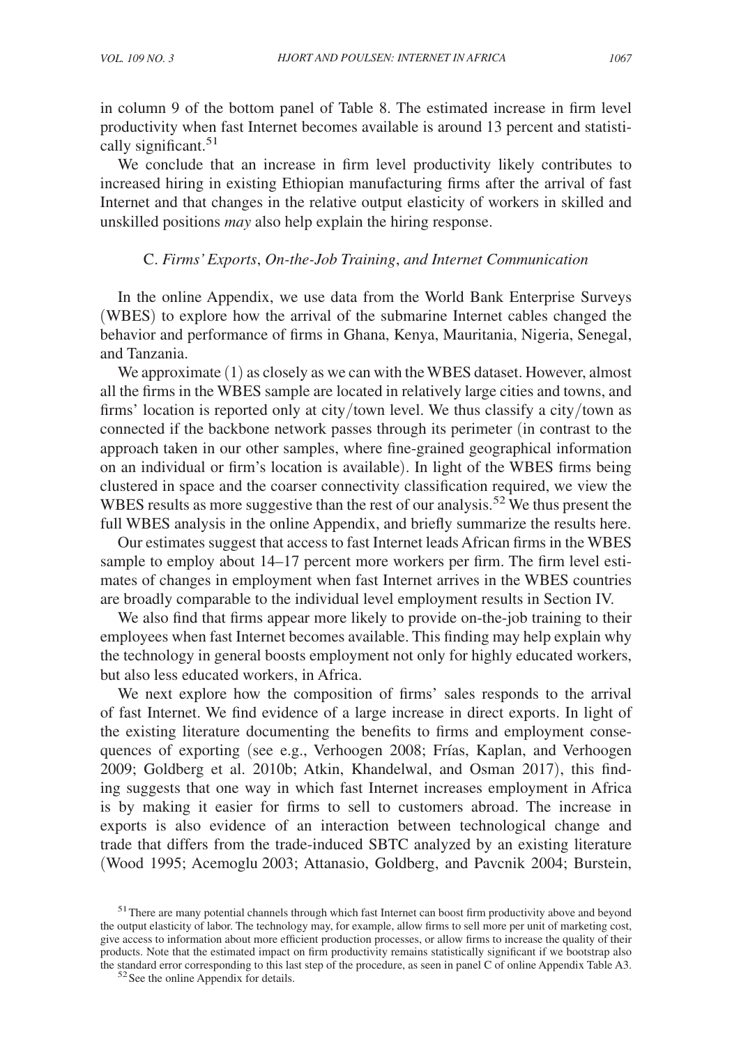in column 9 of the bottom panel of Table 8. The estimated increase in firm level productivity when fast Internet becomes available is around 13 percent and statistically significant.[51]

We conclude that an increase in firm level productivity likely contributes to increased hiring in existing Ethiopian manufacturing firms after the arrival of fast Internet and that changes in the relative output elasticity of workers in skilled and unskilled positions *may* also help explain the hiring response.

### C. *Firms' Exports*, *On-the-Job Training*, *and Internet Communication*

In the online Appendix, we use data from the World Bank Enterprise Surveys (WBES) to explore how the arrival of the submarine Internet cables changed the behavior and performance of firms in Ghana, Kenya, Mauritania, Nigeria, Senegal, and Tanzania.

We approximate (1) as closely as we can with the WBES dataset. However, almost all the firms in the WBES sample are located in relatively large cities and towns, and firms' location is reported only at city/town level. We thus classify a city/town as connected if the backbone network passes through its perimeter (in contrast to the approach taken in our other samples, where fine-grained geographical information on an individual or firm's location is available). In light of the WBES firms being clustered in space and the coarser connectivity classification required, we view the WBES results as more suggestive than the rest of our analysis.[52] We thus present the full WBES analysis in the online Appendix, and briefly summarize the results here.

Our estimates suggest that access to fast Internet leads African firms in the WBES sample to employ about 14–17 percent more workers per firm. The firm level estimates of changes in employment when fast Internet arrives in the WBES countries are broadly comparable to the individual level employment results in Section IV.

We also find that firms appear more likely to provide on-the-job training to their employees when fast Internet becomes available. This finding may help explain why the technology in general boosts employment not only for highly educated workers, but also less educated workers, in Africa.

We next explore how the composition of firms' sales responds to the arrival of fast Internet. We find evidence of a large increase in direct exports. In light of the existing literature documenting the benefits to firms and employment consequences of exporting (see e.g., Verhoogen 2008; Frías, Kaplan, and Verhoogen 2009; Goldberg et al. 2010b; Atkin, Khandelwal, and Osman 2017), this finding suggests that one way in which fast Internet increases employment in Africa is by making it easier for firms to sell to customers abroad. The increase in exports is also evidence of an interaction between technological change and trade that differs from the trade-induced SBTC analyzed by an existing literature (Wood 1995; Acemoglu 2003; Attanasio, Goldberg, and Pavcnik 2004; Burstein,

[51] There are many potential channels through which fast Internet can boost firm productivity above and beyond the output elasticity of labor. The technology may, for example, allow firms to sell more per unit of marketing cost, give access to information about more efficient production processes, or allow firms to increase the quality of their products. Note that the estimated impact on firm productivity remains statistically significant if we bootstrap also the standard error corresponding to this last step of the procedure, as seen in panel C of online Appendix Table A3.

[52] See the online Appendix for details.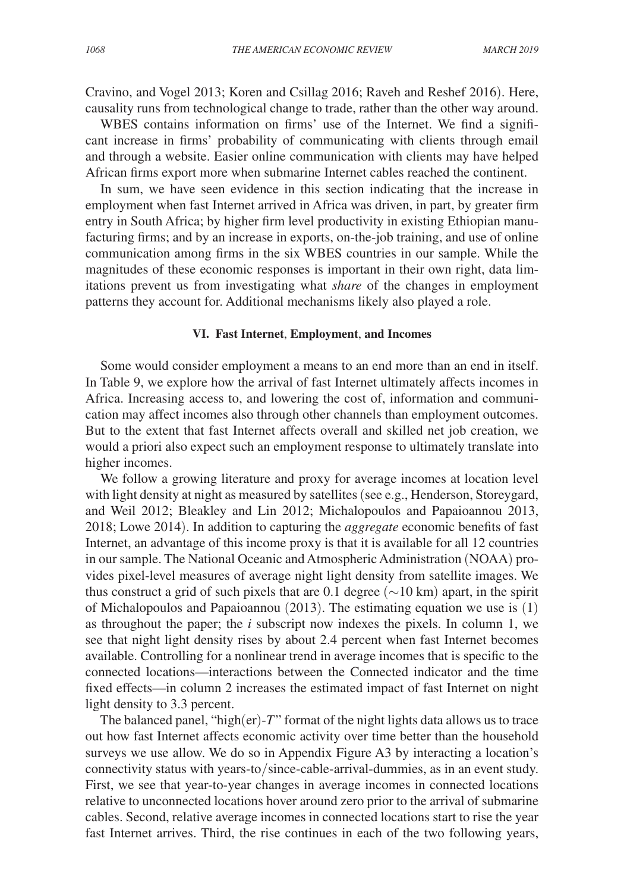Cravino, and Vogel 2013; Koren and Csillag 2016; Raveh and Reshef 2016). Here, causality runs from technological change to trade, rather than the other way around.

WBES contains information on firms' use of the Internet. We find a significant increase in firms' probability of communicating with clients through email and through a website. Easier online communication with clients may have helped African firms export more when submarine Internet cables reached the continent.

In sum, we have seen evidence in this section indicating that the increase in employment when fast Internet arrived in Africa was driven, in part, by greater firm entry in South Africa; by higher firm level productivity in existing Ethiopian manufacturing firms; and by an increase in exports, on-the-job training, and use of online communication among firms in the six WBES countries in our sample. While the magnitudes of these economic responses is important in their own right, data limitations prevent us from investigating what *share* of the changes in employment patterns they account for. Additional mechanisms likely also played a role.

## VI. Fast Internet, Employment, and Incomes

Some would consider employment a means to an end more than an end in itself. In Table 9, we explore how the arrival of fast Internet ultimately affects incomes in Africa. Increasing access to, and lowering the cost of, information and communication may affect incomes also through other channels than employment outcomes. But to the extent that fast Internet affects overall and skilled net job creation, we would a priori also expect such an employment response to ultimately translate into higher incomes.

We follow a growing literature and proxy for average incomes at location level with light density at night as measured by satellites (see e.g., Henderson, Storeygard, and Weil 2012; Bleakley and Lin 2012; Michalopoulos and Papaioannou 2013, 2018; Lowe 2014). In addition to capturing the *aggregate* economic benefits of fast Internet, an advantage of this income proxy is that it is available for all 12 countries in our sample. The National Oceanic and Atmospheric Administration (NOAA) provides pixel-level measures of average night light density from satellite images. We thus construct a grid of such pixels that are 0.1 degree ($\sim$10 km) apart, in the spirit of Michalopoulos and Papaioannou (2013). The estimating equation we use is (1) as throughout the paper; the $i$ subscript now indexes the pixels. In column 1, we see that night light density rises by about 2.4 percent when fast Internet becomes available. Controlling for a nonlinear trend in average incomes that is specific to the connected locations—interactions between the Connected indicator and the time fixed effects—in column 2 increases the estimated impact of fast Internet on night light density to 3.3 percent.

The balanced panel, "high(er)-$T$" format of the night lights data allows us to trace out how fast Internet affects economic activity over time better than the household surveys we use allow. We do so in Appendix Figure A3 by interacting a location's connectivity status with years-to/since-cable-arrival-dummies, as in an event study. First, we see that year-to-year changes in average incomes in connected locations relative to unconnected locations hover around zero prior to the arrival of submarine cables. Second, relative average incomes in connected locations start to rise the year fast Internet arrives. Third, the rise continues in each of the two following years,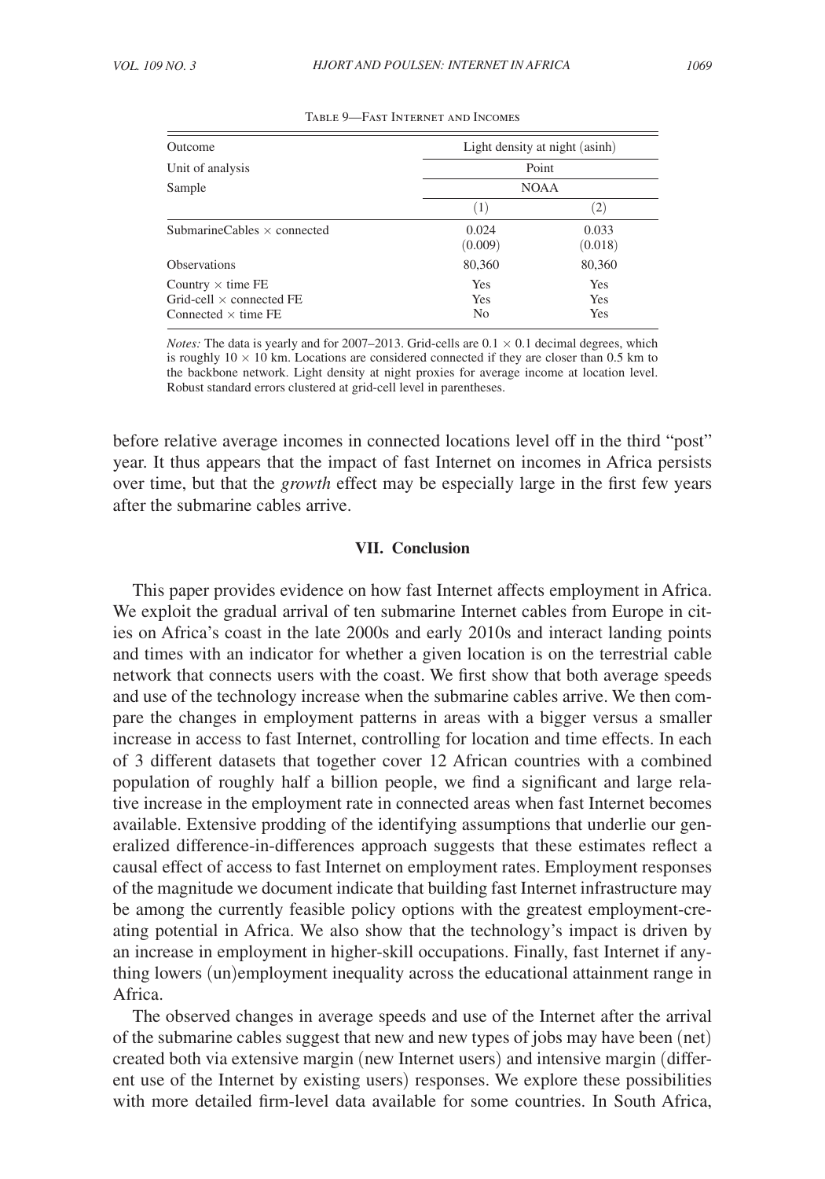Table 9—Fast Internet and Incomes

| Outcome | Light density at night (asinh) | |
|---|---|---|
| Unit of analysis | Point | |
| Sample | NOAA | |
| | (1) | (2) |
| SubmarineCables $\times$ connected | 0.024 | 0.033 |
| | (0.009) | (0.018) |
| Observations | 80,360 | 80,360 |
| Country $\times$ time FE | Yes | Yes |
| Grid-cell $\times$ connected FE | Yes | Yes |
| Connected $\times$ time FE | No | Yes |

*Notes:* The data is yearly and for 2007–2013. Grid-cells are $0.1 \times 0.1$ decimal degrees, which is roughly $10 \times 10$ km. Locations are considered connected if they are closer than 0.5 km to the backbone network. Light density at night proxies for average income at location level. Robust standard errors clustered at grid-cell level in parentheses.

before relative average incomes in connected locations level off in the third "post" year. It thus appears that the impact of fast Internet on incomes in Africa persists over time, but that the *growth* effect may be especially large in the first few years after the submarine cables arrive.

## VII. Conclusion

This paper provides evidence on how fast Internet affects employment in Africa. We exploit the gradual arrival of ten submarine Internet cables from Europe in cities on Africa's coast in the late 2000s and early 2010s and interact landing points and times with an indicator for whether a given location is on the terrestrial cable network that connects users with the coast. We first show that both average speeds and use of the technology increase when the submarine cables arrive. We then compare the changes in employment patterns in areas with a bigger versus a smaller increase in access to fast Internet, controlling for location and time effects. In each of 3 different datasets that together cover 12 African countries with a combined population of roughly half a billion people, we find a significant and large relative increase in the employment rate in connected areas when fast Internet becomes available. Extensive prodding of the identifying assumptions that underlie our generalized difference-in-differences approach suggests that these estimates reflect a causal effect of access to fast Internet on employment rates. Employment responses of the magnitude we document indicate that building fast Internet infrastructure may be among the currently feasible policy options with the greatest employment-creating potential in Africa. We also show that the technology's impact is driven by an increase in employment in higher-skill occupations. Finally, fast Internet if anything lowers (un)employment inequality across the educational attainment range in Africa.

The observed changes in average speeds and use of the Internet after the arrival of the submarine cables suggest that new and new types of jobs may have been (net) created both via extensive margin (new Internet users) and intensive margin (different use of the Internet by existing users) responses. We explore these possibilities with more detailed firm-level data available for some countries. In South Africa,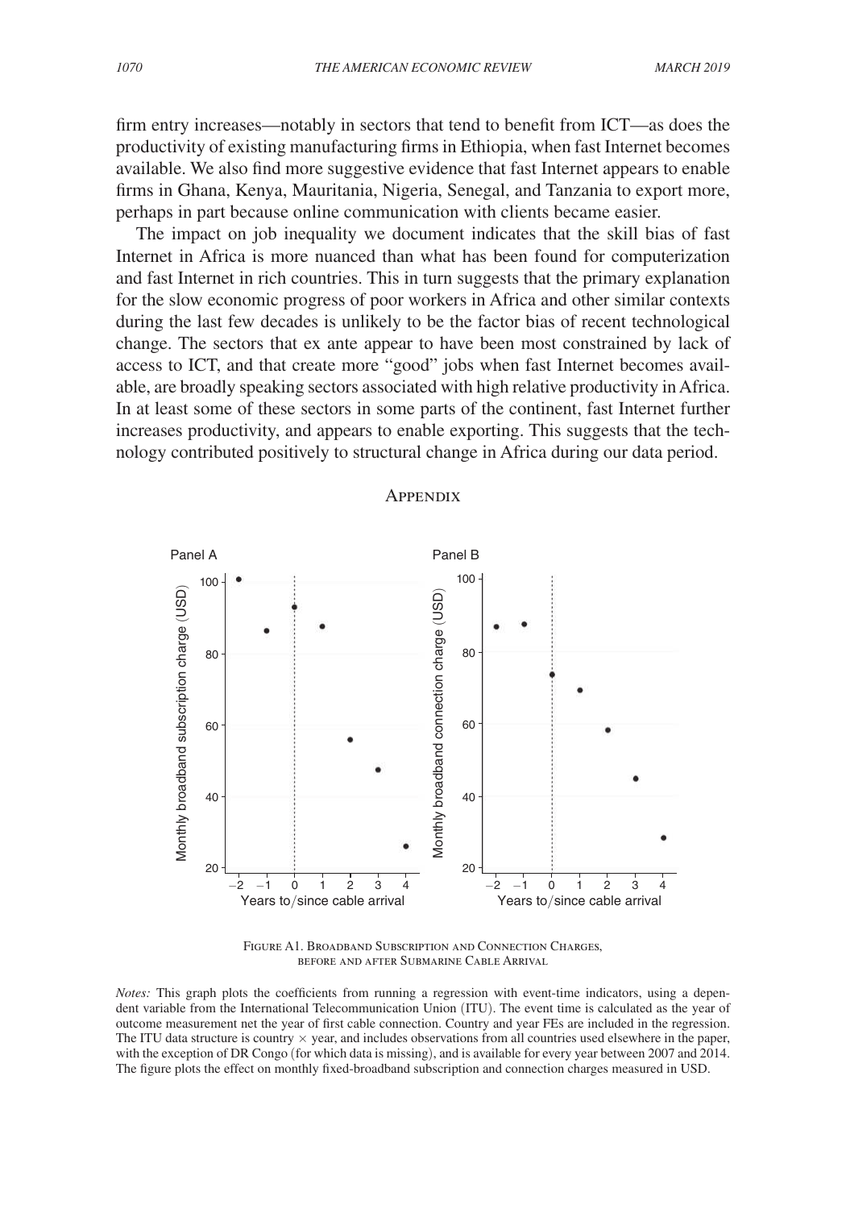firm entry increases—notably in sectors that tend to benefit from ICT—as does the productivity of existing manufacturing firms in Ethiopia, when fast Internet becomes available. We also find more suggestive evidence that fast Internet appears to enable firms in Ghana, Kenya, Mauritania, Nigeria, Senegal, and Tanzania to export more, perhaps in part because online communication with clients became easier.

The impact on job inequality we document indicates that the skill bias of fast Internet in Africa is more nuanced than what has been found for computerization and fast Internet in rich countries. This in turn suggests that the primary explanation for the slow economic progress of poor workers in Africa and other similar contexts during the last few decades is unlikely to be the factor bias of recent technological change. The sectors that ex ante appear to have been most constrained by lack of access to ICT, and that create more "good" jobs when fast Internet becomes available, are broadly speaking sectors associated with high relative productivity in Africa. In at least some of these sectors in some parts of the continent, fast Internet further increases productivity, and appears to enable exporting. This suggests that the technology contributed positively to structural change in Africa during our data period.

## Appendix

Panel A

Monthly broadband subscription charge (USD)

100
80
60
40
20

−2 −1 0 1 2 3 4

Years to/since cable arrival

Panel B

Monthly broadband connection charge (USD)

100
80
60
40
20

−2 −1 0 1 2 3 4

Years to/since cable arrival

Figure A1. Broadband Subscription and Connection Charges, before and after Submarine Cable Arrival

*Notes:* This graph plots the coefficients from running a regression with event-time indicators, using a dependent variable from the International Telecommunication Union (ITU). The event time is calculated as the year of outcome measurement net the year of first cable connection. Country and year FEs are included in the regression. The ITU data structure is country × year, and includes observations from all countries used elsewhere in the paper, with the exception of DR Congo (for which data is missing), and is available for every year between 2007 and 2014. The figure plots the effect on monthly fixed-broadband subscription and connection charges measured in USD.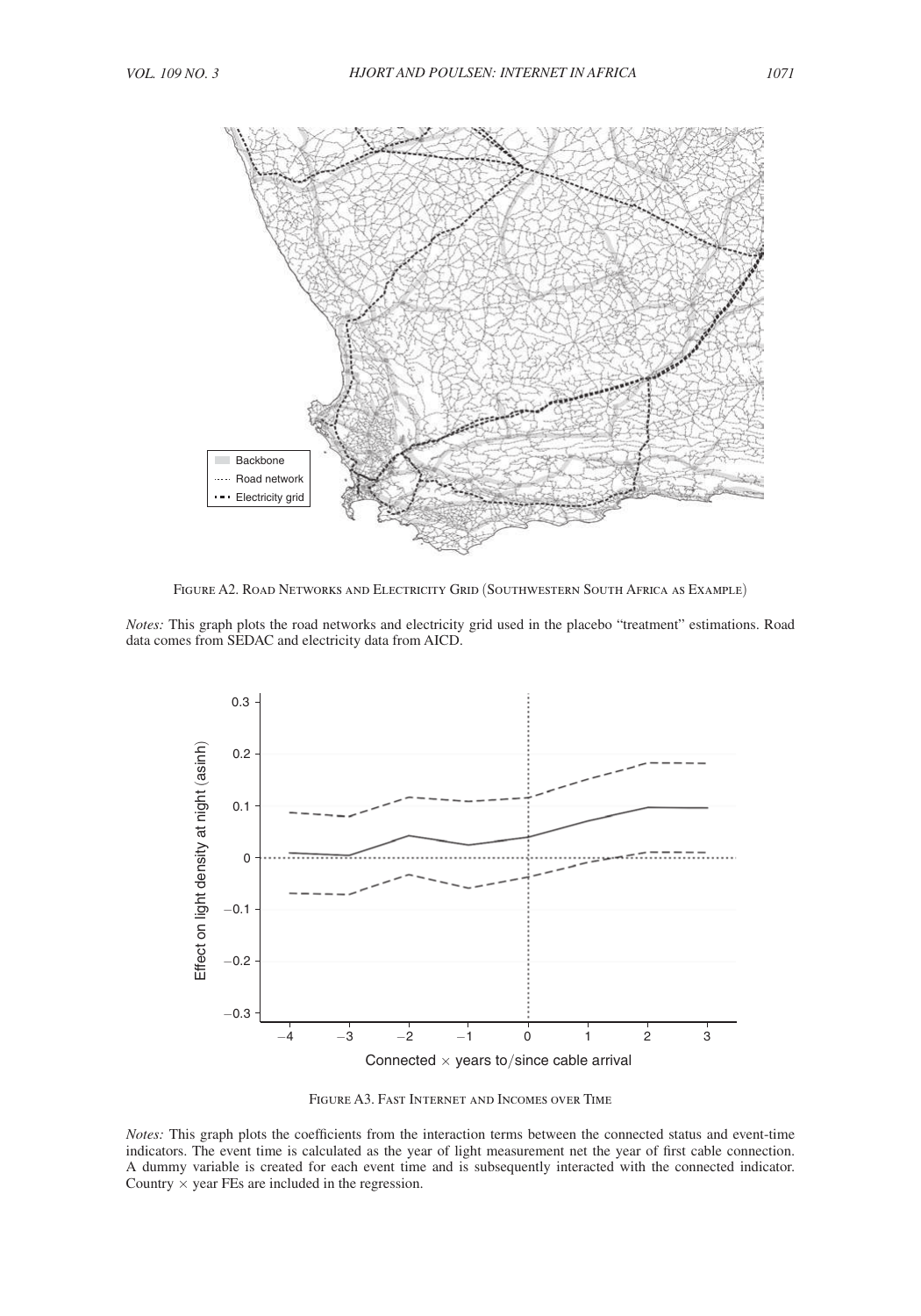Figure A2. Road Networks and Electricity Grid (Southwestern South Africa as Example)

*Notes:* This graph plots the road networks and electricity grid used in the placebo "treatment" estimations. Road data comes from SEDAC and electricity data from AICD.

Figure A3. Fast Internet and Incomes over Time

*Notes:* This graph plots the coefficients from the interaction terms between the connected status and event-time indicators. The event time is calculated as the year of light measurement net the year of first cable connection. A dummy variable is created for each event time and is subsequently interacted with the connected indicator. Country × year FEs are included in the regression.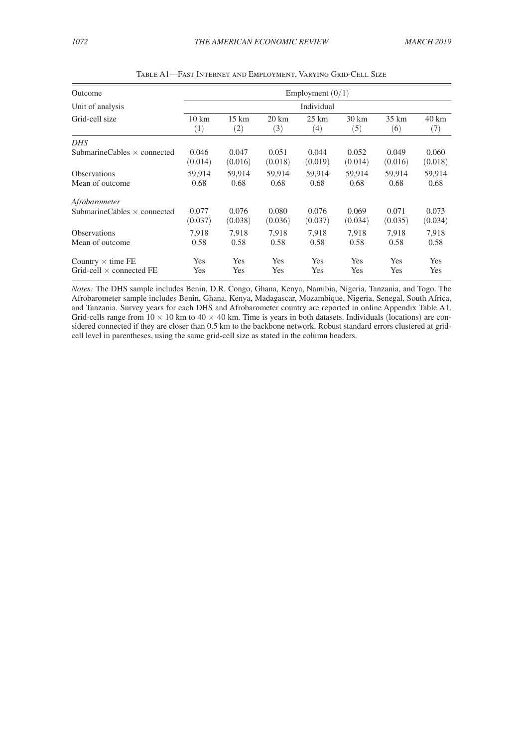Table A1—Fast Internet and Employment, Varying Grid-Cell Size

| Outcome | Employment (0/1) | | | | | | |
|---|---|---|---|---|---|---|---|
| Unit of analysis | Individual | | | | | | |
| Grid-cell size | 10 km (1) | 15 km (2) | 20 km (3) | 25 km (4) | 30 km (5) | 35 km (6) | 40 km (7) |
| *DHS* | | | | | | | |
| SubmarineCables × connected | 0.046 | 0.047 | 0.051 | 0.044 | 0.052 | 0.049 | 0.060 |
| | (0.014) | (0.016) | (0.018) | (0.019) | (0.014) | (0.016) | (0.018) |
| Observations | 59,914 | 59,914 | 59,914 | 59,914 | 59,914 | 59,914 | 59,914 |
| Mean of outcome | 0.68 | 0.68 | 0.68 | 0.68 | 0.68 | 0.68 | 0.68 |
| *Afrobarometer* | | | | | | | |
| SubmarineCables × connected | 0.077 | 0.076 | 0.080 | 0.076 | 0.069 | 0.071 | 0.073 |
| | (0.037) | (0.038) | (0.036) | (0.037) | (0.034) | (0.035) | (0.034) |
| Observations | 7,918 | 7,918 | 7,918 | 7,918 | 7,918 | 7,918 | 7,918 |
| Mean of outcome | 0.58 | 0.58 | 0.58 | 0.58 | 0.58 | 0.58 | 0.58 |
| Country × time FE | Yes | Yes | Yes | Yes | Yes | Yes | Yes |
| Grid-cell × connected FE | Yes | Yes | Yes | Yes | Yes | Yes | Yes |

*Notes:* The DHS sample includes Benin, D.R. Congo, Ghana, Kenya, Namibia, Nigeria, Tanzania, and Togo. The Afrobarometer sample includes Benin, Ghana, Kenya, Madagascar, Mozambique, Nigeria, Senegal, South Africa, and Tanzania. Survey years for each DHS and Afrobarometer country are reported in online Appendix Table A1. Grid-cells range from $10 \times 10$ km to $40 \times 40$ km. Time is years in both datasets. Individuals (locations) are considered connected if they are closer than 0.5 km to the backbone network. Robust standard errors clustered at grid-cell level in parentheses, using the same grid-cell size as stated in the column headers.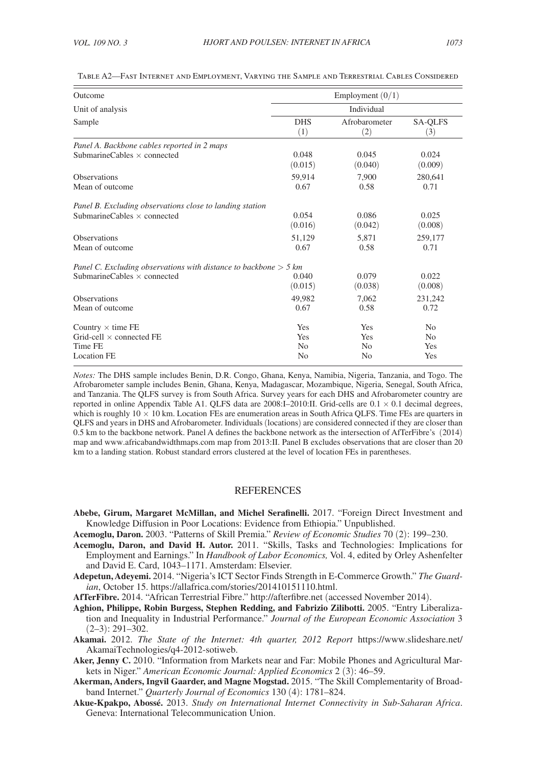Table A2—Fast Internet and Employment, Varying the Sample and Terrestrial Cables Considered

| Outcome | Employment (0/1) | | |
|---|---|---|---|
| Unit of analysis | Individual | | |
| Sample | DHS<br>(1) | Afrobarometer<br>(2) | SA-QLFS<br>(3) |
| *Panel A. Backbone cables reported in 2 maps* | | | |
| SubmarineCables × connected | 0.048 | 0.045 | 0.024 |
| | (0.015) | (0.040) | (0.009) |
| Observations | 59,914 | 7,900 | 280,641 |
| Mean of outcome | 0.67 | 0.58 | 0.71 |
| *Panel B. Excluding observations close to landing station* | | | |
| SubmarineCables × connected | 0.054 | 0.086 | 0.025 |
| | (0.016) | (0.042) | (0.008) |
| Observations | 51,129 | 5,871 | 259,177 |
| Mean of outcome | 0.67 | 0.58 | 0.71 |
| *Panel C. Excluding observations with distance to backbone > 5 km* | | | |
| SubmarineCables × connected | 0.040 | 0.079 | 0.022 |
| | (0.015) | (0.038) | (0.008) |
| Observations | 49,982 | 7,062 | 231,242 |
| Mean of outcome | 0.67 | 0.58 | 0.72 |
| Country × time FE | Yes | Yes | No |
| Grid-cell × connected FE | Yes | Yes | No |
| Time FE | No | No | Yes |
| Location FE | No | No | Yes |

*Notes:* The DHS sample includes Benin, D.R. Congo, Ghana, Kenya, Namibia, Nigeria, Tanzania, and Togo. The Afrobarometer sample includes Benin, Ghana, Kenya, Madagascar, Mozambique, Nigeria, Senegal, South Africa, and Tanzania. The QLFS survey is from South Africa. Survey years for each DHS and Afrobarometer country are reported in online Appendix Table A1. QLFS data are 2008:I–2010:II. Grid-cells are 0.1 × 0.1 decimal degrees, which is roughly 10 × 10 km. Location FEs are enumeration areas in South Africa QLFS. Time FEs are quarters in QLFS and years in DHS and Afrobarometer. Individuals (locations) are considered connected if they are closer than 0.5 km to the backbone network. Panel A defines the backbone network as the intersection of AfTerFibre's (2014) map and www.africabandwidthmaps.com map from 2013:II. Panel B excludes observations that are closer than 20 km to a landing station. Robust standard errors clustered at the level of location FEs in parentheses.

## REFERENCES

**Abebe, Girum, Margaret McMillan, and Michel Serafinelli.** 2017. "Foreign Direct Investment and Knowledge Diffusion in Poor Locations: Evidence from Ethiopia." Unpublished.

**Acemoglu, Daron.** 2003. "Patterns of Skill Premia." *Review of Economic Studies* 70 (2): 199–230.

**Acemoglu, Daron, and David H. Autor.** 2011. "Skills, Tasks and Technologies: Implications for Employment and Earnings." In *Handbook of Labor Economics,* Vol. 4, edited by Orley Ashenfelter and David E. Card, 1043–1171. Amsterdam: Elsevier.

**Adepetun, Adeyemi.** 2014. "Nigeria's ICT Sector Finds Strength in E-Commerce Growth." *The Guardian*, October 15. https://allafrica.com/stories/201410151110.html.

**AfTerFibre.** 2014. "African Terrestrial Fibre." http://afterfibre.net (accessed November 2014).

**Aghion, Philippe, Robin Burgess, Stephen Redding, and Fabrizio Zilibotti.** 2005. "Entry Liberalization and Inequality in Industrial Performance." *Journal of the European Economic Association* 3 (2–3): 291–302.

**Akamai.** 2012. *The State of the Internet: 4th quarter, 2012 Report* https://www.slideshare.net/AkamaiTechnologies/q4-2012-sotiweb.

**Aker, Jenny C.** 2010. "Information from Markets near and Far: Mobile Phones and Agricultural Markets in Niger." *American Economic Journal: Applied Economics* 2 (3): 46–59.

**Akerman, Anders, Ingvil Gaarder, and Magne Mogstad.** 2015. "The Skill Complementarity of Broadband Internet." *Quarterly Journal of Economics* 130 (4): 1781–824.

**Akue-Kpakpo, Abossé.** 2013. *Study on International Internet Connectivity in Sub-Saharan Africa*. Geneva: International Telecommunication Union.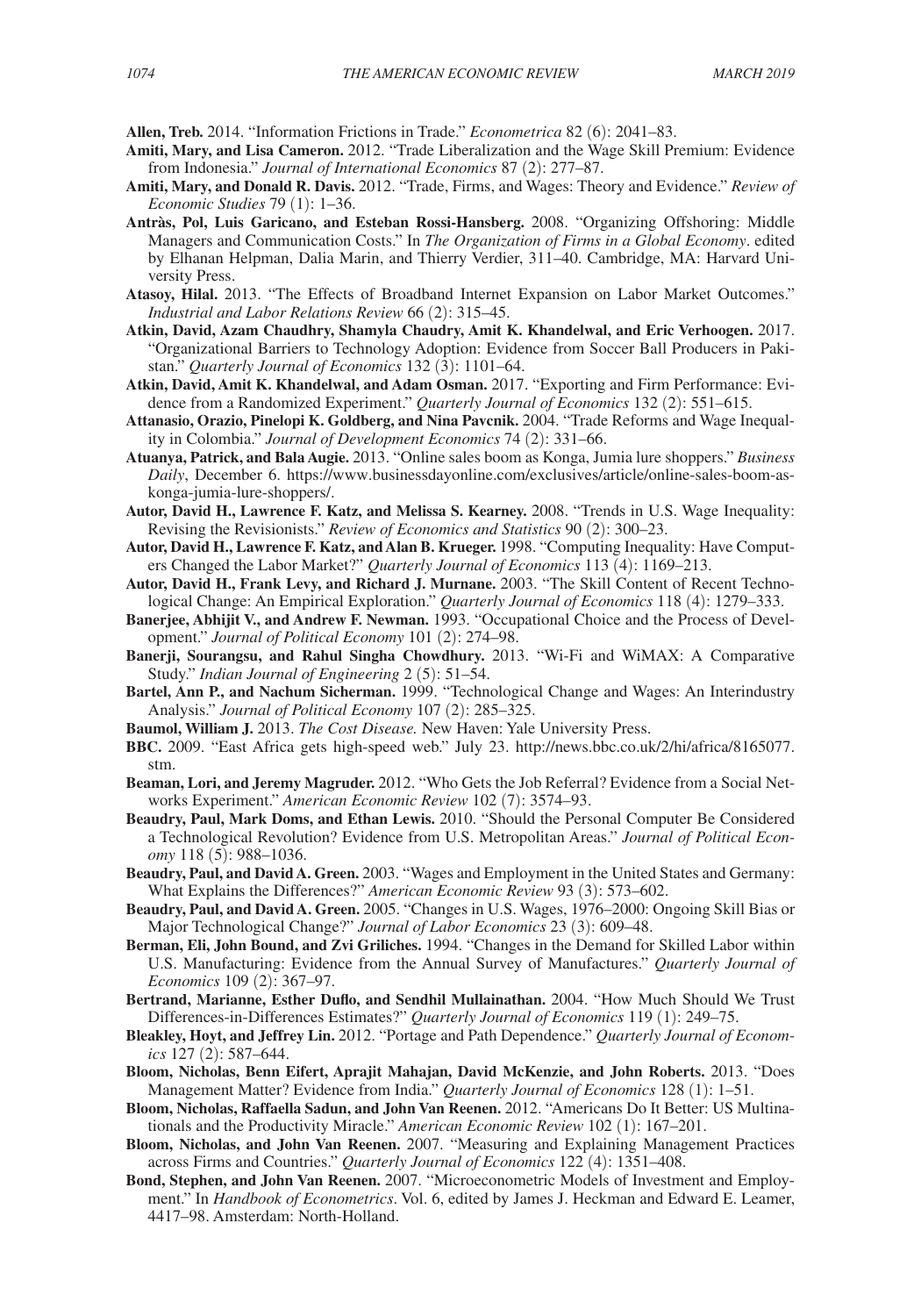**Allen, Treb.** 2014. "Information Frictions in Trade." *Econometrica* 82 (6): 2041–83.

**Amiti, Mary, and Lisa Cameron.** 2012. "Trade Liberalization and the Wage Skill Premium: Evidence from Indonesia." *Journal of International Economics* 87 (2): 277–87.

**Amiti, Mary, and Donald R. Davis.** 2012. "Trade, Firms, and Wages: Theory and Evidence." *Review of Economic Studies* 79 (1): 1–36.

**Antràs, Pol, Luis Garicano, and Esteban Rossi-Hansberg.** 2008. "Organizing Offshoring: Middle Managers and Communication Costs." In *The Organization of Firms in a Global Economy*. edited by Elhanan Helpman, Dalia Marin, and Thierry Verdier, 311–40. Cambridge, MA: Harvard University Press.

**Atasoy, Hilal.** 2013. "The Effects of Broadband Internet Expansion on Labor Market Outcomes." *Industrial and Labor Relations Review* 66 (2): 315–45.

**Atkin, David, Azam Chaudhry, Shamyla Chaudry, Amit K. Khandelwal, and Eric Verhoogen.** 2017. "Organizational Barriers to Technology Adoption: Evidence from Soccer Ball Producers in Pakistan." *Quarterly Journal of Economics* 132 (3): 1101–64.

**Atkin, David, Amit K. Khandelwal, and Adam Osman.** 2017. "Exporting and Firm Performance: Evidence from a Randomized Experiment." *Quarterly Journal of Economics* 132 (2): 551–615.

**Attanasio, Orazio, Pinelopi K. Goldberg, and Nina Pavcnik.** 2004. "Trade Reforms and Wage Inequality in Colombia." *Journal of Development Economics* 74 (2): 331–66.

**Atuanya, Patrick, and Bala Augie.** 2013. "Online sales boom as Konga, Jumia lure shoppers." *Business Daily*, December 6. https://www.businessdayonline.com/exclusives/article/online-sales-boom-as-konga-jumia-lure-shoppers/.

**Autor, David H., Lawrence F. Katz, and Melissa S. Kearney.** 2008. "Trends in U.S. Wage Inequality: Revising the Revisionists." *Review of Economics and Statistics* 90 (2): 300–23.

**Autor, David H., Lawrence F. Katz, and Alan B. Krueger.** 1998. "Computing Inequality: Have Computers Changed the Labor Market?" *Quarterly Journal of Economics* 113 (4): 1169–213.

**Autor, David H., Frank Levy, and Richard J. Murnane.** 2003. "The Skill Content of Recent Technological Change: An Empirical Exploration." *Quarterly Journal of Economics* 118 (4): 1279–333.

**Banerjee, Abhijit V., and Andrew F. Newman.** 1993. "Occupational Choice and the Process of Development." *Journal of Political Economy* 101 (2): 274–98.

**Banerji, Sourangsu, and Rahul Singha Chowdhury.** 2013. "Wi-Fi and WiMAX: A Comparative Study." *Indian Journal of Engineering* 2 (5): 51–54.

**Bartel, Ann P., and Nachum Sicherman.** 1999. "Technological Change and Wages: An Interindustry Analysis." *Journal of Political Economy* 107 (2): 285–325.

**Baumol, William J.** 2013. *The Cost Disease.* New Haven: Yale University Press.

**BBC.** 2009. "East Africa gets high-speed web." July 23. http://news.bbc.co.uk/2/hi/africa/8165077.stm.

**Beaman, Lori, and Jeremy Magruder.** 2012. "Who Gets the Job Referral? Evidence from a Social Networks Experiment." *American Economic Review* 102 (7): 3574–93.

**Beaudry, Paul, Mark Doms, and Ethan Lewis.** 2010. "Should the Personal Computer Be Considered a Technological Revolution? Evidence from U.S. Metropolitan Areas." *Journal of Political Economy* 118 (5): 988–1036.

**Beaudry, Paul, and David A. Green.** 2003. "Wages and Employment in the United States and Germany: What Explains the Differences?" *American Economic Review* 93 (3): 573–602.

**Beaudry, Paul, and David A. Green.** 2005. "Changes in U.S. Wages, 1976–2000: Ongoing Skill Bias or Major Technological Change?" *Journal of Labor Economics* 23 (3): 609–48.

**Berman, Eli, John Bound, and Zvi Griliches.** 1994. "Changes in the Demand for Skilled Labor within U.S. Manufacturing: Evidence from the Annual Survey of Manufactures." *Quarterly Journal of Economics* 109 (2): 367–97.

**Bertrand, Marianne, Esther Duflo, and Sendhil Mullainathan.** 2004. "How Much Should We Trust Differences-in-Differences Estimates?" *Quarterly Journal of Economics* 119 (1): 249–75.

**Bleakley, Hoyt, and Jeffrey Lin.** 2012. "Portage and Path Dependence." *Quarterly Journal of Economics* 127 (2): 587–644.

**Bloom, Nicholas, Benn Eifert, Aprajit Mahajan, David McKenzie, and John Roberts.** 2013. "Does Management Matter? Evidence from India." *Quarterly Journal of Economics* 128 (1): 1–51.

**Bloom, Nicholas, Raffaella Sadun, and John Van Reenen.** 2012. "Americans Do It Better: US Multinationals and the Productivity Miracle." *American Economic Review* 102 (1): 167–201.

**Bloom, Nicholas, and John Van Reenen.** 2007. "Measuring and Explaining Management Practices across Firms and Countries." *Quarterly Journal of Economics* 122 (4): 1351–408.

**Bond, Stephen, and John Van Reenen.** 2007. "Microeconometric Models of Investment and Employment." In *Handbook of Econometrics*. Vol. 6, edited by James J. Heckman and Edward E. Leamer, 4417–98. Amsterdam: North-Holland.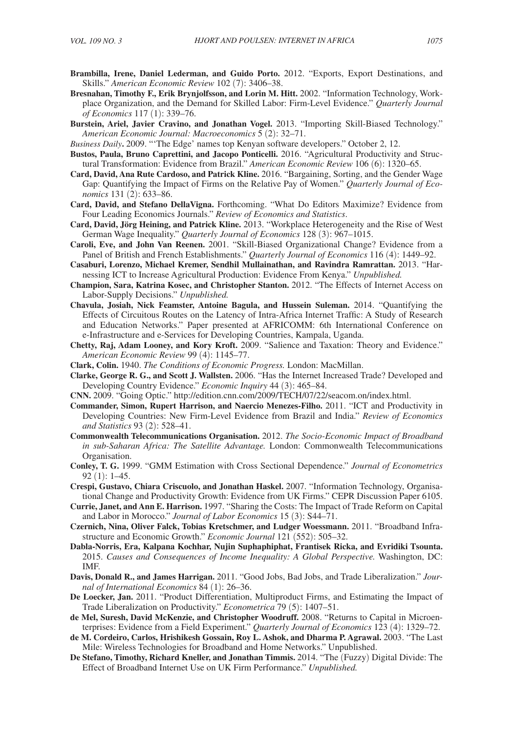**Brambilla, Irene, Daniel Lederman, and Guido Porto.** 2012. "Exports, Export Destinations, and Skills." *American Economic Review* 102 (7): 3406–38.

**Bresnahan, Timothy F., Erik Brynjolfsson, and Lorin M. Hitt.** 2002. "Information Technology, Workplace Organization, and the Demand for Skilled Labor: Firm-Level Evidence." *Quarterly Journal of Economics* 117 (1): 339–76.

**Burstein, Ariel, Javier Cravino, and Jonathan Vogel.** 2013. "Importing Skill-Biased Technology." *American Economic Journal: Macroeconomics* 5 (2): 32–71.

*Business Daily***.** 2009. "'The Edge' names top Kenyan software developers." October 2, 12.

**Bustos, Paula, Bruno Caprettini, and Jacopo Ponticelli.** 2016. "Agricultural Productivity and Structural Transformation: Evidence from Brazil." *American Economic Review* 106 (6): 1320–65.

**Card, David, Ana Rute Cardoso, and Patrick Kline.** 2016. "Bargaining, Sorting, and the Gender Wage Gap: Quantifying the Impact of Firms on the Relative Pay of Women." *Quarterly Journal of Economics* 131 (2): 633–86.

**Card, David, and Stefano DellaVigna.** Forthcoming. "What Do Editors Maximize? Evidence from Four Leading Economics Journals." *Review of Economics and Statistics*.

**Card, David, Jörg Heining, and Patrick Kline.** 2013. "Workplace Heterogeneity and the Rise of West German Wage Inequality." *Quarterly Journal of Economics* 128 (3): 967–1015.

**Caroli, Eve, and John Van Reenen.** 2001. "Skill-Biased Organizational Change? Evidence from a Panel of British and French Establishments." *Quarterly Journal of Economics* 116 (4): 1449–92.

**Casaburi, Lorenzo, Michael Kremer, Sendhil Mullainathan, and Ravindra Ramrattan.** 2013. "Harnessing ICT to Increase Agricultural Production: Evidence From Kenya." *Unpublished.*

**Champion, Sara, Katrina Kosec, and Christopher Stanton.** 2012. "The Effects of Internet Access on Labor-Supply Decisions." *Unpublished.*

**Chavula, Josiah, Nick Feamster, Antoine Bagula, and Hussein Suleman.** 2014. "Quantifying the Effects of Circuitous Routes on the Latency of Intra-Africa Internet Traffic: A Study of Research and Education Networks." Paper presented at AFRICOMM: 6th International Conference on e-Infrastructure and e-Services for Developing Countries, Kampala, Uganda.

**Chetty, Raj, Adam Looney, and Kory Kroft.** 2009. "Salience and Taxation: Theory and Evidence." *American Economic Review* 99 (4): 1145–77.

**Clark, Colin.** 1940. *The Conditions of Economic Progress.* London: MacMillan.

**Clarke, George R. G., and Scott J. Wallsten.** 2006. "Has the Internet Increased Trade? Developed and Developing Country Evidence." *Economic Inquiry* 44 (3): 465–84.

**CNN.** 2009. "Going Optic." http://edition.cnn.com/2009/TECH/07/22/seacom.on/index.html.

**Commander, Simon, Rupert Harrison, and Naercio Menezes-Filho.** 2011. "ICT and Productivity in Developing Countries: New Firm-Level Evidence from Brazil and India." *Review of Economics and Statistics* 93 (2): 528–41.

**Commonwealth Telecommunications Organisation.** 2012. *The Socio-Economic Impact of Broadband in sub-Saharan Africa: The Satellite Advantage.* London: Commonwealth Telecommunications Organisation.

**Conley, T. G.** 1999. "GMM Estimation with Cross Sectional Dependence." *Journal of Econometrics* 92 (1): 1–45.

**Crespi, Gustavo, Chiara Criscuolo, and Jonathan Haskel.** 2007. "Information Technology, Organisational Change and Productivity Growth: Evidence from UK Firms." CEPR Discussion Paper 6105.

**Currie, Janet, and Ann E. Harrison.** 1997. "Sharing the Costs: The Impact of Trade Reform on Capital and Labor in Morocco." *Journal of Labor Economics* 15 (3): S44–71.

**Czernich, Nina, Oliver Falck, Tobias Kretschmer, and Ludger Woessmann.** 2011. "Broadband Infrastructure and Economic Growth." *Economic Journal* 121 (552): 505–32.

**Dabla-Norris, Era, Kalpana Kochhar, Nujin Suphaphiphat, Frantisek Ricka, and Evridiki Tsounta.** 2015. *Causes and Consequences of Income Inequality: A Global Perspective.* Washington, DC: IMF.

**Davis, Donald R., and James Harrigan.** 2011. "Good Jobs, Bad Jobs, and Trade Liberalization." *Journal of International Economics* 84 (1): 26–36.

**De Loecker, Jan.** 2011. "Product Differentiation, Multiproduct Firms, and Estimating the Impact of Trade Liberalization on Productivity." *Econometrica* 79 (5): 1407–51.

**de Mel, Suresh, David McKenzie, and Christopher Woodruff.** 2008. "Returns to Capital in Microenterprises: Evidence from a Field Experiment." *Quarterly Journal of Economics* 123 (4): 1329–72.

**de M. Cordeiro, Carlos, Hrishikesh Gossain, Roy L. Ashok, and Dharma P. Agrawal.** 2003. "The Last Mile: Wireless Technologies for Broadband and Home Networks." Unpublished.

**De Stefano, Timothy, Richard Kneller, and Jonathan Timmis.** 2014. "The (Fuzzy) Digital Divide: The Effect of Broadband Internet Use on UK Firm Performance." *Unpublished.*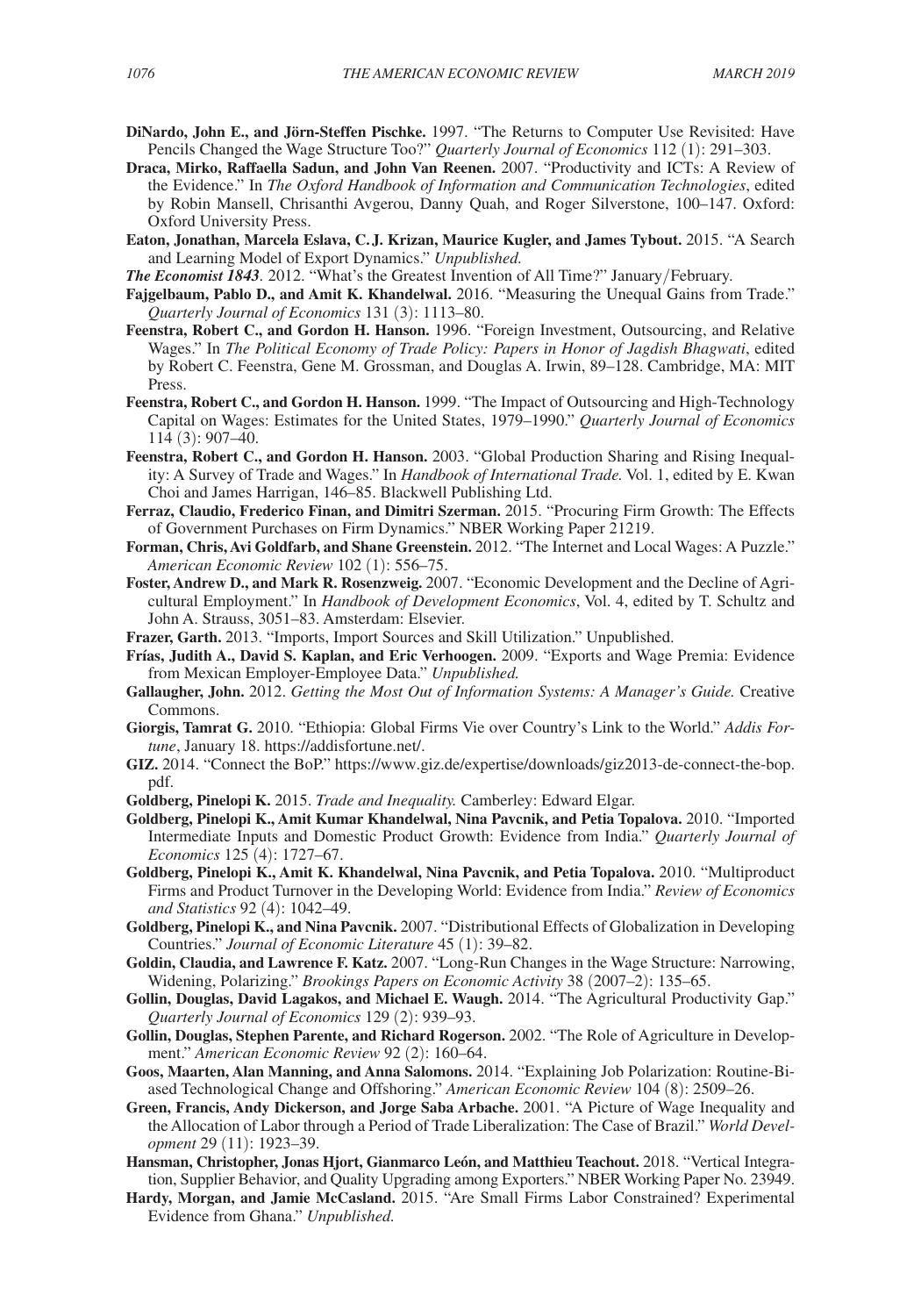**DiNardo, John E., and Jörn-Steffen Pischke.** 1997. "The Returns to Computer Use Revisited: Have Pencils Changed the Wage Structure Too?" *Quarterly Journal of Economics* 112 (1): 291–303.

**Draca, Mirko, Raffaella Sadun, and John Van Reenen.** 2007. "Productivity and ICTs: A Review of the Evidence." In *The Oxford Handbook of Information and Communication Technologies*, edited by Robin Mansell, Chrisanthi Avgerou, Danny Quah, and Roger Silverstone, 100–147. Oxford: Oxford University Press.

**Eaton, Jonathan, Marcela Eslava, C. J. Krizan, Maurice Kugler, and James Tybout.** 2015. "A Search and Learning Model of Export Dynamics." *Unpublished.*

***The Economist 1843*.** 2012. "What's the Greatest Invention of All Time?" January/February.

**Fajgelbaum, Pablo D., and Amit K. Khandelwal.** 2016. "Measuring the Unequal Gains from Trade." *Quarterly Journal of Economics* 131 (3): 1113–80.

**Feenstra, Robert C., and Gordon H. Hanson.** 1996. "Foreign Investment, Outsourcing, and Relative Wages." In *The Political Economy of Trade Policy: Papers in Honor of Jagdish Bhagwati*, edited by Robert C. Feenstra, Gene M. Grossman, and Douglas A. Irwin, 89–128. Cambridge, MA: MIT Press.

**Feenstra, Robert C., and Gordon H. Hanson.** 1999. "The Impact of Outsourcing and High-Technology Capital on Wages: Estimates for the United States, 1979–1990." *Quarterly Journal of Economics* 114 (3): 907–40.

**Feenstra, Robert C., and Gordon H. Hanson.** 2003. "Global Production Sharing and Rising Inequality: A Survey of Trade and Wages." In *Handbook of International Trade.* Vol. 1, edited by E. Kwan Choi and James Harrigan, 146–85. Blackwell Publishing Ltd.

**Ferraz, Claudio, Frederico Finan, and Dimitri Szerman.** 2015. "Procuring Firm Growth: The Effects of Government Purchases on Firm Dynamics." NBER Working Paper 21219.

**Forman, Chris, Avi Goldfarb, and Shane Greenstein.** 2012. "The Internet and Local Wages: A Puzzle." *American Economic Review* 102 (1): 556–75.

**Foster, Andrew D., and Mark R. Rosenzweig.** 2007. "Economic Development and the Decline of Agricultural Employment." In *Handbook of Development Economics*, Vol. 4, edited by T. Schultz and John A. Strauss, 3051–83. Amsterdam: Elsevier.

**Frazer, Garth.** 2013. "Imports, Import Sources and Skill Utilization." Unpublished.

**Frías, Judith A., David S. Kaplan, and Eric Verhoogen.** 2009. "Exports and Wage Premia: Evidence from Mexican Employer-Employee Data." *Unpublished.*

**Gallaugher, John.** 2012. *Getting the Most Out of Information Systems: A Manager's Guide.* Creative Commons.

**Giorgis, Tamrat G.** 2010. "Ethiopia: Global Firms Vie over Country's Link to the World." *Addis Fortune*, January 18. https://addisfortune.net/.

**GIZ.** 2014. "Connect the BoP." https://www.giz.de/expertise/downloads/giz2013-de-connect-the-bop.pdf.

**Goldberg, Pinelopi K.** 2015. *Trade and Inequality.* Camberley: Edward Elgar.

**Goldberg, Pinelopi K., Amit Kumar Khandelwal, Nina Pavcnik, and Petia Topalova.** 2010. "Imported Intermediate Inputs and Domestic Product Growth: Evidence from India." *Quarterly Journal of Economics* 125 (4): 1727–67.

**Goldberg, Pinelopi K., Amit K. Khandelwal, Nina Pavcnik, and Petia Topalova.** 2010. "Multiproduct Firms and Product Turnover in the Developing World: Evidence from India." *Review of Economics and Statistics* 92 (4): 1042–49.

**Goldberg, Pinelopi K., and Nina Pavcnik.** 2007. "Distributional Effects of Globalization in Developing Countries." *Journal of Economic Literature* 45 (1): 39–82.

**Goldin, Claudia, and Lawrence F. Katz.** 2007. "Long-Run Changes in the Wage Structure: Narrowing, Widening, Polarizing." *Brookings Papers on Economic Activity* 38 (2007–2): 135–65.

**Gollin, Douglas, David Lagakos, and Michael E. Waugh.** 2014. "The Agricultural Productivity Gap." *Quarterly Journal of Economics* 129 (2): 939–93.

**Gollin, Douglas, Stephen Parente, and Richard Rogerson.** 2002. "The Role of Agriculture in Development." *American Economic Review* 92 (2): 160–64.

**Goos, Maarten, Alan Manning, and Anna Salomons.** 2014. "Explaining Job Polarization: Routine-Biased Technological Change and Offshoring." *American Economic Review* 104 (8): 2509–26.

**Green, Francis, Andy Dickerson, and Jorge Saba Arbache.** 2001. "A Picture of Wage Inequality and the Allocation of Labor through a Period of Trade Liberalization: The Case of Brazil." *World Development* 29 (11): 1923–39.

**Hansman, Christopher, Jonas Hjort, Gianmarco León, and Matthieu Teachout.** 2018. "Vertical Integration, Supplier Behavior, and Quality Upgrading among Exporters." NBER Working Paper No. 23949.

**Hardy, Morgan, and Jamie McCasland.** 2015. "Are Small Firms Labor Constrained? Experimental Evidence from Ghana." *Unpublished.*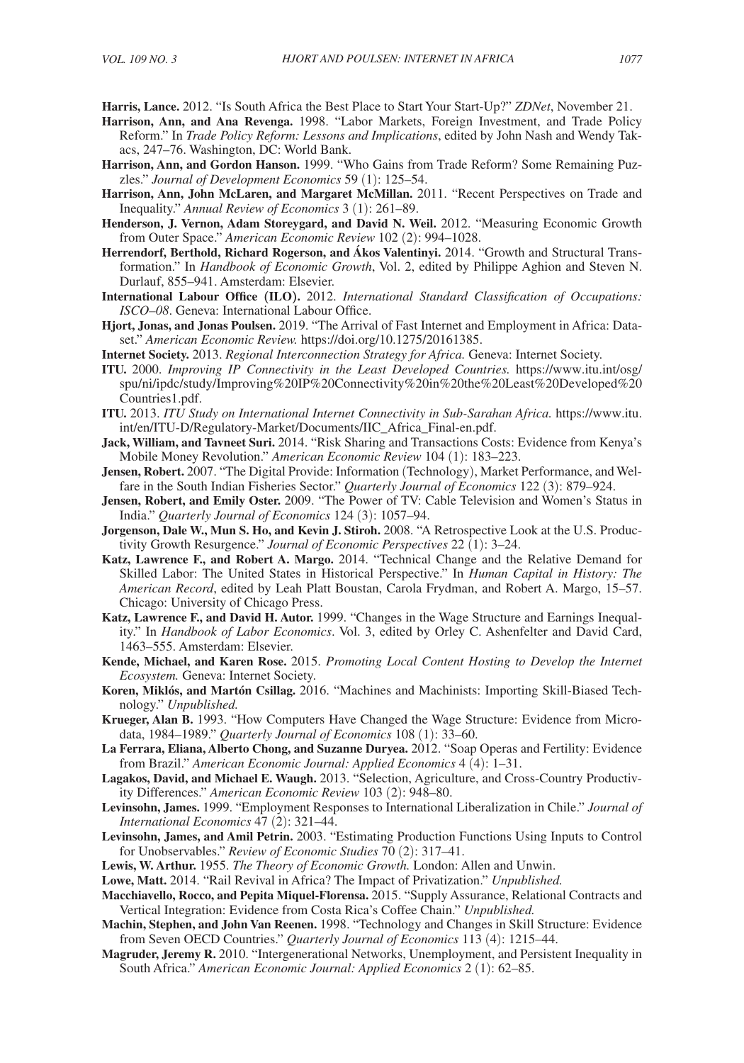**Harris, Lance.** 2012. "Is South Africa the Best Place to Start Your Start-Up?" *ZDNet*, November 21.

**Harrison, Ann, and Ana Revenga.** 1998. "Labor Markets, Foreign Investment, and Trade Policy Reform." In *Trade Policy Reform: Lessons and Implications*, edited by John Nash and Wendy Takacs, 247–76. Washington, DC: World Bank.

**Harrison, Ann, and Gordon Hanson.** 1999. "Who Gains from Trade Reform? Some Remaining Puzzles." *Journal of Development Economics* 59 (1): 125–54.

**Harrison, Ann, John McLaren, and Margaret McMillan.** 2011. "Recent Perspectives on Trade and Inequality." *Annual Review of Economics* 3 (1): 261–89.

**Henderson, J. Vernon, Adam Storeygard, and David N. Weil.** 2012. "Measuring Economic Growth from Outer Space." *American Economic Review* 102 (2): 994–1028.

**Herrendorf, Berthold, Richard Rogerson, and Ákos Valentinyi.** 2014. "Growth and Structural Transformation." In *Handbook of Economic Growth*, Vol. 2, edited by Philippe Aghion and Steven N. Durlauf, 855–941. Amsterdam: Elsevier.

**International Labour Office (ILO).** 2012. *International Standard Classification of Occupations: ISCO–08*. Geneva: International Labour Office.

**Hjort, Jonas, and Jonas Poulsen.** 2019. "The Arrival of Fast Internet and Employment in Africa: Dataset." *American Economic Review.* https://doi.org/10.1275/20161385.

**Internet Society.** 2013. *Regional Interconnection Strategy for Africa.* Geneva: Internet Society.

**ITU.** 2000. *Improving IP Connectivity in the Least Developed Countries.* https://www.itu.int/osg/spu/ni/ipdc/study/Improving%20IP%20Connectivity%20in%20the%20Least%20Developed%20Countries1.pdf.

**ITU.** 2013. *ITU Study on International Internet Connectivity in Sub-Sarahan Africa.* https://www.itu.int/en/ITU-D/Regulatory-Market/Documents/IIC_Africa_Final-en.pdf.

**Jack, William, and Tavneet Suri.** 2014. "Risk Sharing and Transactions Costs: Evidence from Kenya's Mobile Money Revolution." *American Economic Review* 104 (1): 183–223.

**Jensen, Robert.** 2007. "The Digital Provide: Information (Technology), Market Performance, and Welfare in the South Indian Fisheries Sector." *Quarterly Journal of Economics* 122 (3): 879–924.

**Jensen, Robert, and Emily Oster.** 2009. "The Power of TV: Cable Television and Women's Status in India." *Quarterly Journal of Economics* 124 (3): 1057–94.

**Jorgenson, Dale W., Mun S. Ho, and Kevin J. Stiroh.** 2008. "A Retrospective Look at the U.S. Productivity Growth Resurgence." *Journal of Economic Perspectives* 22 (1): 3–24.

**Katz, Lawrence F., and Robert A. Margo.** 2014. "Technical Change and the Relative Demand for Skilled Labor: The United States in Historical Perspective." In *Human Capital in History: The American Record*, edited by Leah Platt Boustan, Carola Frydman, and Robert A. Margo, 15–57. Chicago: University of Chicago Press.

**Katz, Lawrence F., and David H. Autor.** 1999. "Changes in the Wage Structure and Earnings Inequality." In *Handbook of Labor Economics*. Vol. 3, edited by Orley C. Ashenfelter and David Card, 1463–555. Amsterdam: Elsevier.

**Kende, Michael, and Karen Rose.** 2015. *Promoting Local Content Hosting to Develop the Internet Ecosystem.* Geneva: Internet Society.

**Koren, Miklós, and Martón Csillag.** 2016. "Machines and Machinists: Importing Skill-Biased Technology." *Unpublished.*

**Krueger, Alan B.** 1993. "How Computers Have Changed the Wage Structure: Evidence from Microdata, 1984–1989." *Quarterly Journal of Economics* 108 (1): 33–60.

**La Ferrara, Eliana, Alberto Chong, and Suzanne Duryea.** 2012. "Soap Operas and Fertility: Evidence from Brazil." *American Economic Journal: Applied Economics* 4 (4): 1–31.

**Lagakos, David, and Michael E. Waugh.** 2013. "Selection, Agriculture, and Cross-Country Productivity Differences." *American Economic Review* 103 (2): 948–80.

**Levinsohn, James.** 1999. "Employment Responses to International Liberalization in Chile." *Journal of International Economics* 47 (2): 321–44.

**Levinsohn, James, and Amil Petrin.** 2003. "Estimating Production Functions Using Inputs to Control for Unobservables." *Review of Economic Studies* 70 (2): 317–41.

**Lewis, W. Arthur.** 1955. *The Theory of Economic Growth.* London: Allen and Unwin.

**Lowe, Matt.** 2014. "Rail Revival in Africa? The Impact of Privatization." *Unpublished.*

**Macchiavello, Rocco, and Pepita Miquel-Florensa.** 2015. "Supply Assurance, Relational Contracts and Vertical Integration: Evidence from Costa Rica's Coffee Chain." *Unpublished.*

**Machin, Stephen, and John Van Reenen.** 1998. "Technology and Changes in Skill Structure: Evidence from Seven OECD Countries." *Quarterly Journal of Economics* 113 (4): 1215–44.

**Magruder, Jeremy R.** 2010. "Intergenerational Networks, Unemployment, and Persistent Inequality in South Africa." *American Economic Journal: Applied Economics* 2 (1): 62–85.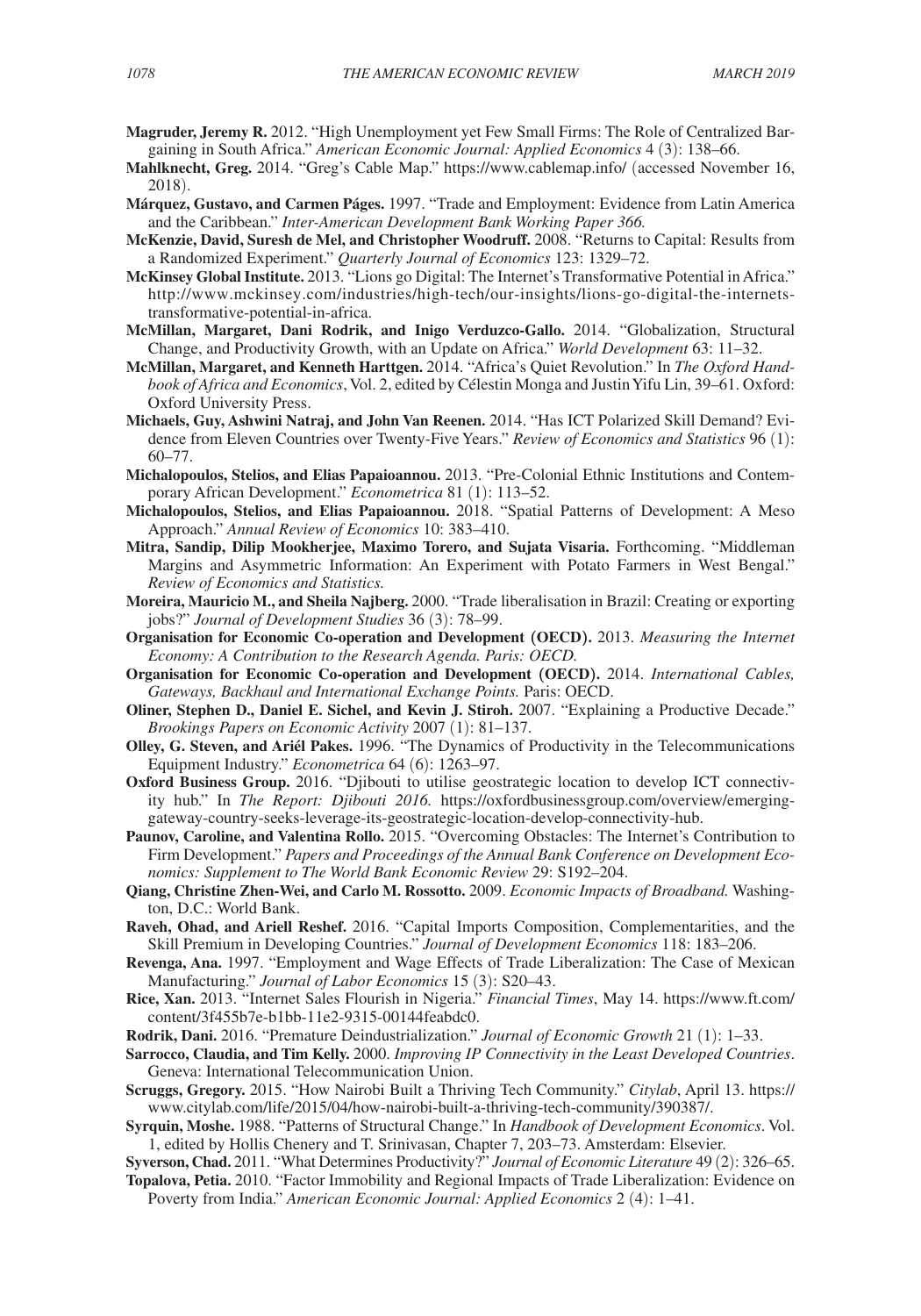**Magruder, Jeremy R.** 2012. "High Unemployment yet Few Small Firms: The Role of Centralized Bargaining in South Africa." *American Economic Journal: Applied Economics* 4 (3): 138–66.

**Mahlknecht, Greg.** 2014. "Greg's Cable Map." https://www.cablemap.info/ (accessed November 16, 2018).

**Márquez, Gustavo, and Carmen Páges.** 1997. "Trade and Employment: Evidence from Latin America and the Caribbean." *Inter-American Development Bank Working Paper 366.*

**McKenzie, David, Suresh de Mel, and Christopher Woodruff.** 2008. "Returns to Capital: Results from a Randomized Experiment." *Quarterly Journal of Economics* 123: 1329–72.

**McKinsey Global Institute.** 2013. "Lions go Digital: The Internet's Transformative Potential in Africa." http://www.mckinsey.com/industries/high-tech/our-insights/lions-go-digital-the-internets-transformative-potential-in-africa.

**McMillan, Margaret, Dani Rodrik, and Inigo Verduzco-Gallo.** 2014. "Globalization, Structural Change, and Productivity Growth, with an Update on Africa." *World Development* 63: 11–32.

**McMillan, Margaret, and Kenneth Harttgen.** 2014. "Africa's Quiet Revolution." In *The Oxford Handbook of Africa and Economics*, Vol. 2, edited by Célestin Monga and Justin Yifu Lin, 39–61. Oxford: Oxford University Press.

**Michaels, Guy, Ashwini Natraj, and John Van Reenen.** 2014. "Has ICT Polarized Skill Demand? Evidence from Eleven Countries over Twenty-Five Years." *Review of Economics and Statistics* 96 (1): 60–77.

**Michalopoulos, Stelios, and Elias Papaioannou.** 2013. "Pre-Colonial Ethnic Institutions and Contemporary African Development." *Econometrica* 81 (1): 113–52.

**Michalopoulos, Stelios, and Elias Papaioannou.** 2018. "Spatial Patterns of Development: A Meso Approach." *Annual Review of Economics* 10: 383–410.

**Mitra, Sandip, Dilip Mookherjee, Maximo Torero, and Sujata Visaria.** Forthcoming. "Middleman Margins and Asymmetric Information: An Experiment with Potato Farmers in West Bengal." *Review of Economics and Statistics.*

**Moreira, Mauricio M., and Sheila Najberg.** 2000. "Trade liberalisation in Brazil: Creating or exporting jobs?" *Journal of Development Studies* 36 (3): 78–99.

**Organisation for Economic Co-operation and Development (OECD).** 2013. *Measuring the Internet Economy: A Contribution to the Research Agenda. Paris: OECD.*

**Organisation for Economic Co-operation and Development (OECD).** 2014. *International Cables, Gateways, Backhaul and International Exchange Points.* Paris: OECD.

**Oliner, Stephen D., Daniel E. Sichel, and Kevin J. Stiroh.** 2007. "Explaining a Productive Decade." *Brookings Papers on Economic Activity* 2007 (1): 81–137.

**Olley, G. Steven, and Ariél Pakes.** 1996. "The Dynamics of Productivity in the Telecommunications Equipment Industry." *Econometrica* 64 (6): 1263–97.

**Oxford Business Group.** 2016. "Djibouti to utilise geostrategic location to develop ICT connectivity hub." In *The Report: Djibouti 2016.* https://oxfordbusinessgroup.com/overview/emerging-gateway-country-seeks-leverage-its-geostrategic-location-develop-connectivity-hub.

**Paunov, Caroline, and Valentina Rollo.** 2015. "Overcoming Obstacles: The Internet's Contribution to Firm Development." *Papers and Proceedings of the Annual Bank Conference on Development Economics: Supplement to The World Bank Economic Review* 29: S192–204.

**Qiang, Christine Zhen-Wei, and Carlo M. Rossotto.** 2009. *Economic Impacts of Broadband.* Washington, D.C.: World Bank.

**Raveh, Ohad, and Ariell Reshef.** 2016. "Capital Imports Composition, Complementarities, and the Skill Premium in Developing Countries." *Journal of Development Economics* 118: 183–206.

**Revenga, Ana.** 1997. "Employment and Wage Effects of Trade Liberalization: The Case of Mexican Manufacturing." *Journal of Labor Economics* 15 (3): S20–43.

**Rice, Xan.** 2013. "Internet Sales Flourish in Nigeria." *Financial Times*, May 14. https://www.ft.com/content/3f455b7e-b1bb-11e2-9315-00144feabdc0.

**Rodrik, Dani.** 2016. "Premature Deindustrialization." *Journal of Economic Growth* 21 (1): 1–33.

**Sarrocco, Claudia, and Tim Kelly.** 2000. *Improving IP Connectivity in the Least Developed Countries*. Geneva: International Telecommunication Union.

**Scruggs, Gregory.** 2015. "How Nairobi Built a Thriving Tech Community." *Citylab*, April 13. https://www.citylab.com/life/2015/04/how-nairobi-built-a-thriving-tech-community/390387/.

**Syrquin, Moshe.** 1988. "Patterns of Structural Change." In *Handbook of Development Economics*. Vol. 1, edited by Hollis Chenery and T. Srinivasan, Chapter 7, 203–73. Amsterdam: Elsevier.

**Syverson, Chad.** 2011. "What Determines Productivity?" *Journal of Economic Literature* 49 (2): 326–65.

**Topalova, Petia.** 2010. "Factor Immobility and Regional Impacts of Trade Liberalization: Evidence on Poverty from India." *American Economic Journal: Applied Economics* 2 (4): 1–41.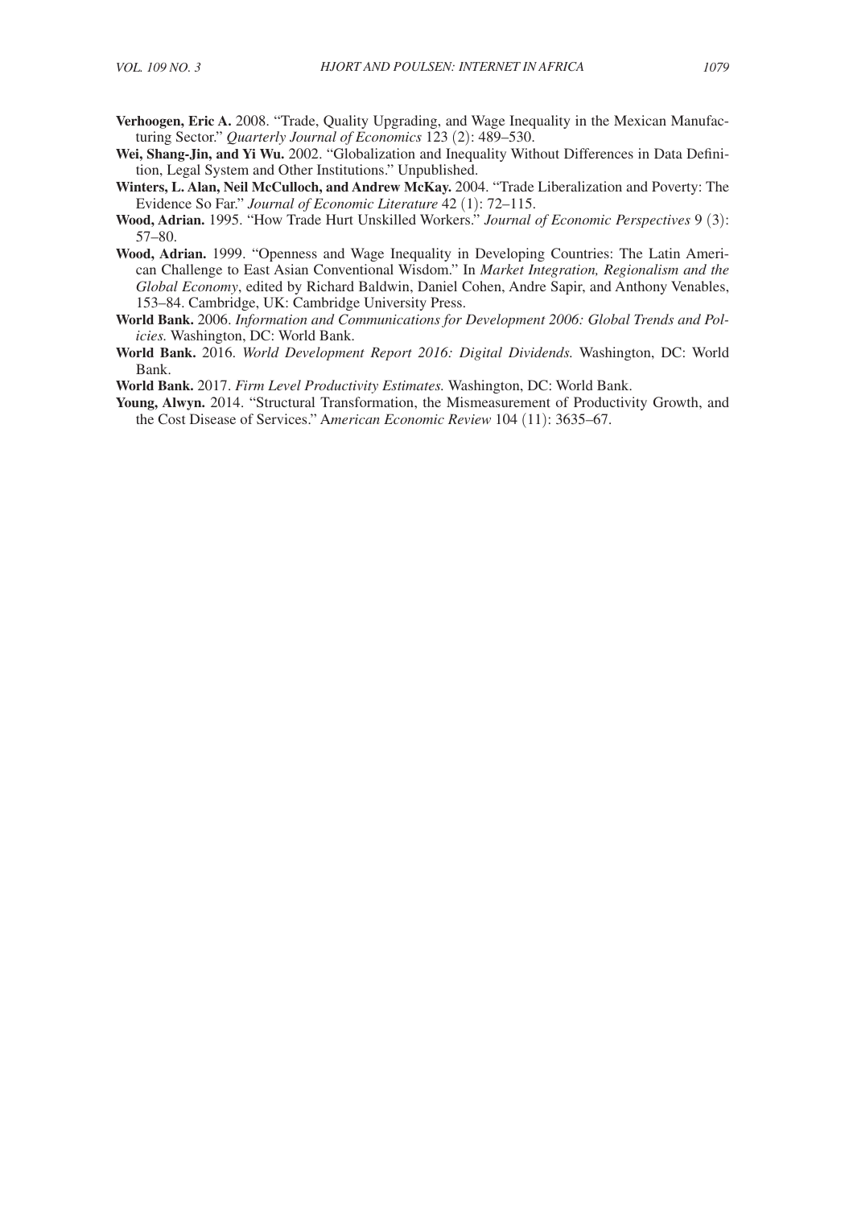**Verhoogen, Eric A.** 2008. "Trade, Quality Upgrading, and Wage Inequality in the Mexican Manufacturing Sector." *Quarterly Journal of Economics* 123 (2): 489–530.

**Wei, Shang-Jin, and Yi Wu.** 2002. "Globalization and Inequality Without Differences in Data Definition, Legal System and Other Institutions." Unpublished.

**Winters, L. Alan, Neil McCulloch, and Andrew McKay.** 2004. "Trade Liberalization and Poverty: The Evidence So Far." *Journal of Economic Literature* 42 (1): 72–115.

**Wood, Adrian.** 1995. "How Trade Hurt Unskilled Workers." *Journal of Economic Perspectives* 9 (3): 57–80.

**Wood, Adrian.** 1999. "Openness and Wage Inequality in Developing Countries: The Latin American Challenge to East Asian Conventional Wisdom." In *Market Integration, Regionalism and the Global Economy*, edited by Richard Baldwin, Daniel Cohen, Andre Sapir, and Anthony Venables, 153–84. Cambridge, UK: Cambridge University Press.

**World Bank.** 2006. *Information and Communications for Development 2006: Global Trends and Policies.* Washington, DC: World Bank.

**World Bank.** 2016. *World Development Report 2016: Digital Dividends.* Washington, DC: World Bank.

**World Bank.** 2017. *Firm Level Productivity Estimates.* Washington, DC: World Bank.

**Young, Alwyn.** 2014. "Structural Transformation, the Mismeasurement of Productivity Growth, and the Cost Disease of Services." *American Economic Review* 104 (11): 3635–67.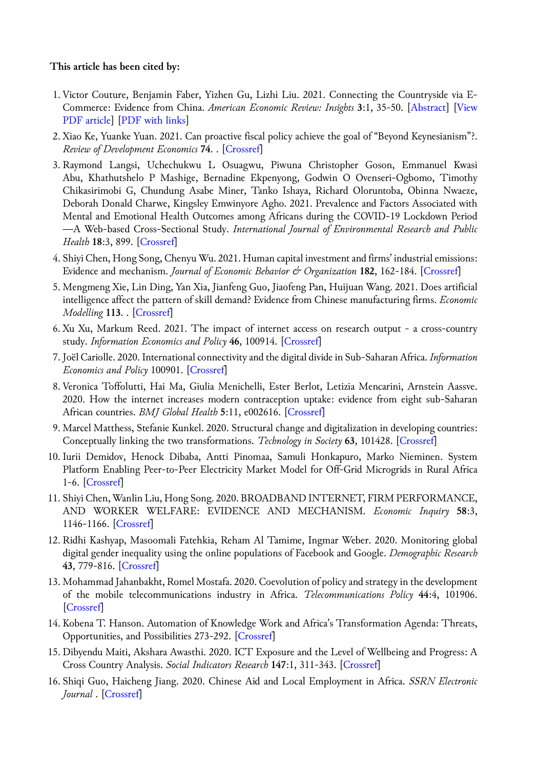**This article has been cited by:**

1. Victor Couture, Benjamin Faber, Yizhen Gu, Lizhi Liu. 2021. Connecting the Countryside via E-Commerce: Evidence from China. *American Economic Review: Insights* **3**:1, 35-50. [Abstract] [View PDF article] [PDF with links]
2. Xiao Ke, Yuanke Yuan. 2021. Can proactive fiscal policy achieve the goal of "Beyond Keynesianism"?. *Review of Development Economics* **74**. . [Crossref]
3. Raymond Langsi, Uchechukwu L Osuagwu, Piwuna Christopher Goson, Emmanuel Kwasi Abu, Khathutshelo P Mashige, Bernadine Ekpenyong, Godwin O Ovenseri-Ogbomo, Timothy Chikasirimobi G, Chundung Asabe Miner, Tanko Ishaya, Richard Oloruntoba, Obinna Nwaeze, Deborah Donald Charwe, Kingsley Emwinyore Agho. 2021. Prevalence and Factors Associated with Mental and Emotional Health Outcomes among Africans during the COVID-19 Lockdown Period—A Web-based Cross-Sectional Study. *International Journal of Environmental Research and Public Health* **18**:3, 899. [Crossref]
4. Shiyi Chen, Hong Song, Chenyu Wu. 2021. Human capital investment and firms' industrial emissions: Evidence and mechanism. *Journal of Economic Behavior & Organization* **182**, 162-184. [Crossref]
5. Mengmeng Xie, Lin Ding, Yan Xia, Jianfeng Guo, Jiaofeng Pan, Huijuan Wang. 2021. Does artificial intelligence affect the pattern of skill demand? Evidence from Chinese manufacturing firms. *Economic Modelling* **113**. . [Crossref]
6. Xu Xu, Markum Reed. 2021. The impact of internet access on research output - a cross-country study. *Information Economics and Policy* **46**, 100914. [Crossref]
7. Joël Cariolle. 2020. International connectivity and the digital divide in Sub-Saharan Africa. *Information Economics and Policy* 100901. [Crossref]
8. Veronica Toffolutti, Hai Ma, Giulia Menichelli, Ester Berlot, Letizia Mencarini, Arnstein Aassve. 2020. How the internet increases modern contraception uptake: evidence from eight sub-Saharan African countries. *BMJ Global Health* **5**:11, e002616. [Crossref]
9. Marcel Matthess, Stefanie Kunkel. 2020. Structural change and digitalization in developing countries: Conceptually linking the two transformations. *Technology in Society* **63**, 101428. [Crossref]
10. Iurii Demidov, Henock Dibaba, Antti Pinomaa, Samuli Honkapuro, Marko Nieminen. System Platform Enabling Peer-to-Peer Electricity Market Model for Off-Grid Microgrids in Rural Africa 1-6. [Crossref]
11. Shiyi Chen, Wanlin Liu, Hong Song. 2020. BROADBAND INTERNET, FIRM PERFORMANCE, AND WORKER WELFARE: EVIDENCE AND MECHANISM. *Economic Inquiry* **58**:3, 1146-1166. [Crossref]
12. Ridhi Kashyap, Masoomali Fatehkia, Reham Al Tamime, Ingmar Weber. 2020. Monitoring global digital gender inequality using the online populations of Facebook and Google. *Demographic Research* **43**, 779-816. [Crossref]
13. Mohammad Jahanbakht, Romel Mostafa. 2020. Coevolution of policy and strategy in the development of the mobile telecommunications industry in Africa. *Telecommunications Policy* **44**:4, 101906. [Crossref]
14. Kobena T. Hanson. Automation of Knowledge Work and Africa's Transformation Agenda: Threats, Opportunities, and Possibilities 273-292. [Crossref]
15. Dibyendu Maiti, Akshara Awasthi. 2020. ICT Exposure and the Level of Wellbeing and Progress: A Cross Country Analysis. *Social Indicators Research* **147**:1, 311-343. [Crossref]
16. Shiqi Guo, Haicheng Jiang. 2020. Chinese Aid and Local Employment in Africa. *SSRN Electronic Journal* . [Crossref]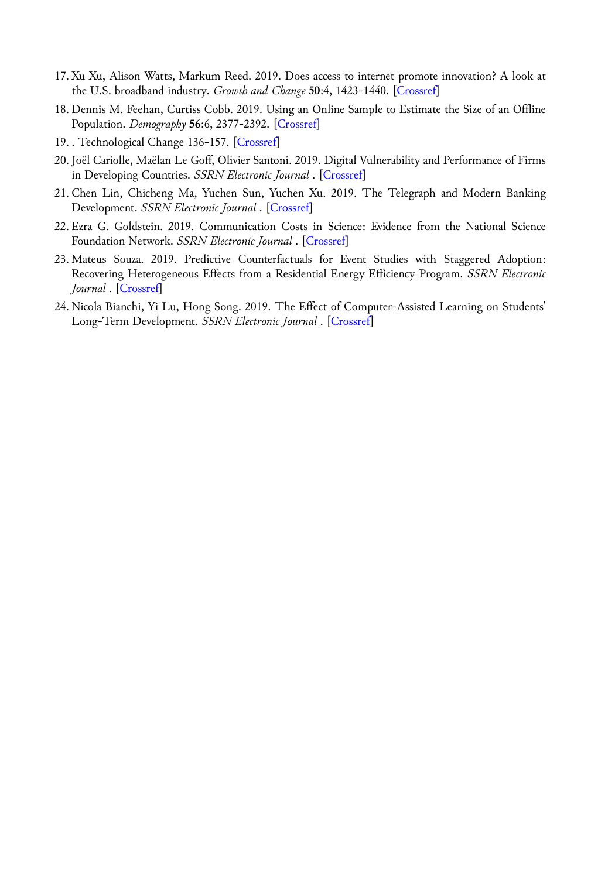17. Xu Xu, Alison Watts, Markum Reed. 2019. Does access to internet promote innovation? A look at the U.S. broadband industry. *Growth and Change* **50**:4, 1423-1440. [Crossref]
18. Dennis M. Feehan, Curtiss Cobb. 2019. Using an Online Sample to Estimate the Size of an Offline Population. *Demography* **56**:6, 2377-2392. [Crossref]
19. . Technological Change 136-157. [Crossref]
20. Joël Cariolle, Maëlan Le Goff, Olivier Santoni. 2019. Digital Vulnerability and Performance of Firms in Developing Countries. *SSRN Electronic Journal* . [Crossref]
21. Chen Lin, Chicheng Ma, Yuchen Sun, Yuchen Xu. 2019. The Telegraph and Modern Banking Development. *SSRN Electronic Journal* . [Crossref]
22. Ezra G. Goldstein. 2019. Communication Costs in Science: Evidence from the National Science Foundation Network. *SSRN Electronic Journal* . [Crossref]
23. Mateus Souza. 2019. Predictive Counterfactuals for Event Studies with Staggered Adoption: Recovering Heterogeneous Effects from a Residential Energy Efficiency Program. *SSRN Electronic Journal* . [Crossref]
24. Nicola Bianchi, Yi Lu, Hong Song. 2019. The Effect of Computer-Assisted Learning on Students' Long-Term Development. *SSRN Electronic Journal* . [Crossref]